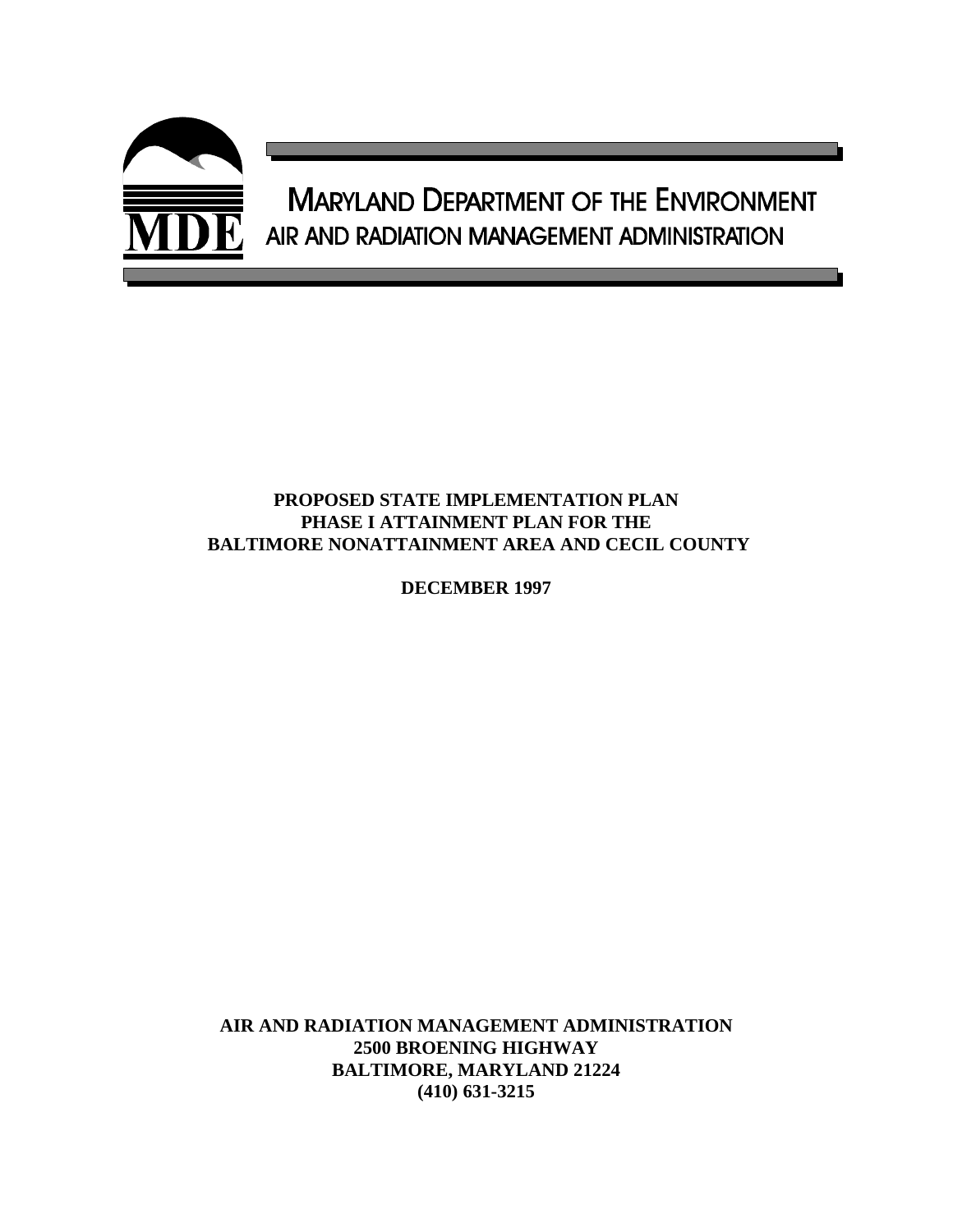**MDE**

**MARYLAND DEPARTMENT OF THE ENVIRONMENT**
**AIR AND RADIATION MANAGEMENT ADMINISTRATION**

# PROPOSED STATE IMPLEMENTATION PLAN
# PHASE I ATTAINMENT PLAN FOR THE
# BALTIMORE NONATTAINMENT AREA AND CECIL COUNTY

**DECEMBER 1997**

**AIR AND RADIATION MANAGEMENT ADMINISTRATION**
**2500 BROENING HIGHWAY**
**BALTIMORE, MARYLAND 21224**
**(410) 631-3215**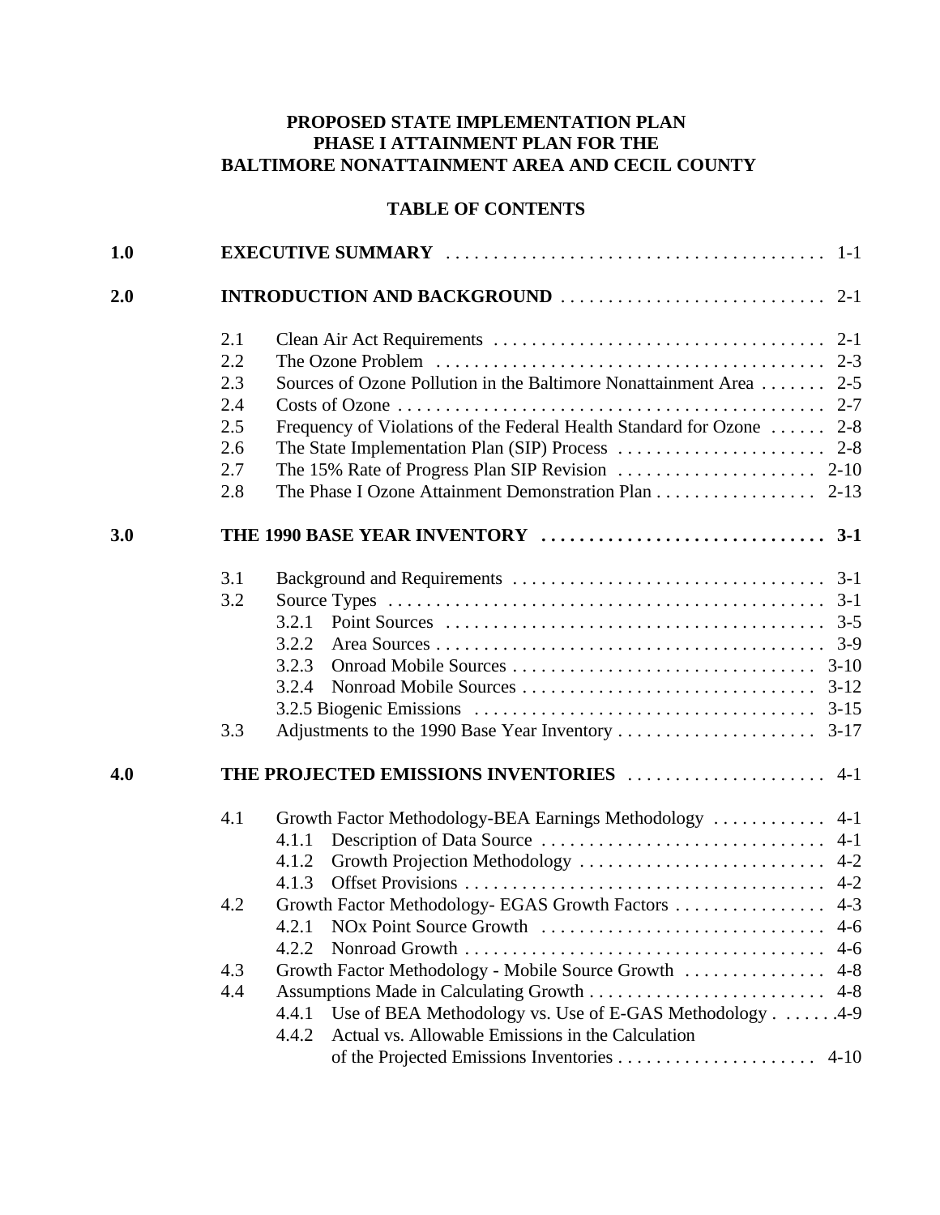**PROPOSED STATE IMPLEMENTATION PLAN**
**PHASE I ATTAINMENT PLAN FOR THE**
**BALTIMORE NONATTAINMENT AREA AND CECIL COUNTY**

**TABLE OF CONTENTS**

**1.0 EXECUTIVE SUMMARY** . . . . . . . . . . . . . . . . . . . . . . . . . . . . . . . . . . . . . . . 1-1

**2.0 INTRODUCTION AND BACKGROUND** . . . . . . . . . . . . . . . . . . . . . . . . . . . 2-1

- 2.1 Clean Air Act Requirements . . . . . . . . . . . . . . . . . . . . . . . . . . . . . . . . . . 2-1
- 2.2 The Ozone Problem . . . . . . . . . . . . . . . . . . . . . . . . . . . . . . . . . . . . . . . . 2-3
- 2.3 Sources of Ozone Pollution in the Baltimore Nonattainment Area . . . . . . . 2-5
- 2.4 Costs of Ozone . . . . . . . . . . . . . . . . . . . . . . . . . . . . . . . . . . . . . . . . . . . . 2-7
- 2.5 Frequency of Violations of the Federal Health Standard for Ozone . . . . . . 2-8
- 2.6 The State Implementation Plan (SIP) Process . . . . . . . . . . . . . . . . . . . . . . 2-8
- 2.7 The 15% Rate of Progress Plan SIP Revision . . . . . . . . . . . . . . . . . . . . . 2-10
- 2.8 The Phase I Ozone Attainment Demonstration Plan . . . . . . . . . . . . . . . . . 2-13

**3.0 THE 1990 BASE YEAR INVENTORY** . . . . . . . . . . . . . . . . . . . . . . . . . . . . . **3-1**

- 3.1 Background and Requirements . . . . . . . . . . . . . . . . . . . . . . . . . . . . . . . . 3-1
- 3.2 Source Types . . . . . . . . . . . . . . . . . . . . . . . . . . . . . . . . . . . . . . . . . . . . . 3-1
  - 3.2.1 Point Sources . . . . . . . . . . . . . . . . . . . . . . . . . . . . . . . . . . . . . . . . 3-5
  - 3.2.2 Area Sources . . . . . . . . . . . . . . . . . . . . . . . . . . . . . . . . . . . . . . . . . 3-9
  - 3.2.3 Onroad Mobile Sources . . . . . . . . . . . . . . . . . . . . . . . . . . . . . . . . 3-10
  - 3.2.4 Nonroad Mobile Sources . . . . . . . . . . . . . . . . . . . . . . . . . . . . . . . 3-12
  - 3.2.5 Biogenic Emissions . . . . . . . . . . . . . . . . . . . . . . . . . . . . . . . . . . . 3-15
- 3.3 Adjustments to the 1990 Base Year Inventory . . . . . . . . . . . . . . . . . . . . . 3-17

**4.0 THE PROJECTED EMISSIONS INVENTORIES** . . . . . . . . . . . . . . . . . . . . . 4-1

- 4.1 Growth Factor Methodology-BEA Earnings Methodology . . . . . . . . . . . . 4-1
  - 4.1.1 Description of Data Source . . . . . . . . . . . . . . . . . . . . . . . . . . . . . . 4-1
  - 4.1.2 Growth Projection Methodology . . . . . . . . . . . . . . . . . . . . . . . . . . 4-2
  - 4.1.3 Offset Provisions . . . . . . . . . . . . . . . . . . . . . . . . . . . . . . . . . . . . . 4-2
- 4.2 Growth Factor Methodology- EGAS Growth Factors . . . . . . . . . . . . . . . . 4-3
  - 4.2.1 NOx Point Source Growth . . . . . . . . . . . . . . . . . . . . . . . . . . . . . . 4-6
  - 4.2.2 Nonroad Growth . . . . . . . . . . . . . . . . . . . . . . . . . . . . . . . . . . . . . . 4-6
- 4.3 Growth Factor Methodology - Mobile Source Growth . . . . . . . . . . . . . . . 4-8
- 4.4 Assumptions Made in Calculating Growth . . . . . . . . . . . . . . . . . . . . . . . . 4-8
  - 4.4.1 Use of BEA Methodology vs. Use of E-GAS Methodology . . . . . . .4-9
  - 4.4.2 Actual vs. Allowable Emissions in the Calculation of the Projected Emissions Inventories . . . . . . . . . . . . . . . . . . . . . 4-10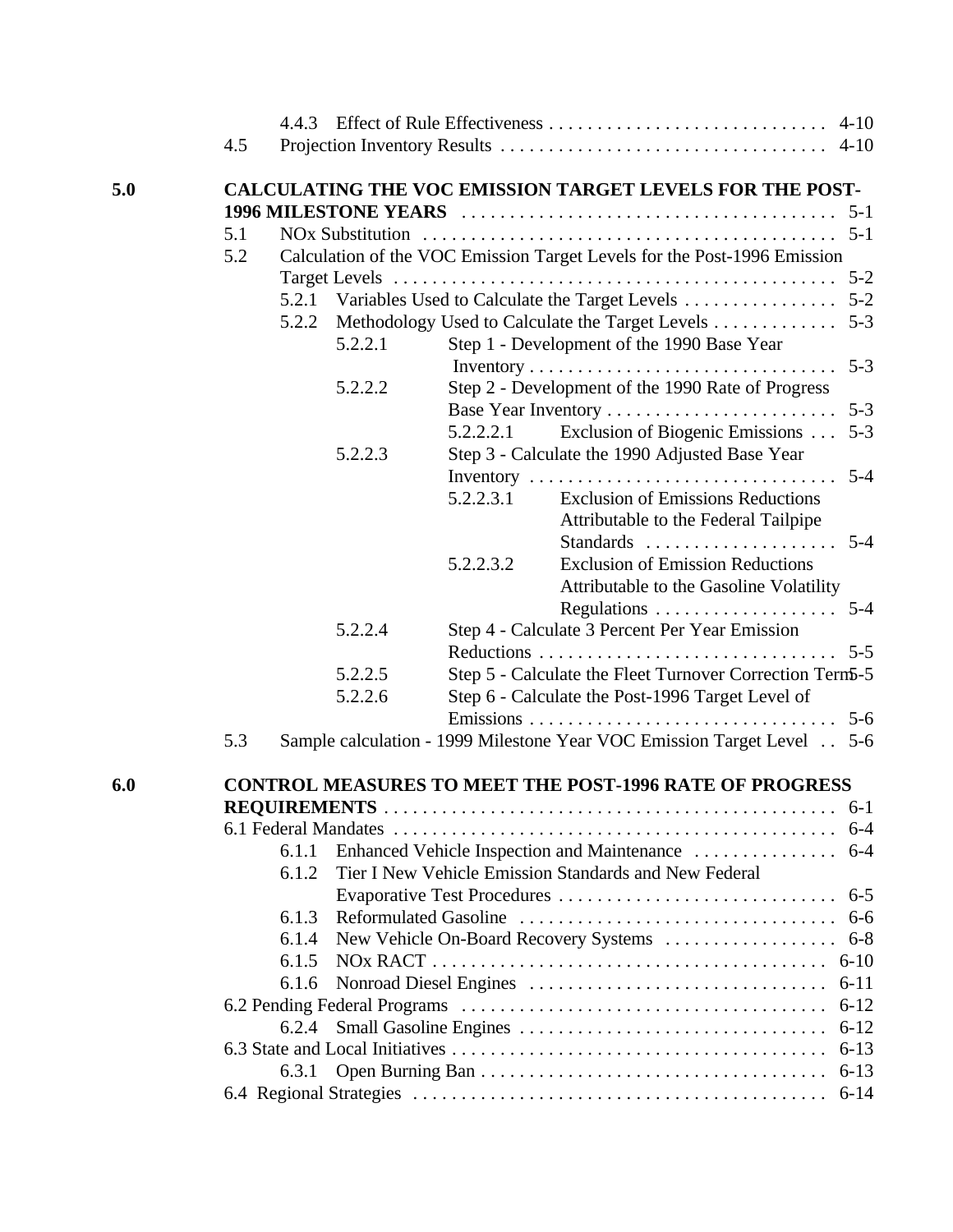4.4.3 Effect of Rule Effectiveness . . . . . . . . . . . . . . . . . . . . . . . . . . . . . 4-10
4.5 Projection Inventory Results . . . . . . . . . . . . . . . . . . . . . . . . . . . . . . . . . . 4-10

**5.0 CALCULATING THE VOC EMISSION TARGET LEVELS FOR THE POST-1996 MILESTONE YEARS** . . . . . . . . . . . . . . . . . . . . . . . . . . . . . . . . . . . . . . 5-1

5.1 NOx Substitution . . . . . . . . . . . . . . . . . . . . . . . . . . . . . . . . . . . . . . . . . . . 5-1
5.2 Calculation of the VOC Emission Target Levels for the Post-1996 Emission Target Levels . . . . . . . . . . . . . . . . . . . . . . . . . . . . . . . . . . . . . . . . . . . . . . 5-2
5.2.1 Variables Used to Calculate the Target Levels . . . . . . . . . . . . . . . . 5-2
5.2.2 Methodology Used to Calculate the Target Levels . . . . . . . . . . . . . 5-3
5.2.2.1 Step 1 - Development of the 1990 Base Year Inventory . . . . . . . . . . . . . . . . . . . . . . . . . . . . . . . . 5-3
5.2.2.2 Step 2 - Development of the 1990 Rate of Progress Base Year Inventory . . . . . . . . . . . . . . . . . . . . . . . . 5-3
5.2.2.2.1 Exclusion of Biogenic Emissions . . . 5-3
5.2.2.3 Step 3 - Calculate the 1990 Adjusted Base Year Inventory . . . . . . . . . . . . . . . . . . . . . . . . . . . . . . . . 5-4
5.2.2.3.1 Exclusion of Emissions Reductions Attributable to the Federal Tailpipe Standards . . . . . . . . . . . . . . . . . . . . 5-4
5.2.2.3.2 Exclusion of Emission Reductions Attributable to the Gasoline Volatility Regulations . . . . . . . . . . . . . . . . . . . 5-4
5.2.2.4 Step 4 - Calculate 3 Percent Per Year Emission Reductions . . . . . . . . . . . . . . . . . . . . . . . . . . . . . . . 5-5
5.2.2.5 Step 5 - Calculate the Fleet Turnover Correction Term 5-5
5.2.2.6 Step 6 - Calculate the Post-1996 Target Level of Emissions . . . . . . . . . . . . . . . . . . . . . . . . . . . . . . . . 5-6
5.3 Sample calculation - 1999 Milestone Year VOC Emission Target Level . . 5-6

**6.0 CONTROL MEASURES TO MEET THE POST-1996 RATE OF PROGRESS REQUIREMENTS** . . . . . . . . . . . . . . . . . . . . . . . . . . . . . . . . . . . . . . . . . . . . . . 6-1

6.1 Federal Mandates . . . . . . . . . . . . . . . . . . . . . . . . . . . . . . . . . . . . . . . . . . . . . 6-4
6.1.1 Enhanced Vehicle Inspection and Maintenance . . . . . . . . . . . . . . . 6-4
6.1.2 Tier I New Vehicle Emission Standards and New Federal Evaporative Test Procedures . . . . . . . . . . . . . . . . . . . . . . . . . . . . 6-5
6.1.3 Reformulated Gasoline . . . . . . . . . . . . . . . . . . . . . . . . . . . . . . . . . 6-6
6.1.4 New Vehicle On-Board Recovery Systems . . . . . . . . . . . . . . . . . . 6-8
6.1.5 NOx RACT . . . . . . . . . . . . . . . . . . . . . . . . . . . . . . . . . . . . . . . . . 6-10
6.1.6 Nonroad Diesel Engines . . . . . . . . . . . . . . . . . . . . . . . . . . . . . . . 6-11
6.2 Pending Federal Programs . . . . . . . . . . . . . . . . . . . . . . . . . . . . . . . . . . . . . 6-12
6.2.4 Small Gasoline Engines . . . . . . . . . . . . . . . . . . . . . . . . . . . . . . . . 6-12
6.3 State and Local Initiatives . . . . . . . . . . . . . . . . . . . . . . . . . . . . . . . . . . . . . . 6-13
6.3.1 Open Burning Ban . . . . . . . . . . . . . . . . . . . . . . . . . . . . . . . . . . . . 6-13
6.4 Regional Strategies . . . . . . . . . . . . . . . . . . . . . . . . . . . . . . . . . . . . . . . . . . 6-14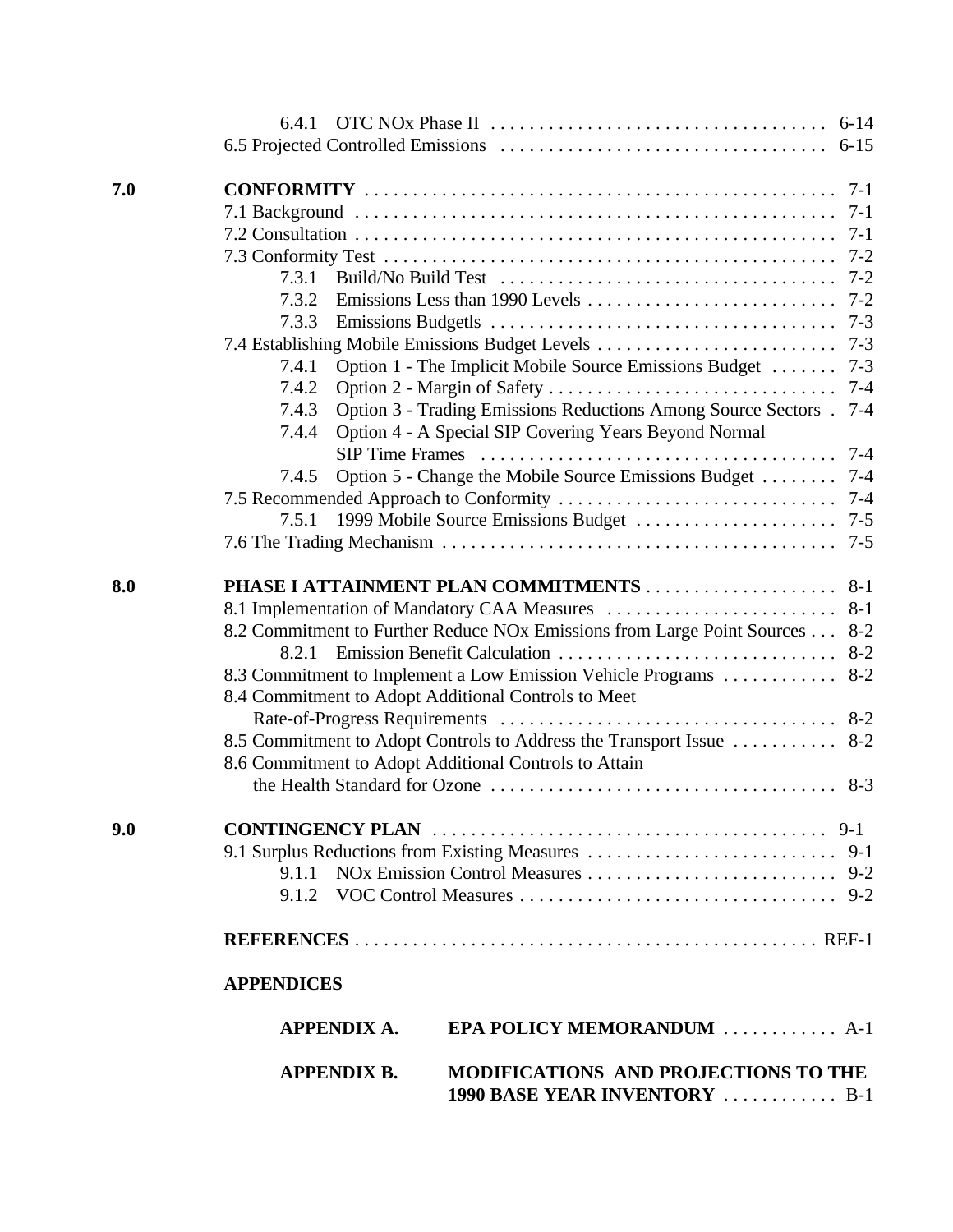6.4.1 OTC NOx Phase II . . . . . . . . . . . . . . . . . . . . . . . . . . . . . . . . . . 6-14
6.5 Projected Controlled Emissions . . . . . . . . . . . . . . . . . . . . . . . . . . . . . . . . . 6-15

**7.0 CONFORMITY** . . . . . . . . . . . . . . . . . . . . . . . . . . . . . . . . . . . . . . . . . . . . . . . . 7-1
7.1 Background . . . . . . . . . . . . . . . . . . . . . . . . . . . . . . . . . . . . . . . . . . . . . . . . 7-1
7.2 Consultation . . . . . . . . . . . . . . . . . . . . . . . . . . . . . . . . . . . . . . . . . . . . . . . . 7-1
7.3 Conformity Test . . . . . . . . . . . . . . . . . . . . . . . . . . . . . . . . . . . . . . . . . . . . . . 7-2
7.3.1 Build/No Build Test . . . . . . . . . . . . . . . . . . . . . . . . . . . . . . . . . . 7-2
7.3.2 Emissions Less than 1990 Levels . . . . . . . . . . . . . . . . . . . . . . . . . . 7-2
7.3.3 Emissions Budgetls . . . . . . . . . . . . . . . . . . . . . . . . . . . . . . . . . . . 7-3
7.4 Establishing Mobile Emissions Budget Levels . . . . . . . . . . . . . . . . . . . . . . . . . 7-3
7.4.1 Option 1 - The Implicit Mobile Source Emissions Budget . . . . . . . 7-3
7.4.2 Option 2 - Margin of Safety . . . . . . . . . . . . . . . . . . . . . . . . . . . . . 7-4
7.4.3 Option 3 - Trading Emissions Reductions Among Source Sectors . 7-4
7.4.4 Option 4 - A Special SIP Covering Years Beyond Normal SIP Time Frames . . . . . . . . . . . . . . . . . . . . . . . . . . . . . . . . . . . . 7-4
7.4.5 Option 5 - Change the Mobile Source Emissions Budget . . . . . . . . 7-4
7.5 Recommended Approach to Conformity . . . . . . . . . . . . . . . . . . . . . . . . . . . . 7-4
7.5.1 1999 Mobile Source Emissions Budget . . . . . . . . . . . . . . . . . . . . . 7-5
7.6 The Trading Mechanism . . . . . . . . . . . . . . . . . . . . . . . . . . . . . . . . . . . . . . . . 7-5

**8.0 PHASE I ATTAINMENT PLAN COMMITMENTS** . . . . . . . . . . . . . . . . . . . . 8-1
8.1 Implementation of Mandatory CAA Measures . . . . . . . . . . . . . . . . . . . . . . . . 8-1
8.2 Commitment to Further Reduce NOx Emissions from Large Point Sources . . . 8-2
8.2.1 Emission Benefit Calculation . . . . . . . . . . . . . . . . . . . . . . . . . . . . 8-2
8.3 Commitment to Implement a Low Emission Vehicle Programs . . . . . . . . . . . . 8-2
8.4 Commitment to Adopt Additional Controls to Meet Rate-of-Progress Requirements . . . . . . . . . . . . . . . . . . . . . . . . . . . . . . . . . . . 8-2
8.5 Commitment to Adopt Controls to Address the Transport Issue . . . . . . . . . . . 8-2
8.6 Commitment to Adopt Additional Controls to Attain the Health Standard for Ozone . . . . . . . . . . . . . . . . . . . . . . . . . . . . . . . . . . . 8-3

**9.0 CONTINGENCY PLAN** . . . . . . . . . . . . . . . . . . . . . . . . . . . . . . . . . . . . . . . . . 9-1
9.1 Surplus Reductions from Existing Measures . . . . . . . . . . . . . . . . . . . . . . . . . . 9-1
9.1.1 NOx Emission Control Measures . . . . . . . . . . . . . . . . . . . . . . . . . . 9-2
9.1.2 VOC Control Measures . . . . . . . . . . . . . . . . . . . . . . . . . . . . . . . . . 9-2

**REFERENCES** . . . . . . . . . . . . . . . . . . . . . . . . . . . . . . . . . . . . . . . . . . . . . . . . REF-1

**APPENDICES**

**APPENDIX A. EPA POLICY MEMORANDUM** . . . . . . . . . . . . A-1

**APPENDIX B. MODIFICATIONS AND PROJECTIONS TO THE 1990 BASE YEAR INVENTORY** . . . . . . . . . . . . B-1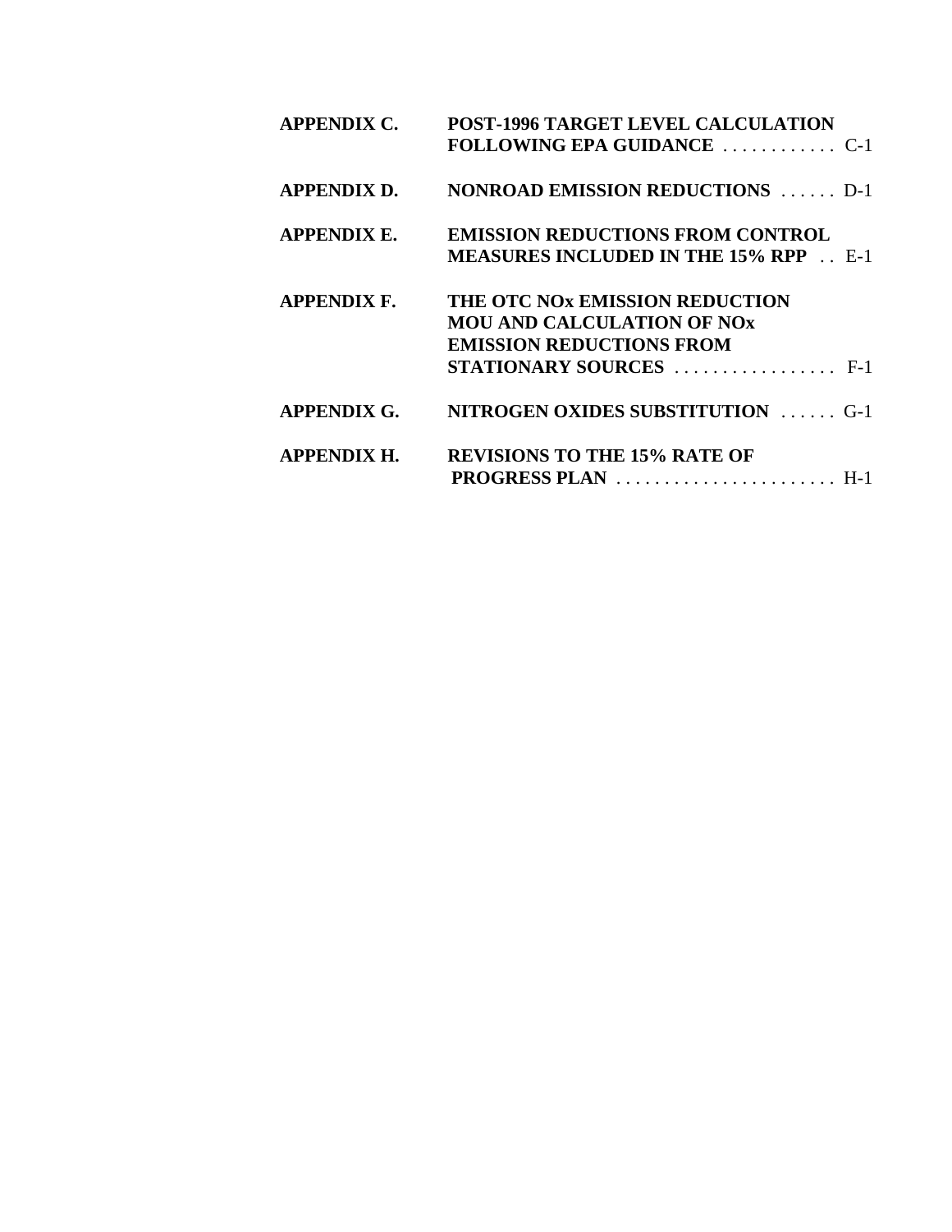| | | |
|---|---|---|
| **APPENDIX C.** | **POST-1996 TARGET LEVEL CALCULATION FOLLOWING EPA GUIDANCE** | C-1 |
| **APPENDIX D.** | **NONROAD EMISSION REDUCTIONS** | D-1 |
| **APPENDIX E.** | **EMISSION REDUCTIONS FROM CONTROL MEASURES INCLUDED IN THE 15% RPP** | E-1 |
| **APPENDIX F.** | **THE OTC NOx EMISSION REDUCTION MOU AND CALCULATION OF NOx EMISSION REDUCTIONS FROM STATIONARY SOURCES** | F-1 |
| **APPENDIX G.** | **NITROGEN OXIDES SUBSTITUTION** | G-1 |
| **APPENDIX H.** | **REVISIONS TO THE 15% RATE OF PROGRESS PLAN** | H-1 |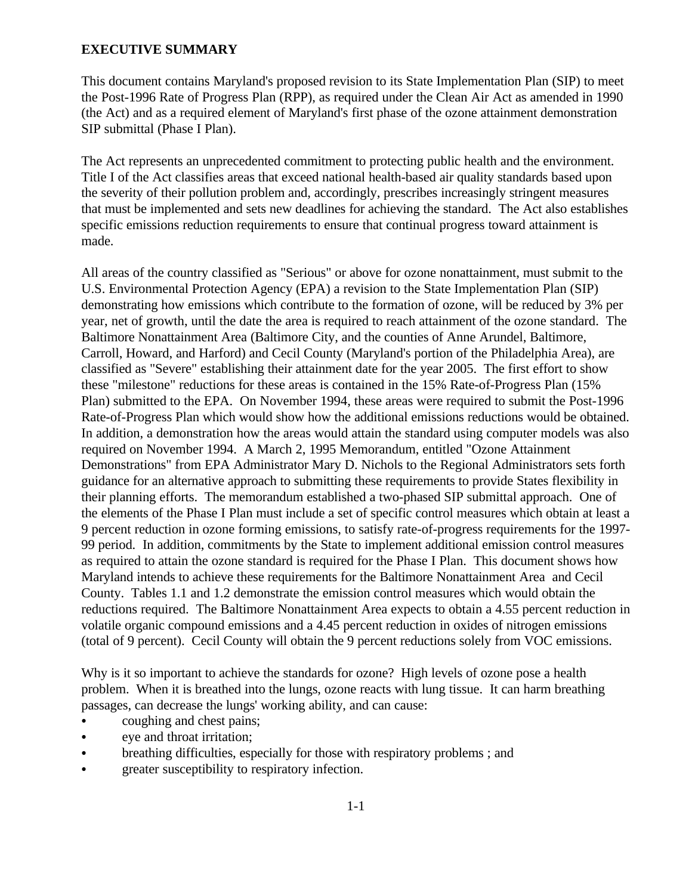# EXECUTIVE SUMMARY

This document contains Maryland's proposed revision to its State Implementation Plan (SIP) to meet the Post-1996 Rate of Progress Plan (RPP), as required under the Clean Air Act as amended in 1990 (the Act) and as a required element of Maryland's first phase of the ozone attainment demonstration SIP submittal (Phase I Plan).

The Act represents an unprecedented commitment to protecting public health and the environment. Title I of the Act classifies areas that exceed national health-based air quality standards based upon the severity of their pollution problem and, accordingly, prescribes increasingly stringent measures that must be implemented and sets new deadlines for achieving the standard. The Act also establishes specific emissions reduction requirements to ensure that continual progress toward attainment is made.

All areas of the country classified as "Serious" or above for ozone nonattainment, must submit to the U.S. Environmental Protection Agency (EPA) a revision to the State Implementation Plan (SIP) demonstrating how emissions which contribute to the formation of ozone, will be reduced by 3% per year, net of growth, until the date the area is required to reach attainment of the ozone standard. The Baltimore Nonattainment Area (Baltimore City, and the counties of Anne Arundel, Baltimore, Carroll, Howard, and Harford) and Cecil County (Maryland's portion of the Philadelphia Area), are classified as "Severe" establishing their attainment date for the year 2005. The first effort to show these "milestone" reductions for these areas is contained in the 15% Rate-of-Progress Plan (15% Plan) submitted to the EPA. On November 1994, these areas were required to submit the Post-1996 Rate-of-Progress Plan which would show how the additional emissions reductions would be obtained. In addition, a demonstration how the areas would attain the standard using computer models was also required on November 1994. A March 2, 1995 Memorandum, entitled "Ozone Attainment Demonstrations" from EPA Administrator Mary D. Nichols to the Regional Administrators sets forth guidance for an alternative approach to submitting these requirements to provide States flexibility in their planning efforts. The memorandum established a two-phased SIP submittal approach. One of the elements of the Phase I Plan must include a set of specific control measures which obtain at least a 9 percent reduction in ozone forming emissions, to satisfy rate-of-progress requirements for the 1997-99 period. In addition, commitments by the State to implement additional emission control measures as required to attain the ozone standard is required for the Phase I Plan. This document shows how Maryland intends to achieve these requirements for the Baltimore Nonattainment Area and Cecil County. Tables 1.1 and 1.2 demonstrate the emission control measures which would obtain the reductions required. The Baltimore Nonattainment Area expects to obtain a 4.55 percent reduction in volatile organic compound emissions and a 4.45 percent reduction in oxides of nitrogen emissions (total of 9 percent). Cecil County will obtain the 9 percent reductions solely from VOC emissions.

Why is it so important to achieve the standards for ozone? High levels of ozone pose a health problem. When it is breathed into the lungs, ozone reacts with lung tissue. It can harm breathing passages, can decrease the lungs' working ability, and can cause:

- coughing and chest pains;
- eye and throat irritation;
- breathing difficulties, especially for those with respiratory problems ; and
- greater susceptibility to respiratory infection.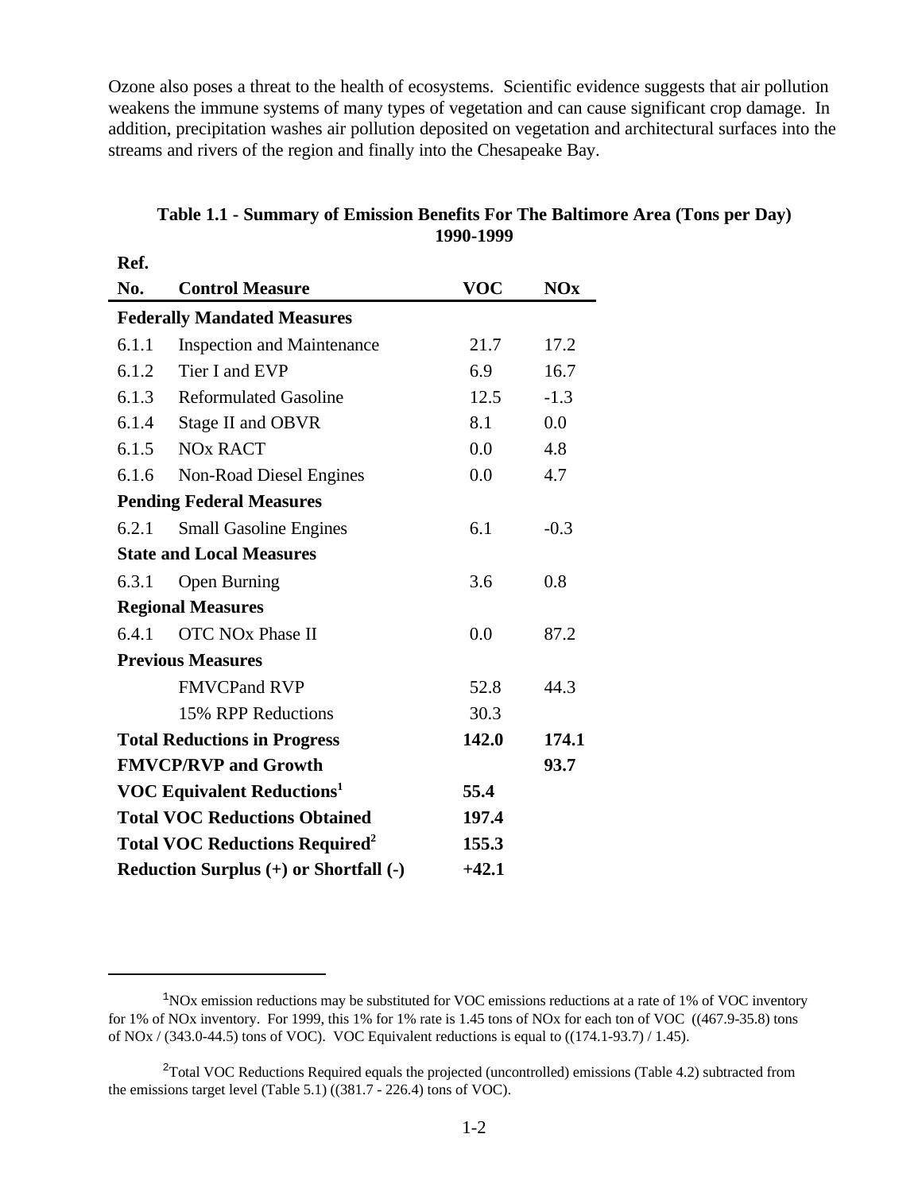Ozone also poses a threat to the health of ecosystems. Scientific evidence suggests that air pollution weakens the immune systems of many types of vegetation and can cause significant crop damage. In addition, precipitation washes air pollution deposited on vegetation and architectural surfaces into the streams and rivers of the region and finally into the Chesapeake Bay.

**Table 1.1 - Summary of Emission Benefits For The Baltimore Area (Tons per Day) 1990-1999**

| Ref. No. | Control Measure | VOC | NOx |
|---|---|---|---|
| **Federally Mandated Measures** | | | |
| 6.1.1 | Inspection and Maintenance | 21.7 | 17.2 |
| 6.1.2 | Tier I and EVP | 6.9 | 16.7 |
| 6.1.3 | Reformulated Gasoline | 12.5 | -1.3 |
| 6.1.4 | Stage II and OBVR | 8.1 | 0.0 |
| 6.1.5 | NOx RACT | 0.0 | 4.8 |
| 6.1.6 | Non-Road Diesel Engines | 0.0 | 4.7 |
| **Pending Federal Measures** | | | |
| 6.2.1 | Small Gasoline Engines | 6.1 | -0.3 |
| **State and Local Measures** | | | |
| 6.3.1 | Open Burning | 3.6 | 0.8 |
| **Regional Measures** | | | |
| 6.4.1 | OTC NOx Phase II | 0.0 | 87.2 |
| **Previous Measures** | | | |
| | FMVCPand RVP | 52.8 | 44.3 |
| | 15% RPP Reductions | 30.3 | |
| **Total Reductions in Progress** | | **142.0** | **174.1** |
| **FMVCP/RVP and Growth** | | | **93.7** |
| **VOC Equivalent Reductions[1]** | | **55.4** | |
| **Total VOC Reductions Obtained** | | **197.4** | |
| **Total VOC Reductions Required[2]** | | **155.3** | |
| **Reduction Surplus (+) or Shortfall (-)** | | **+42.1** | |

[1] NOx emission reductions may be substituted for VOC emissions reductions at a rate of 1% of VOC inventory for 1% of NOx inventory. For 1999, this 1% for 1% rate is 1.45 tons of NOx for each ton of VOC ((467.9-35.8) tons of NOx / (343.0-44.5) tons of VOC). VOC Equivalent reductions is equal to ((174.1-93.7) / 1.45).

[2] Total VOC Reductions Required equals the projected (uncontrolled) emissions (Table 4.2) subtracted from the emissions target level (Table 5.1) ((381.7 - 226.4) tons of VOC).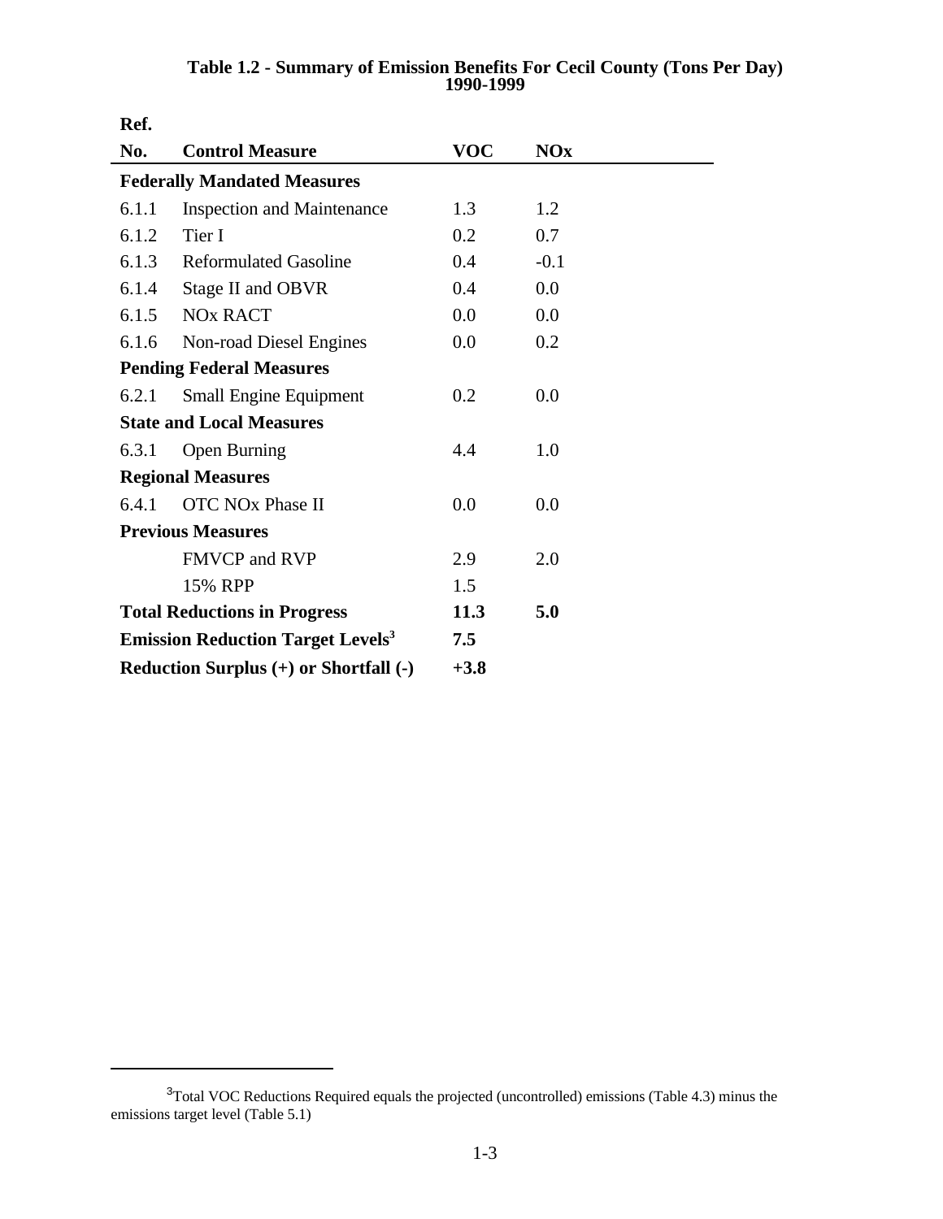**Table 1.2 - Summary of Emission Benefits For Cecil County (Tons Per Day) 1990-1999**

| Ref. No. | Control Measure | VOC | NOx |
|---|---|---|---|
| **Federally Mandated Measures** | | | |
| 6.1.1 | Inspection and Maintenance | 1.3 | 1.2 |
| 6.1.2 | Tier I | 0.2 | 0.7 |
| 6.1.3 | Reformulated Gasoline | 0.4 | -0.1 |
| 6.1.4 | Stage II and OBVR | 0.4 | 0.0 |
| 6.1.5 | NOx RACT | 0.0 | 0.0 |
| 6.1.6 | Non-road Diesel Engines | 0.0 | 0.2 |
| **Pending Federal Measures** | | | |
| 6.2.1 | Small Engine Equipment | 0.2 | 0.0 |
| **State and Local Measures** | | | |
| 6.3.1 | Open Burning | 4.4 | 1.0 |
| **Regional Measures** | | | |
| 6.4.1 | OTC NOx Phase II | 0.0 | 0.0 |
| **Previous Measures** | | | |
| | FMVCP and RVP | 2.9 | 2.0 |
| | 15% RPP | 1.5 | |
| **Total Reductions in Progress** | | **11.3** | **5.0** |
| **Emission Reduction Target Levels[3]** | | **7.5** | |
| **Reduction Surplus (+) or Shortfall (-)** | | **+3.8** | |

[3] Total VOC Reductions Required equals the projected (uncontrolled) emissions (Table 4.3) minus the emissions target level (Table 5.1)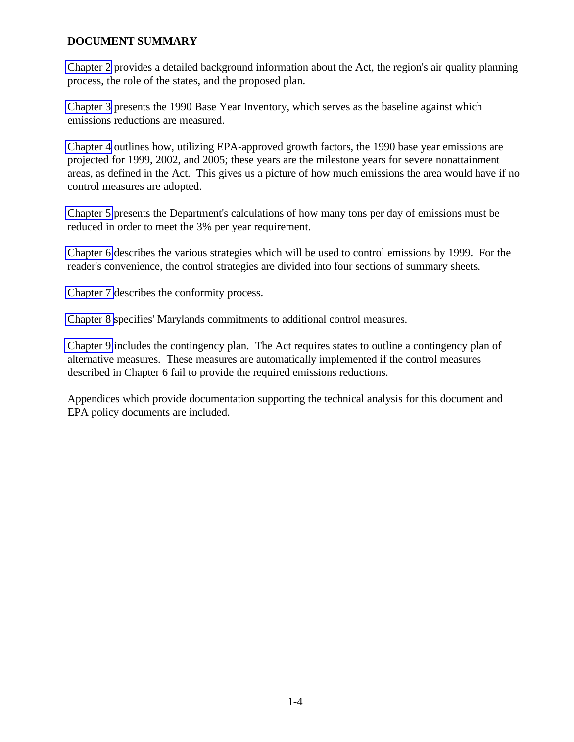**DOCUMENT SUMMARY**

Chapter 2 provides a detailed background information about the Act, the region's air quality planning process, the role of the states, and the proposed plan.

Chapter 3 presents the 1990 Base Year Inventory, which serves as the baseline against which emissions reductions are measured.

Chapter 4 outlines how, utilizing EPA-approved growth factors, the 1990 base year emissions are projected for 1999, 2002, and 2005; these years are the milestone years for severe nonattainment areas, as defined in the Act. This gives us a picture of how much emissions the area would have if no control measures are adopted.

Chapter 5 presents the Department's calculations of how many tons per day of emissions must be reduced in order to meet the 3% per year requirement.

Chapter 6 describes the various strategies which will be used to control emissions by 1999. For the reader's convenience, the control strategies are divided into four sections of summary sheets.

Chapter 7 describes the conformity process.

Chapter 8 specifies' Marylands commitments to additional control measures.

Chapter 9 includes the contingency plan. The Act requires states to outline a contingency plan of alternative measures. These measures are automatically implemented if the control measures described in Chapter 6 fail to provide the required emissions reductions.

Appendices which provide documentation supporting the technical analysis for this document and EPA policy documents are included.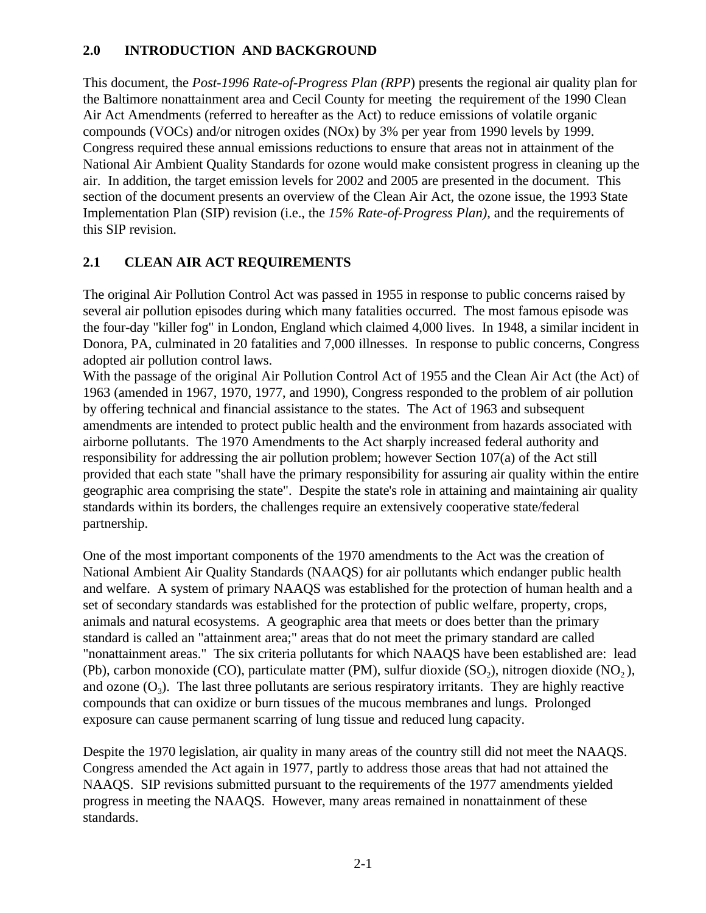## 2.0 INTRODUCTION AND BACKGROUND

This document, the *Post-1996 Rate-of-Progress Plan (RPP*) presents the regional air quality plan for the Baltimore nonattainment area and Cecil County for meeting the requirement of the 1990 Clean Air Act Amendments (referred to hereafter as the Act) to reduce emissions of volatile organic compounds (VOCs) and/or nitrogen oxides (NOx) by 3% per year from 1990 levels by 1999. Congress required these annual emissions reductions to ensure that areas not in attainment of the National Air Ambient Quality Standards for ozone would make consistent progress in cleaning up the air. In addition, the target emission levels for 2002 and 2005 are presented in the document. This section of the document presents an overview of the Clean Air Act, the ozone issue, the 1993 State Implementation Plan (SIP) revision (i.e., the *15% Rate-of-Progress Plan)*, and the requirements of this SIP revision.

## 2.1 CLEAN AIR ACT REQUIREMENTS

The original Air Pollution Control Act was passed in 1955 in response to public concerns raised by several air pollution episodes during which many fatalities occurred. The most famous episode was the four-day "killer fog" in London, England which claimed 4,000 lives. In 1948, a similar incident in Donora, PA, culminated in 20 fatalities and 7,000 illnesses. In response to public concerns, Congress adopted air pollution control laws.

With the passage of the original Air Pollution Control Act of 1955 and the Clean Air Act (the Act) of 1963 (amended in 1967, 1970, 1977, and 1990), Congress responded to the problem of air pollution by offering technical and financial assistance to the states. The Act of 1963 and subsequent amendments are intended to protect public health and the environment from hazards associated with airborne pollutants. The 1970 Amendments to the Act sharply increased federal authority and responsibility for addressing the air pollution problem; however Section 107(a) of the Act still provided that each state "shall have the primary responsibility for assuring air quality within the entire geographic area comprising the state". Despite the state's role in attaining and maintaining air quality standards within its borders, the challenges require an extensively cooperative state/federal partnership.

One of the most important components of the 1970 amendments to the Act was the creation of National Ambient Air Quality Standards (NAAQS) for air pollutants which endanger public health and welfare. A system of primary NAAQS was established for the protection of human health and a set of secondary standards was established for the protection of public welfare, property, crops, animals and natural ecosystems. A geographic area that meets or does better than the primary standard is called an "attainment area;" areas that do not meet the primary standard are called "nonattainment areas." The six criteria pollutants for which NAAQS have been established are: lead (Pb), carbon monoxide (CO), particulate matter (PM), sulfur dioxide ($SO_2$), nitrogen dioxide ($NO_2$), and ozone ($O_3$). The last three pollutants are serious respiratory irritants. They are highly reactive compounds that can oxidize or burn tissues of the mucous membranes and lungs. Prolonged exposure can cause permanent scarring of lung tissue and reduced lung capacity.

Despite the 1970 legislation, air quality in many areas of the country still did not meet the NAAQS. Congress amended the Act again in 1977, partly to address those areas that had not attained the NAAQS. SIP revisions submitted pursuant to the requirements of the 1977 amendments yielded progress in meeting the NAAQS. However, many areas remained in nonattainment of these standards.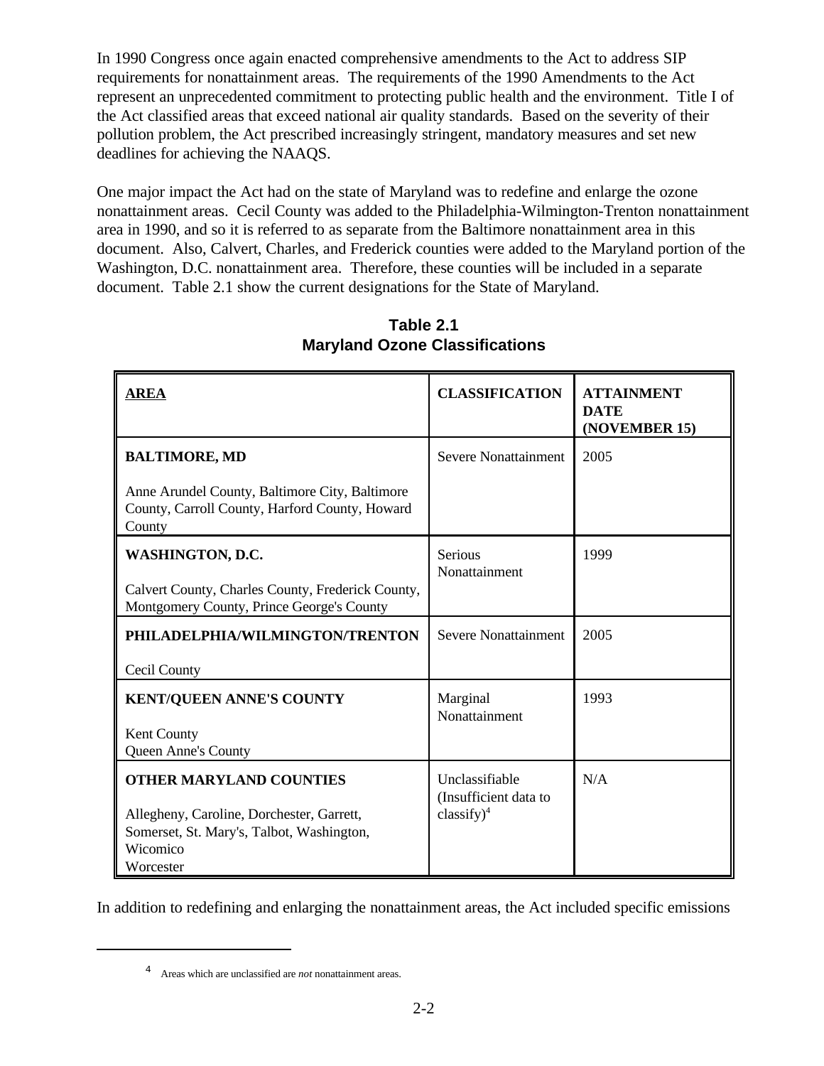In 1990 Congress once again enacted comprehensive amendments to the Act to address SIP requirements for nonattainment areas. The requirements of the 1990 Amendments to the Act represent an unprecedented commitment to protecting public health and the environment. Title I of the Act classified areas that exceed national air quality standards. Based on the severity of their pollution problem, the Act prescribed increasingly stringent, mandatory measures and set new deadlines for achieving the NAAQS.

One major impact the Act had on the state of Maryland was to redefine and enlarge the ozone nonattainment areas. Cecil County was added to the Philadelphia-Wilmington-Trenton nonattainment area in 1990, and so it is referred to as separate from the Baltimore nonattainment area in this document. Also, Calvert, Charles, and Frederick counties were added to the Maryland portion of the Washington, D.C. nonattainment area. Therefore, these counties will be included in a separate document. Table 2.1 show the current designations for the State of Maryland.

**Table 2.1**
**Maryland Ozone Classifications**

| AREA | CLASSIFICATION | ATTAINMENT DATE (NOVEMBER 15) |
|---|---|---|
| **BALTIMORE, MD**<br><br>Anne Arundel County, Baltimore City, Baltimore County, Carroll County, Harford County, Howard County | Severe Nonattainment | 2005 |
| **WASHINGTON, D.C.**<br><br>Calvert County, Charles County, Frederick County, Montgomery County, Prince George's County | Serious Nonattainment | 1999 |
| **PHILADELPHIA/WILMINGTON/TRENTON**<br><br>Cecil County | Severe Nonattainment | 2005 |
| **KENT/QUEEN ANNE'S COUNTY**<br><br>Kent County<br>Queen Anne's County | Marginal Nonattainment | 1993 |
| **OTHER MARYLAND COUNTIES**<br><br>Allegheny, Caroline, Dorchester, Garrett, Somerset, St. Mary's, Talbot, Washington, Wicomico<br>Worcester | Unclassifiable (Insufficient data to classify)[4] | N/A |

In addition to redefining and enlarging the nonattainment areas, the Act included specific emissions

[4] Areas which are unclassified are *not* nonattainment areas.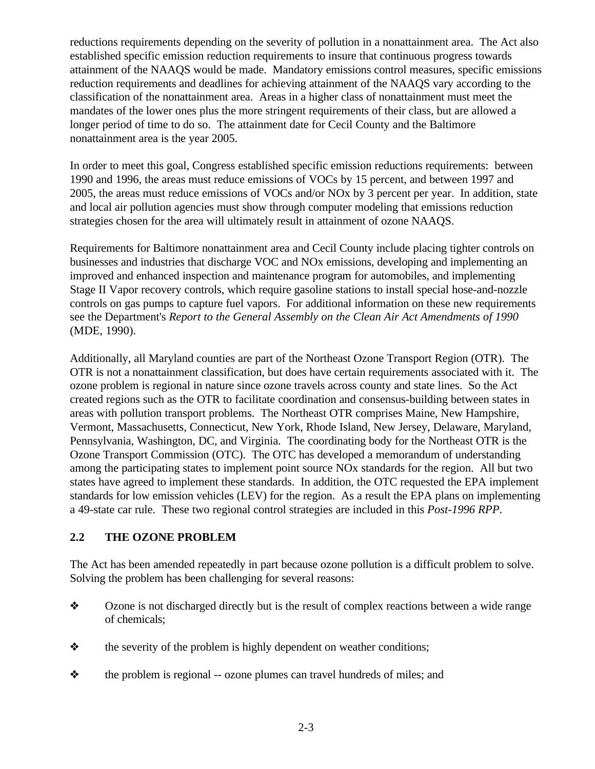reductions requirements depending on the severity of pollution in a nonattainment area. The Act also established specific emission reduction requirements to insure that continuous progress towards attainment of the NAAQS would be made. Mandatory emissions control measures, specific emissions reduction requirements and deadlines for achieving attainment of the NAAQS vary according to the classification of the nonattainment area. Areas in a higher class of nonattainment must meet the mandates of the lower ones plus the more stringent requirements of their class, but are allowed a longer period of time to do so. The attainment date for Cecil County and the Baltimore nonattainment area is the year 2005.

In order to meet this goal, Congress established specific emission reductions requirements: between 1990 and 1996, the areas must reduce emissions of VOCs by 15 percent, and between 1997 and 2005, the areas must reduce emissions of VOCs and/or NOx by 3 percent per year. In addition, state and local air pollution agencies must show through computer modeling that emissions reduction strategies chosen for the area will ultimately result in attainment of ozone NAAQS.

Requirements for Baltimore nonattainment area and Cecil County include placing tighter controls on businesses and industries that discharge VOC and NOx emissions, developing and implementing an improved and enhanced inspection and maintenance program for automobiles, and implementing Stage II Vapor recovery controls, which require gasoline stations to install special hose-and-nozzle controls on gas pumps to capture fuel vapors. For additional information on these new requirements see the Department's *Report to the General Assembly on the Clean Air Act Amendments of 1990* (MDE, 1990).

Additionally, all Maryland counties are part of the Northeast Ozone Transport Region (OTR). The OTR is not a nonattainment classification, but does have certain requirements associated with it. The ozone problem is regional in nature since ozone travels across county and state lines. So the Act created regions such as the OTR to facilitate coordination and consensus-building between states in areas with pollution transport problems. The Northeast OTR comprises Maine, New Hampshire, Vermont, Massachusetts, Connecticut, New York, Rhode Island, New Jersey, Delaware, Maryland, Pennsylvania, Washington, DC, and Virginia. The coordinating body for the Northeast OTR is the Ozone Transport Commission (OTC). The OTC has developed a memorandum of understanding among the participating states to implement point source NOx standards for the region. All but two states have agreed to implement these standards. In addition, the OTC requested the EPA implement standards for low emission vehicles (LEV) for the region. As a result the EPA plans on implementing a 49-state car rule. These two regional control strategies are included in this *Post-1996 RPP*.

## 2.2 THE OZONE PROBLEM

The Act has been amended repeatedly in part because ozone pollution is a difficult problem to solve. Solving the problem has been challenging for several reasons:

- Ozone is not discharged directly but is the result of complex reactions between a wide range of chemicals;
- the severity of the problem is highly dependent on weather conditions;
- the problem is regional -- ozone plumes can travel hundreds of miles; and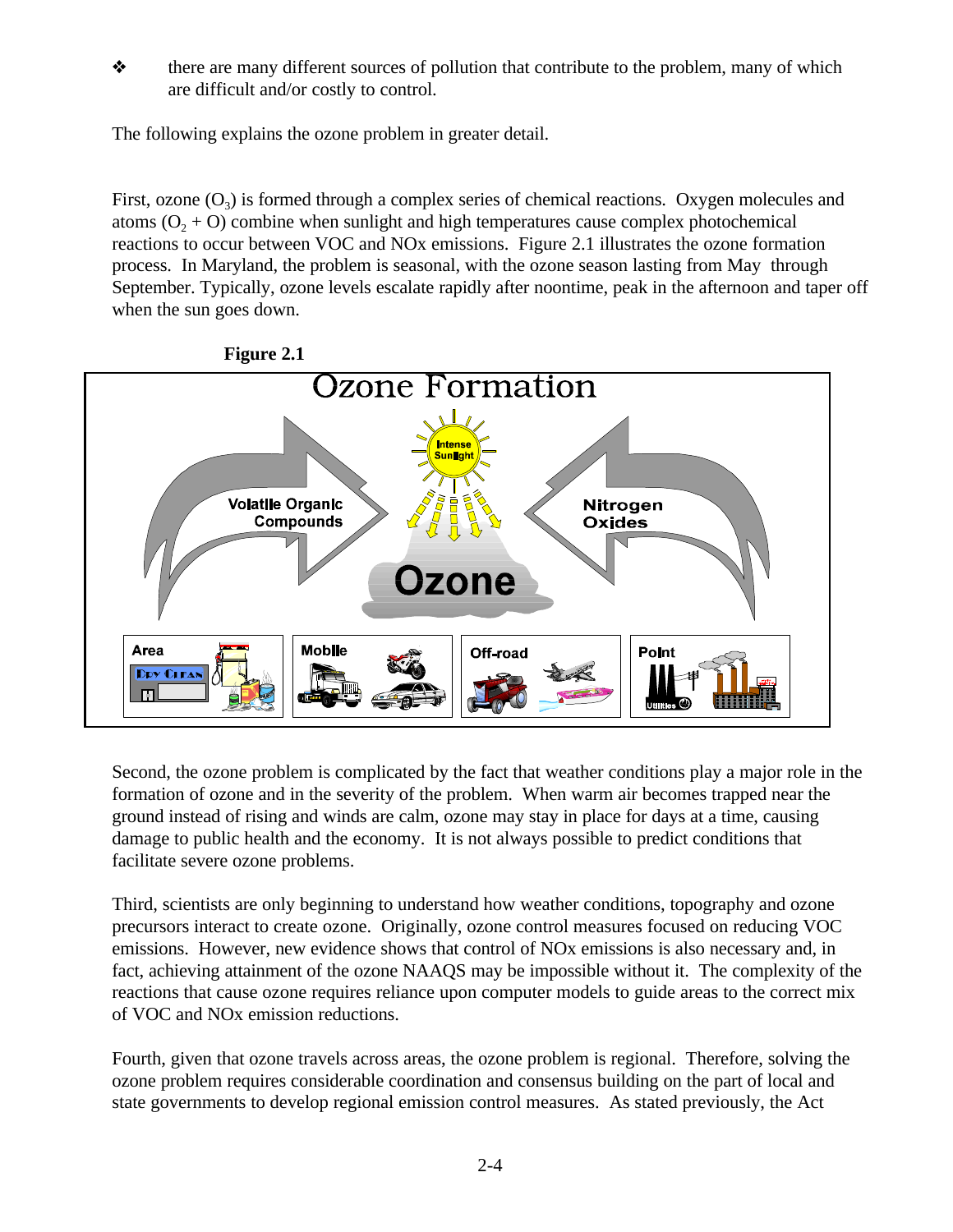- there are many different sources of pollution that contribute to the problem, many of which are difficult and/or costly to control.

The following explains the ozone problem in greater detail.

First, ozone ($O_3$) is formed through a complex series of chemical reactions. Oxygen molecules and atoms ($O_2$ + O) combine when sunlight and high temperatures cause complex photochemical reactions to occur between VOC and NOx emissions. Figure 2.1 illustrates the ozone formation process. In Maryland, the problem is seasonal, with the ozone season lasting from May through September. Typically, ozone levels escalate rapidly after noontime, peak in the afternoon and taper off when the sun goes down.

**Figure 2.1**

Ozone Formation

Intense Sunlight

Volatile Organic Compounds

Nitrogen Oxides

Ozone

Area | Mobile | Off-road | Point

Second, the ozone problem is complicated by the fact that weather conditions play a major role in the formation of ozone and in the severity of the problem. When warm air becomes trapped near the ground instead of rising and winds are calm, ozone may stay in place for days at a time, causing damage to public health and the economy. It is not always possible to predict conditions that facilitate severe ozone problems.

Third, scientists are only beginning to understand how weather conditions, topography and ozone precursors interact to create ozone. Originally, ozone control measures focused on reducing VOC emissions. However, new evidence shows that control of NOx emissions is also necessary and, in fact, achieving attainment of the ozone NAAQS may be impossible without it. The complexity of the reactions that cause ozone requires reliance upon computer models to guide areas to the correct mix of VOC and NOx emission reductions.

Fourth, given that ozone travels across areas, the ozone problem is regional. Therefore, solving the ozone problem requires considerable coordination and consensus building on the part of local and state governments to develop regional emission control measures. As stated previously, the Act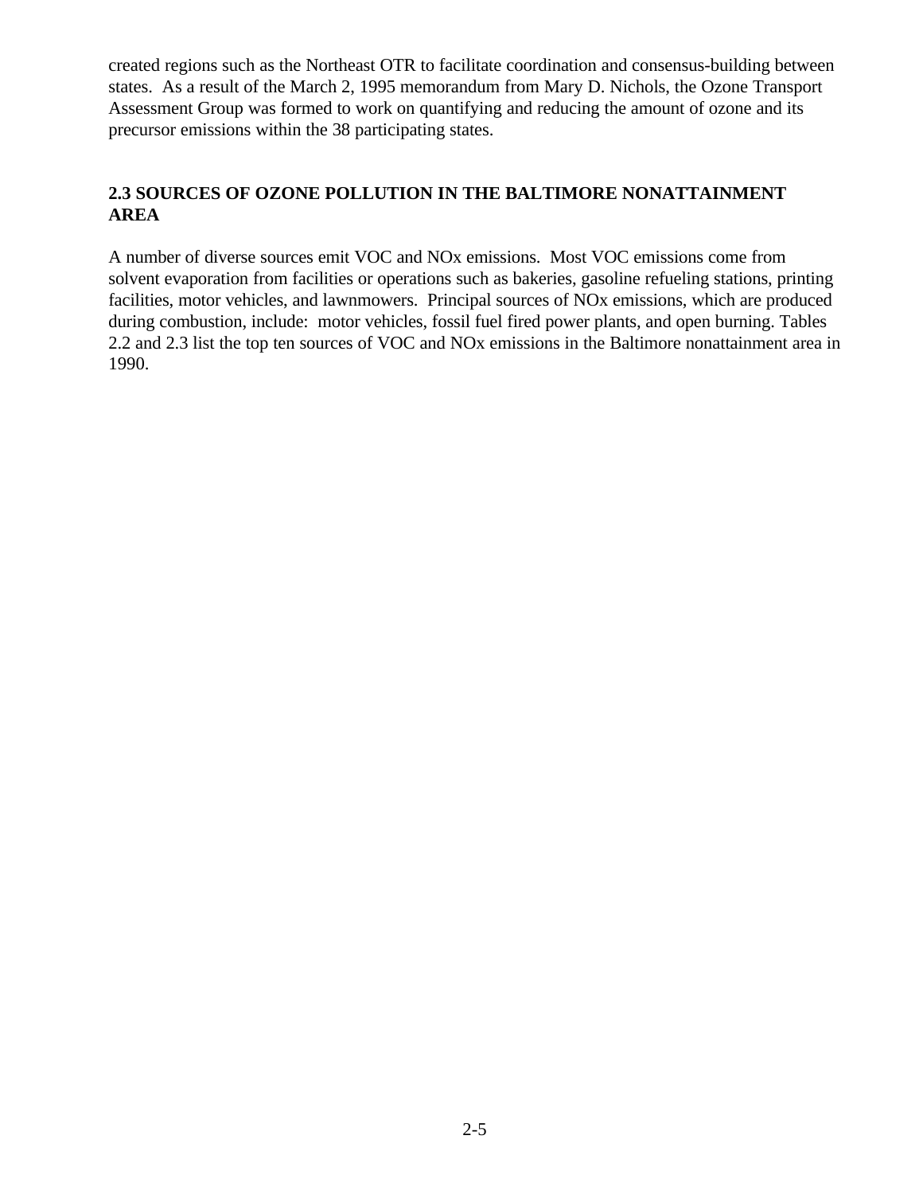created regions such as the Northeast OTR to facilitate coordination and consensus-building between states. As a result of the March 2, 1995 memorandum from Mary D. Nichols, the Ozone Transport Assessment Group was formed to work on quantifying and reducing the amount of ozone and its precursor emissions within the 38 participating states.

## 2.3 SOURCES OF OZONE POLLUTION IN THE BALTIMORE NONATTAINMENT AREA

A number of diverse sources emit VOC and NOx emissions. Most VOC emissions come from solvent evaporation from facilities or operations such as bakeries, gasoline refueling stations, printing facilities, motor vehicles, and lawnmowers. Principal sources of NOx emissions, which are produced during combustion, include: motor vehicles, fossil fuel fired power plants, and open burning. Tables 2.2 and 2.3 list the top ten sources of VOC and NOx emissions in the Baltimore nonattainment area in 1990.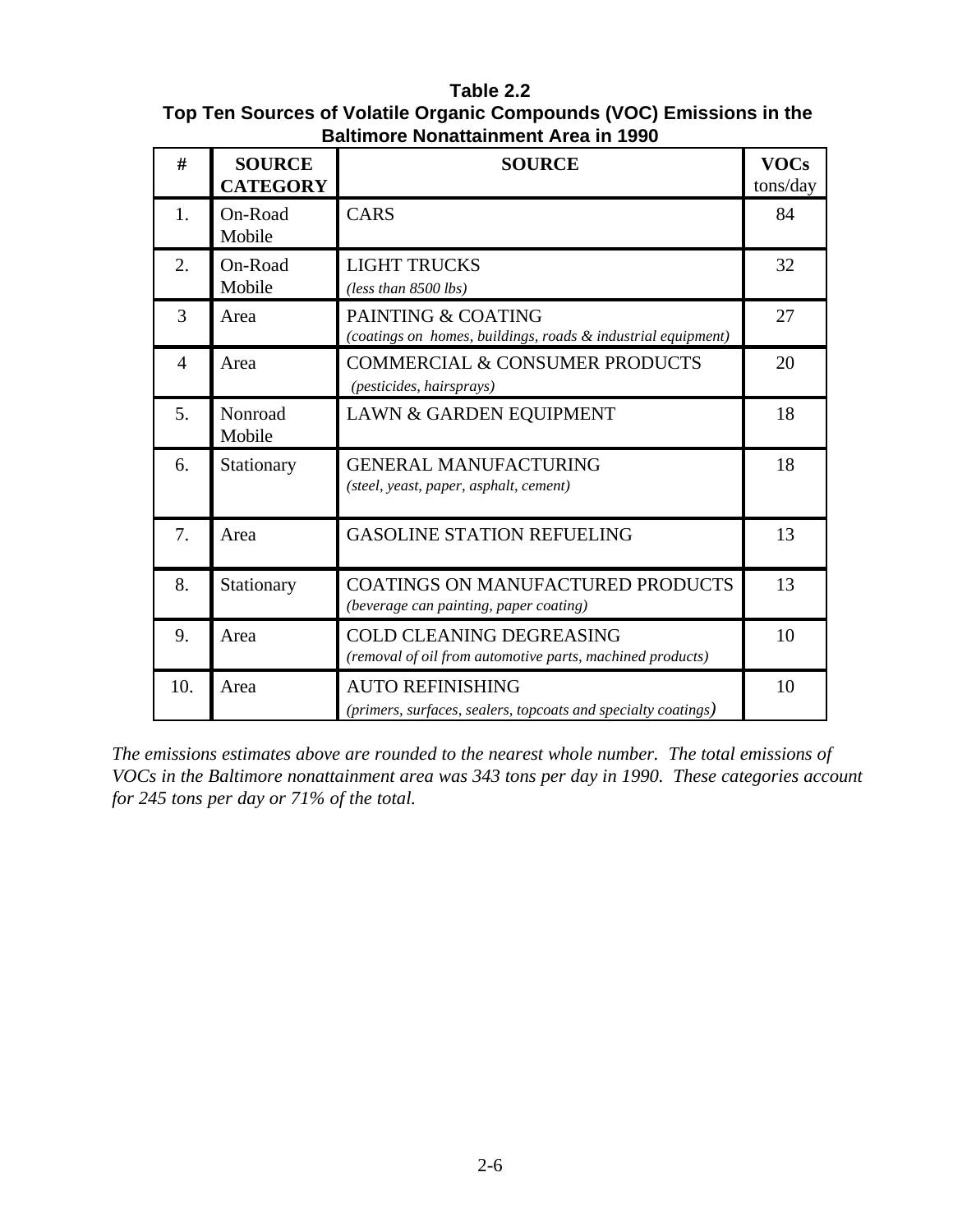**Table 2.2**
**Top Ten Sources of Volatile Organic Compounds (VOC) Emissions in the Baltimore Nonattainment Area in 1990**

| # | SOURCE CATEGORY | SOURCE | VOCs tons/day |
|---|---|---|---|
| 1. | On-Road Mobile | CARS | 84 |
| 2. | On-Road Mobile | LIGHT TRUCKS *(less than 8500 lbs)* | 32 |
| 3 | Area | PAINTING & COATING *(coatings on homes, buildings, roads & industrial equipment)* | 27 |
| 4 | Area | COMMERCIAL & CONSUMER PRODUCTS *(pesticides, hairsprays)* | 20 |
| 5. | Nonroad Mobile | LAWN & GARDEN EQUIPMENT | 18 |
| 6. | Stationary | GENERAL MANUFACTURING *(steel, yeast, paper, asphalt, cement)* | 18 |
| 7. | Area | GASOLINE STATION REFUELING | 13 |
| 8. | Stationary | COATINGS ON MANUFACTURED PRODUCTS *(beverage can painting, paper coating)* | 13 |
| 9. | Area | COLD CLEANING DEGREASING *(removal of oil from automotive parts, machined products)* | 10 |
| 10. | Area | AUTO REFINISHING *(primers, surfaces, sealers, topcoats and specialty coatings)* | 10 |

*The emissions estimates above are rounded to the nearest whole number. The total emissions of VOCs in the Baltimore nonattainment area was 343 tons per day in 1990. These categories account for 245 tons per day or 71% of the total.*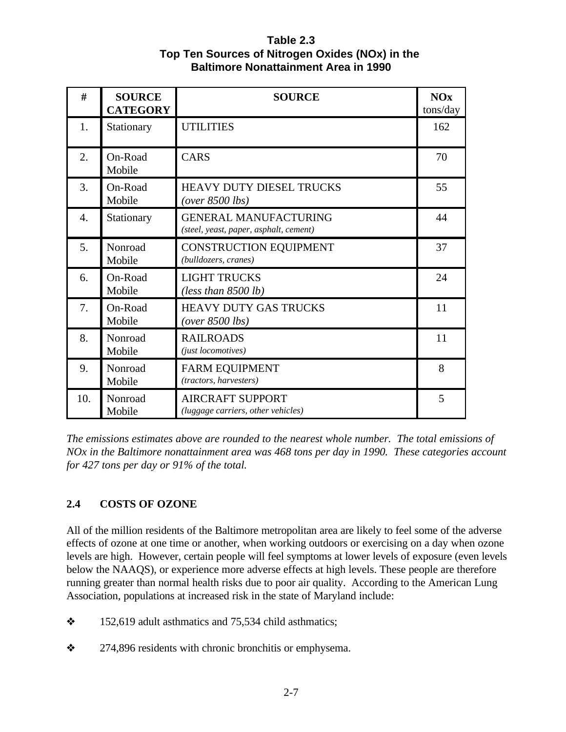**Table 2.3**
**Top Ten Sources of Nitrogen Oxides (NOx) in the Baltimore Nonattainment Area in 1990**

| # | SOURCE CATEGORY | SOURCE | NOx tons/day |
|---|---|---|---|
| 1. | Stationary | UTILITIES | 162 |
| 2. | On-Road Mobile | CARS | 70 |
| 3. | On-Road Mobile | HEAVY DUTY DIESEL TRUCKS *(over 8500 lbs)* | 55 |
| 4. | Stationary | GENERAL MANUFACTURING *(steel, yeast, paper, asphalt, cement)* | 44 |
| 5. | Nonroad Mobile | CONSTRUCTION EQUIPMENT *(bulldozers, cranes)* | 37 |
| 6. | On-Road Mobile | LIGHT TRUCKS *(less than 8500 lb)* | 24 |
| 7. | On-Road Mobile | HEAVY DUTY GAS TRUCKS *(over 8500 lbs)* | 11 |
| 8. | Nonroad Mobile | RAILROADS *(just locomotives)* | 11 |
| 9. | Nonroad Mobile | FARM EQUIPMENT *(tractors, harvesters)* | 8 |
| 10. | Nonroad Mobile | AIRCRAFT SUPPORT *(luggage carriers, other vehicles)* | 5 |

*The emissions estimates above are rounded to the nearest whole number. The total emissions of NOx in the Baltimore nonattainment area was 468 tons per day in 1990. These categories account for 427 tons per day or 91% of the total.*

## 2.4 COSTS OF OZONE

All of the million residents of the Baltimore metropolitan area are likely to feel some of the adverse effects of ozone at one time or another, when working outdoors or exercising on a day when ozone levels are high. However, certain people will feel symptoms at lower levels of exposure (even levels below the NAAQS), or experience more adverse effects at high levels. These people are therefore running greater than normal health risks due to poor air quality. According to the American Lung Association, populations at increased risk in the state of Maryland include:

- 152,619 adult asthmatics and 75,534 child asthmatics;
- 274,896 residents with chronic bronchitis or emphysema.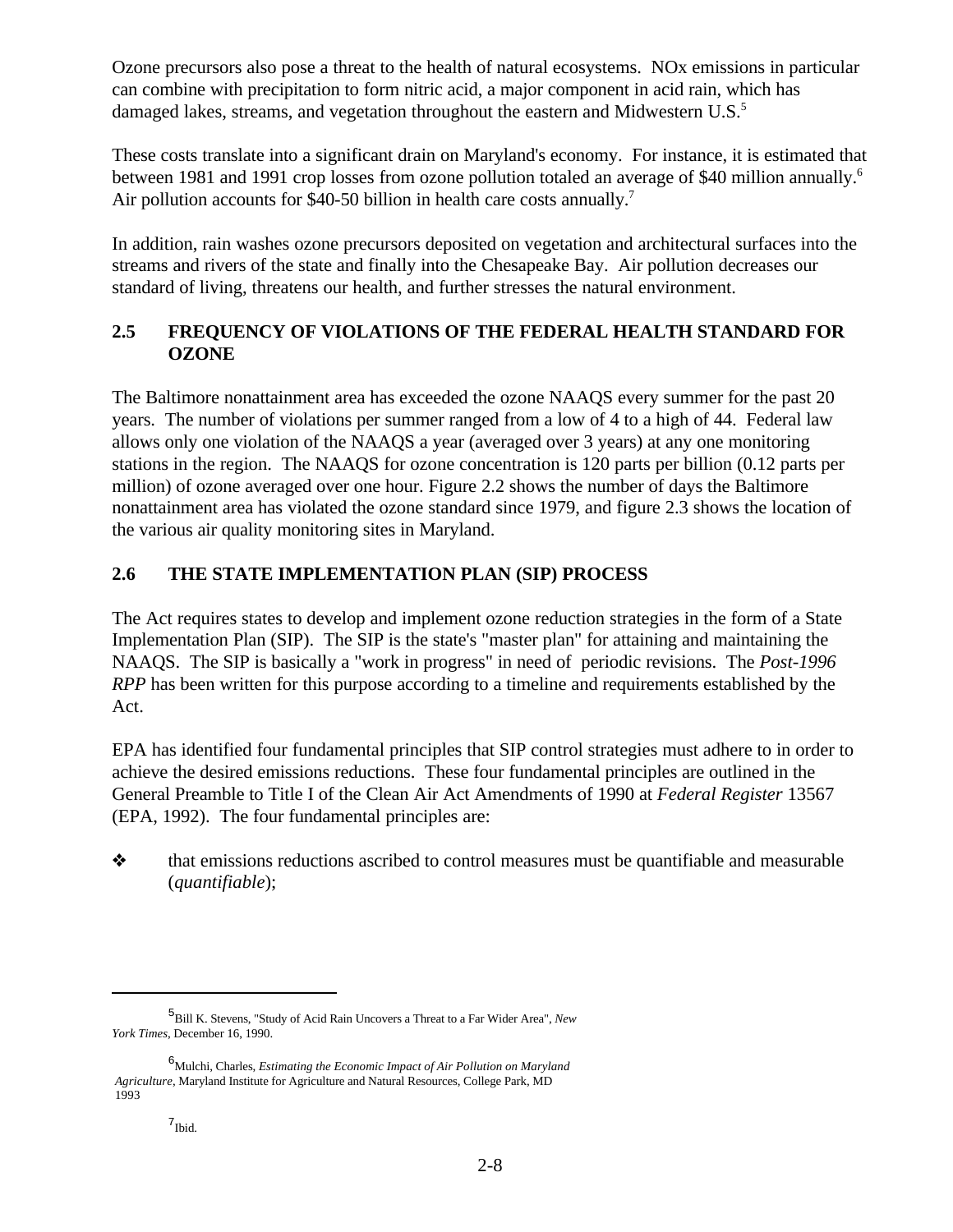Ozone precursors also pose a threat to the health of natural ecosystems. NOx emissions in particular can combine with precipitation to form nitric acid, a major component in acid rain, which has damaged lakes, streams, and vegetation throughout the eastern and Midwestern U.S.[5]

These costs translate into a significant drain on Maryland's economy. For instance, it is estimated that between 1981 and 1991 crop losses from ozone pollution totaled an average of $40 million annually.[6] Air pollution accounts for $40-50 billion in health care costs annually.[7]

In addition, rain washes ozone precursors deposited on vegetation and architectural surfaces into the streams and rivers of the state and finally into the Chesapeake Bay. Air pollution decreases our standard of living, threatens our health, and further stresses the natural environment.

## 2.5 FREQUENCY OF VIOLATIONS OF THE FEDERAL HEALTH STANDARD FOR OZONE

The Baltimore nonattainment area has exceeded the ozone NAAQS every summer for the past 20 years. The number of violations per summer ranged from a low of 4 to a high of 44. Federal law allows only one violation of the NAAQS a year (averaged over 3 years) at any one monitoring stations in the region. The NAAQS for ozone concentration is 120 parts per billion (0.12 parts per million) of ozone averaged over one hour. Figure 2.2 shows the number of days the Baltimore nonattainment area has violated the ozone standard since 1979, and figure 2.3 shows the location of the various air quality monitoring sites in Maryland.

## 2.6 THE STATE IMPLEMENTATION PLAN (SIP) PROCESS

The Act requires states to develop and implement ozone reduction strategies in the form of a State Implementation Plan (SIP). The SIP is the state's "master plan" for attaining and maintaining the NAAQS. The SIP is basically a "work in progress" in need of periodic revisions. The *Post-1996 RPP* has been written for this purpose according to a timeline and requirements established by the Act.

EPA has identified four fundamental principles that SIP control strategies must adhere to in order to achieve the desired emissions reductions. These four fundamental principles are outlined in the General Preamble to Title I of the Clean Air Act Amendments of 1990 at *Federal Register* 13567 (EPA, 1992). The four fundamental principles are:

- that emissions reductions ascribed to control measures must be quantifiable and measurable (*quantifiable*);

---

[5] Bill K. Stevens, "Study of Acid Rain Uncovers a Threat to a Far Wider Area", *New York Times*, December 16, 1990.

[6] Mulchi, Charles, *Estimating the Economic Impact of Air Pollution on Maryland Agriculture*, Maryland Institute for Agriculture and Natural Resources, College Park, MD 1993

[7] Ibid.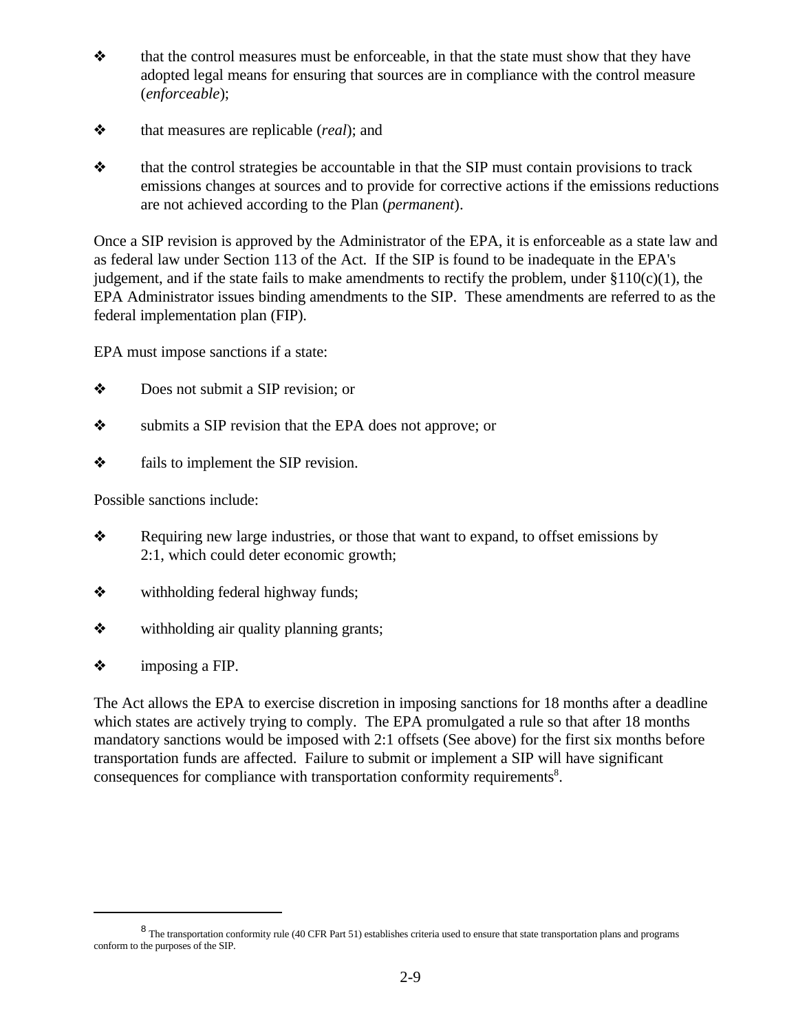- that the control measures must be enforceable, in that the state must show that they have adopted legal means for ensuring that sources are in compliance with the control measure (*enforceable*);

- that measures are replicable (*real*); and

- that the control strategies be accountable in that the SIP must contain provisions to track emissions changes at sources and to provide for corrective actions if the emissions reductions are not achieved according to the Plan (*permanent*).

Once a SIP revision is approved by the Administrator of the EPA, it is enforceable as a state law and as federal law under Section 113 of the Act. If the SIP is found to be inadequate in the EPA's judgement, and if the state fails to make amendments to rectify the problem, under §110(c)(1), the EPA Administrator issues binding amendments to the SIP. These amendments are referred to as the federal implementation plan (FIP).

EPA must impose sanctions if a state:

- Does not submit a SIP revision; or

- submits a SIP revision that the EPA does not approve; or

- fails to implement the SIP revision.

Possible sanctions include:

- Requiring new large industries, or those that want to expand, to offset emissions by 2:1, which could deter economic growth;

- withholding federal highway funds;

- withholding air quality planning grants;

- imposing a FIP.

The Act allows the EPA to exercise discretion in imposing sanctions for 18 months after a deadline which states are actively trying to comply. The EPA promulgated a rule so that after 18 months mandatory sanctions would be imposed with 2:1 offsets (See above) for the first six months before transportation funds are affected. Failure to submit or implement a SIP will have significant consequences for compliance with transportation conformity requirements[8].

---

[8] The transportation conformity rule (40 CFR Part 51) establishes criteria used to ensure that state transportation plans and programs conform to the purposes of the SIP.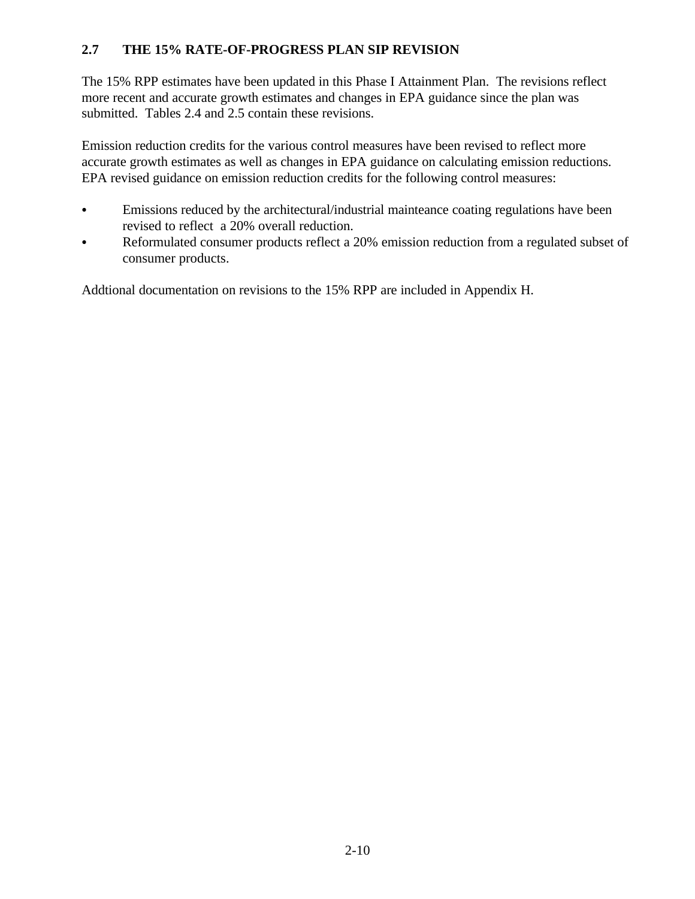## 2.7 THE 15% RATE-OF-PROGRESS PLAN SIP REVISION

The 15% RPP estimates have been updated in this Phase I Attainment Plan. The revisions reflect more recent and accurate growth estimates and changes in EPA guidance since the plan was submitted. Tables 2.4 and 2.5 contain these revisions.

Emission reduction credits for the various control measures have been revised to reflect more accurate growth estimates as well as changes in EPA guidance on calculating emission reductions. EPA revised guidance on emission reduction credits for the following control measures:

- Emissions reduced by the architectural/industrial mainteance coating regulations have been revised to reflect a 20% overall reduction.
- Reformulated consumer products reflect a 20% emission reduction from a regulated subset of consumer products.

Addtional documentation on revisions to the 15% RPP are included in Appendix H.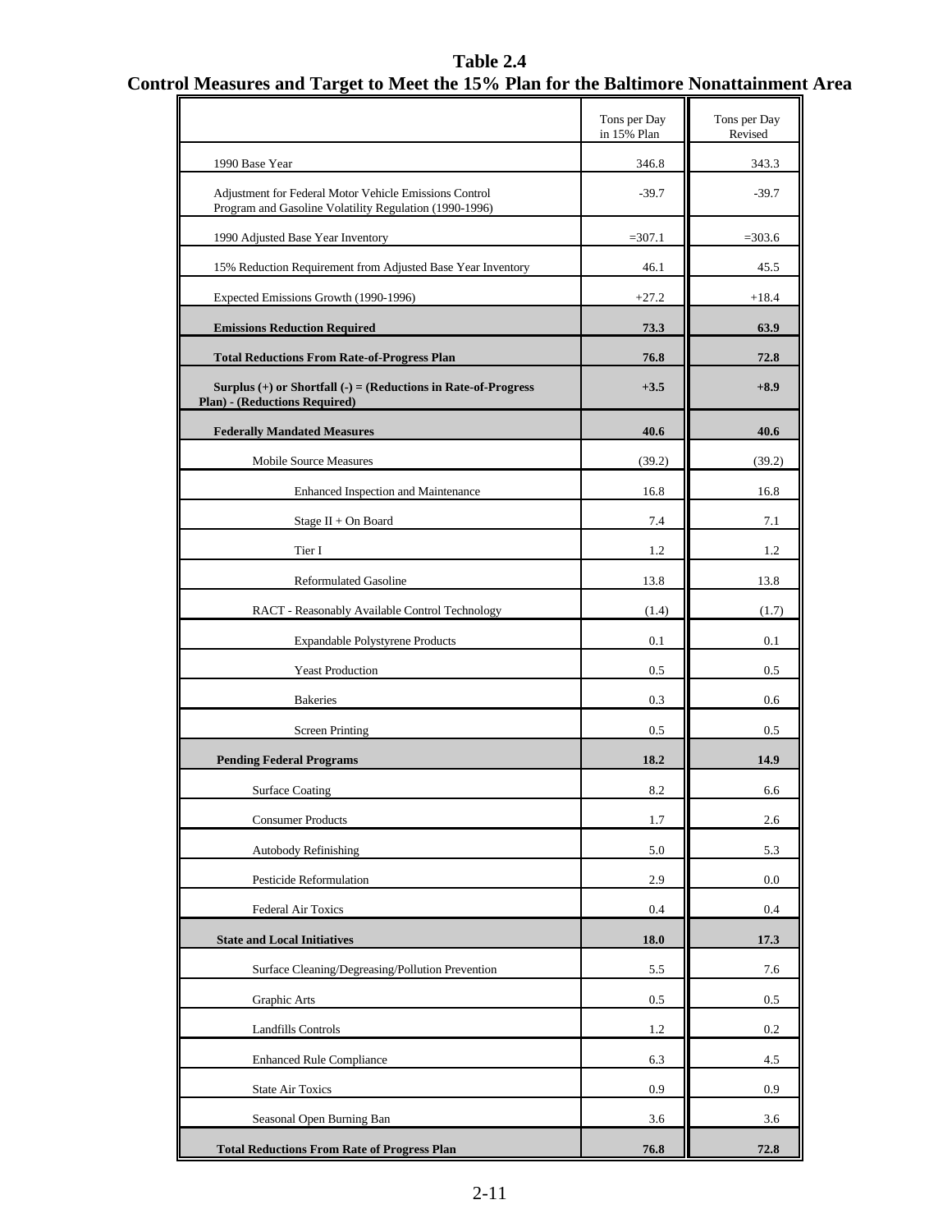# Table 2.4
## Control Measures and Target to Meet the 15% Plan for the Baltimore Nonattainment Area

| | Tons per Day in 15% Plan | Tons per Day Revised |
|---|---|---|
| 1990 Base Year | 346.8 | 343.3 |
| Adjustment for Federal Motor Vehicle Emissions Control Program and Gasoline Volatility Regulation (1990-1996) | -39.7 | -39.7 |
| 1990 Adjusted Base Year Inventory | =307.1 | =303.6 |
| 15% Reduction Requirement from Adjusted Base Year Inventory | 46.1 | 45.5 |
| Expected Emissions Growth (1990-1996) | +27.2 | +18.4 |
| **Emissions Reduction Required** | **73.3** | **63.9** |
| **Total Reductions From Rate-of-Progress Plan** | **76.8** | **72.8** |
| **Surplus (+) or Shortfall (-) = (Reductions in Rate-of-Progress Plan) - (Reductions Required)** | **+3.5** | **+8.9** |
| **Federally Mandated Measures** | **40.6** | **40.6** |
| Mobile Source Measures | (39.2) | (39.2) |
| Enhanced Inspection and Maintenance | 16.8 | 16.8 |
| Stage II + On Board | 7.4 | 7.1 |
| Tier I | 1.2 | 1.2 |
| Reformulated Gasoline | 13.8 | 13.8 |
| RACT - Reasonably Available Control Technology | (1.4) | (1.7) |
| Expandable Polystyrene Products | 0.1 | 0.1 |
| Yeast Production | 0.5 | 0.5 |
| Bakeries | 0.3 | 0.6 |
| Screen Printing | 0.5 | 0.5 |
| **Pending Federal Programs** | **18.2** | **14.9** |
| Surface Coating | 8.2 | 6.6 |
| Consumer Products | 1.7 | 2.6 |
| Autobody Refinishing | 5.0 | 5.3 |
| Pesticide Reformulation | 2.9 | 0.0 |
| Federal Air Toxics | 0.4 | 0.4 |
| **State and Local Initiatives** | **18.0** | **17.3** |
| Surface Cleaning/Degreasing/Pollution Prevention | 5.5 | 7.6 |
| Graphic Arts | 0.5 | 0.5 |
| Landfills Controls | 1.2 | 0.2 |
| Enhanced Rule Compliance | 6.3 | 4.5 |
| State Air Toxics | 0.9 | 0.9 |
| Seasonal Open Burning Ban | 3.6 | 3.6 |
| **Total Reductions From Rate of Progress Plan** | **76.8** | **72.8** |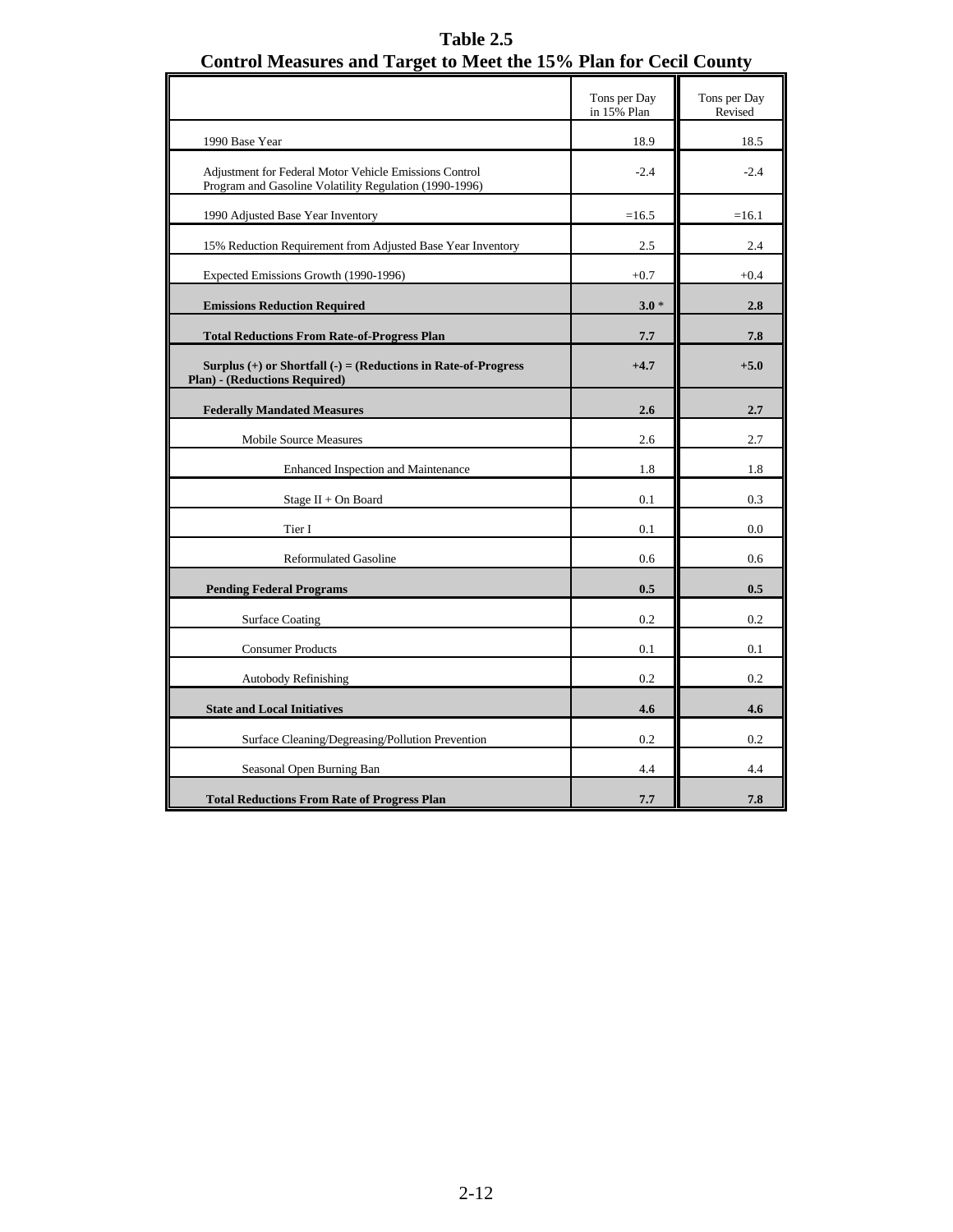**Table 2.5**
**Control Measures and Target to Meet the 15% Plan for Cecil County**

| | Tons per Day in 15% Plan | Tons per Day Revised |
|---|---|---|
| 1990 Base Year | 18.9 | 18.5 |
| Adjustment for Federal Motor Vehicle Emissions Control Program and Gasoline Volatility Regulation (1990-1996) | -2.4 | -2.4 |
| 1990 Adjusted Base Year Inventory | =16.5 | =16.1 |
| 15% Reduction Requirement from Adjusted Base Year Inventory | 2.5 | 2.4 |
| Expected Emissions Growth (1990-1996) | +0.7 | +0.4 |
| **Emissions Reduction Required** | **3.0** * | **2.8** |
| **Total Reductions From Rate-of-Progress Plan** | **7.7** | **7.8** |
| **Surplus (+) or Shortfall (-) = (Reductions in Rate-of-Progress Plan) - (Reductions Required)** | **+4.7** | **+5.0** |
| **Federally Mandated Measures** | **2.6** | **2.7** |
| Mobile Source Measures | 2.6 | 2.7 |
| Enhanced Inspection and Maintenance | 1.8 | 1.8 |
| Stage II + On Board | 0.1 | 0.3 |
| Tier I | 0.1 | 0.0 |
| Reformulated Gasoline | 0.6 | 0.6 |
| **Pending Federal Programs** | **0.5** | **0.5** |
| Surface Coating | 0.2 | 0.2 |
| Consumer Products | 0.1 | 0.1 |
| Autobody Refinishing | 0.2 | 0.2 |
| **State and Local Initiatives** | **4.6** | **4.6** |
| Surface Cleaning/Degreasing/Pollution Prevention | 0.2 | 0.2 |
| Seasonal Open Burning Ban | 4.4 | 4.4 |
| **Total Reductions From Rate of Progress Plan** | **7.7** | **7.8** |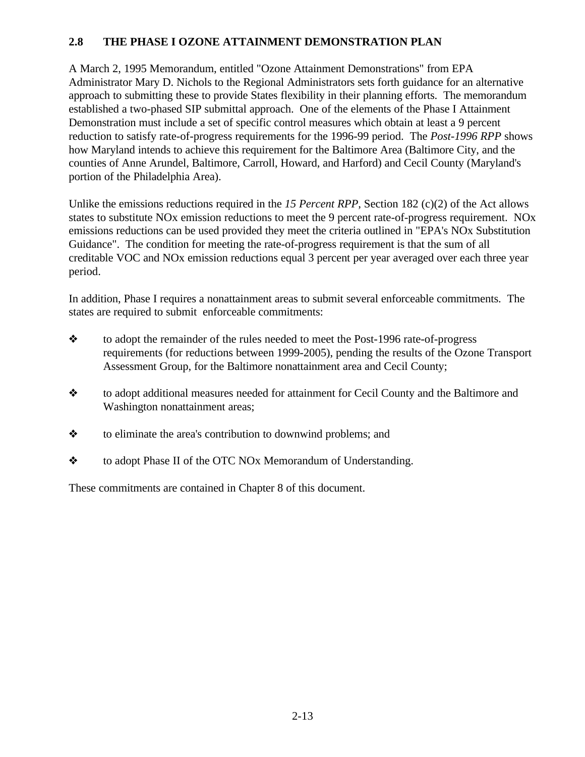## 2.8 THE PHASE I OZONE ATTAINMENT DEMONSTRATION PLAN

A March 2, 1995 Memorandum, entitled "Ozone Attainment Demonstrations" from EPA Administrator Mary D. Nichols to the Regional Administrators sets forth guidance for an alternative approach to submitting these to provide States flexibility in their planning efforts. The memorandum established a two-phased SIP submittal approach. One of the elements of the Phase I Attainment Demonstration must include a set of specific control measures which obtain at least a 9 percent reduction to satisfy rate-of-progress requirements for the 1996-99 period. The *Post-1996 RPP* shows how Maryland intends to achieve this requirement for the Baltimore Area (Baltimore City, and the counties of Anne Arundel, Baltimore, Carroll, Howard, and Harford) and Cecil County (Maryland's portion of the Philadelphia Area).

Unlike the emissions reductions required in the *15 Percent RPP*, Section 182 (c)(2) of the Act allows states to substitute NOx emission reductions to meet the 9 percent rate-of-progress requirement. NOx emissions reductions can be used provided they meet the criteria outlined in "EPA's NOx Substitution Guidance". The condition for meeting the rate-of-progress requirement is that the sum of all creditable VOC and NOx emission reductions equal 3 percent per year averaged over each three year period.

In addition, Phase I requires a nonattainment areas to submit several enforceable commitments. The states are required to submit enforceable commitments:

- to adopt the remainder of the rules needed to meet the Post-1996 rate-of-progress requirements (for reductions between 1999-2005), pending the results of the Ozone Transport Assessment Group, for the Baltimore nonattainment area and Cecil County;
- to adopt additional measures needed for attainment for Cecil County and the Baltimore and Washington nonattainment areas;
- to eliminate the area's contribution to downwind problems; and
- to adopt Phase II of the OTC NOx Memorandum of Understanding.

These commitments are contained in Chapter 8 of this document.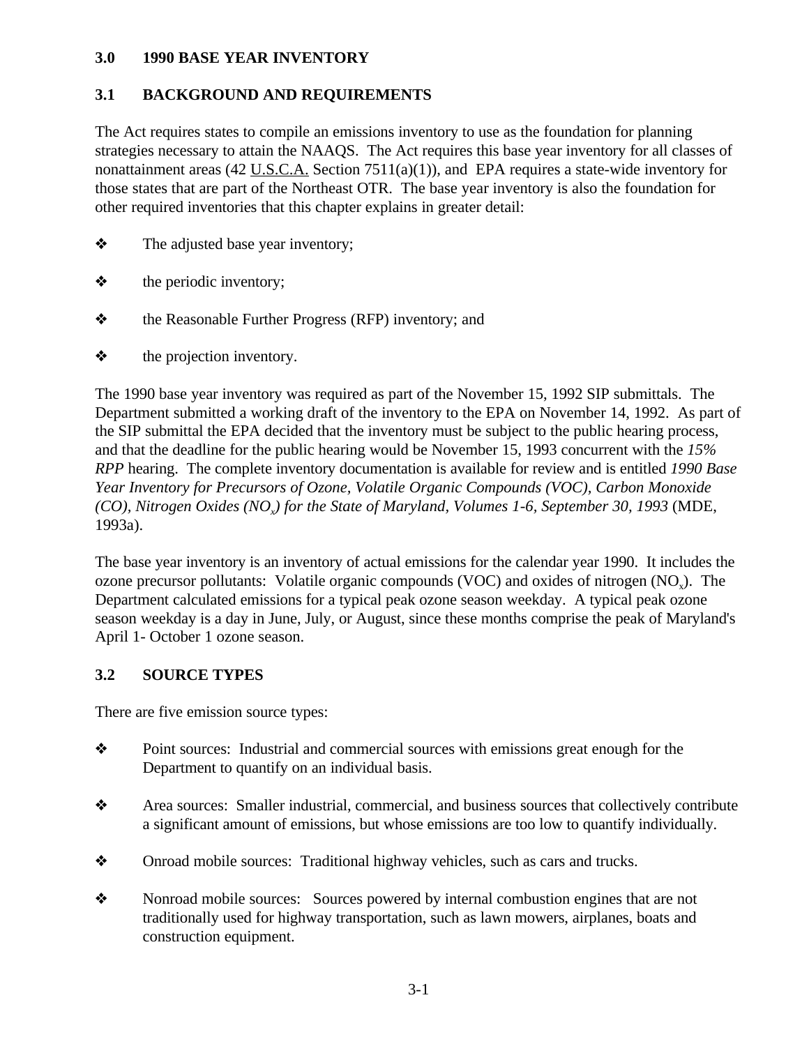## 3.0 1990 BASE YEAR INVENTORY

### 3.1 BACKGROUND AND REQUIREMENTS

The Act requires states to compile an emissions inventory to use as the foundation for planning strategies necessary to attain the NAAQS. The Act requires this base year inventory for all classes of nonattainment areas (42 U.S.C.A. Section 7511(a)(1)), and EPA requires a state-wide inventory for those states that are part of the Northeast OTR. The base year inventory is also the foundation for other required inventories that this chapter explains in greater detail:

- The adjusted base year inventory;
- the periodic inventory;
- the Reasonable Further Progress (RFP) inventory; and
- the projection inventory.

The 1990 base year inventory was required as part of the November 15, 1992 SIP submittals. The Department submitted a working draft of the inventory to the EPA on November 14, 1992. As part of the SIP submittal the EPA decided that the inventory must be subject to the public hearing process, and that the deadline for the public hearing would be November 15, 1993 concurrent with the *15% RPP* hearing. The complete inventory documentation is available for review and is entitled *1990 Base Year Inventory for Precursors of Ozone, Volatile Organic Compounds (VOC), Carbon Monoxide (CO), Nitrogen Oxides ($NO_x$) for the State of Maryland, Volumes 1-6, September 30, 1993* (MDE, 1993a).

The base year inventory is an inventory of actual emissions for the calendar year 1990. It includes the ozone precursor pollutants: Volatile organic compounds (VOC) and oxides of nitrogen ($NO_x$). The Department calculated emissions for a typical peak ozone season weekday. A typical peak ozone season weekday is a day in June, July, or August, since these months comprise the peak of Maryland's April 1- October 1 ozone season.

### 3.2 SOURCE TYPES

There are five emission source types:

- Point sources: Industrial and commercial sources with emissions great enough for the Department to quantify on an individual basis.
- Area sources: Smaller industrial, commercial, and business sources that collectively contribute a significant amount of emissions, but whose emissions are too low to quantify individually.
- Onroad mobile sources: Traditional highway vehicles, such as cars and trucks.
- Nonroad mobile sources: Sources powered by internal combustion engines that are not traditionally used for highway transportation, such as lawn mowers, airplanes, boats and construction equipment.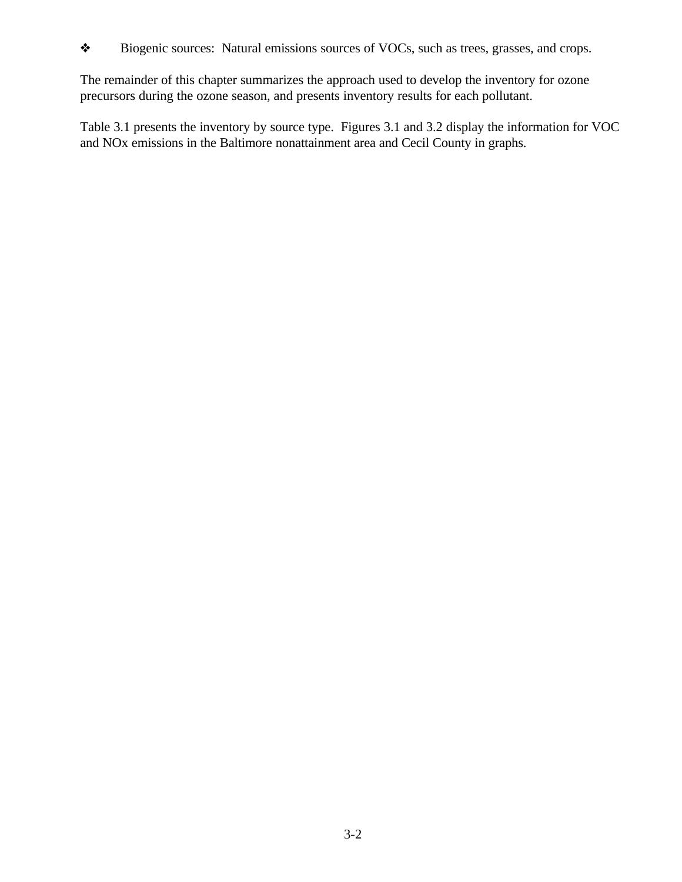- Biogenic sources: Natural emissions sources of VOCs, such as trees, grasses, and crops.

The remainder of this chapter summarizes the approach used to develop the inventory for ozone precursors during the ozone season, and presents inventory results for each pollutant.

Table 3.1 presents the inventory by source type. Figures 3.1 and 3.2 display the information for VOC and NOx emissions in the Baltimore nonattainment area and Cecil County in graphs.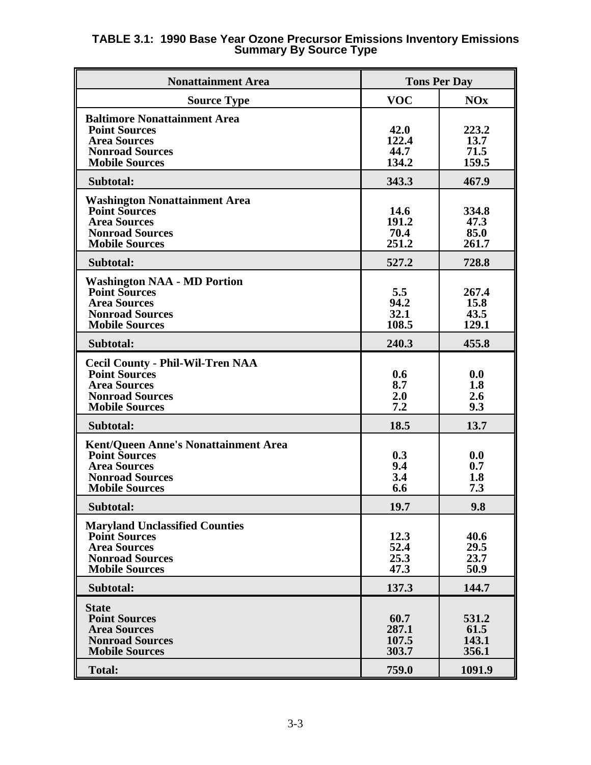**TABLE 3.1: 1990 Base Year Ozone Precursor Emissions Inventory Emissions Summary By Source Type**

| Nonattainment Area | Tons Per Day | |
|---|---|---|
| **Source Type** | **VOC** | **NOx** |
| **Baltimore Nonattainment Area** | | |
| Point Sources | 42.0 | 223.2 |
| Area Sources | 122.4 | 13.7 |
| Nonroad Sources | 44.7 | 71.5 |
| Mobile Sources | 134.2 | 159.5 |
| **Subtotal:** | **343.3** | **467.9** |
| **Washington Nonattainment Area** | | |
| Point Sources | 14.6 | 334.8 |
| Area Sources | 191.2 | 47.3 |
| Nonroad Sources | 70.4 | 85.0 |
| Mobile Sources | 251.2 | 261.7 |
| **Subtotal:** | **527.2** | **728.8** |
| **Washington NAA - MD Portion** | | |
| Point Sources | 5.5 | 267.4 |
| Area Sources | 94.2 | 15.8 |
| Nonroad Sources | 32.1 | 43.5 |
| Mobile Sources | 108.5 | 129.1 |
| **Subtotal:** | **240.3** | **455.8** |
| **Cecil County - Phil-Wil-Tren NAA** | | |
| Point Sources | 0.6 | 0.0 |
| Area Sources | 8.7 | 1.8 |
| Nonroad Sources | 2.0 | 2.6 |
| Mobile Sources | 7.2 | 9.3 |
| **Subtotal:** | **18.5** | **13.7** |
| **Kent/Queen Anne's Nonattainment Area** | | |
| Point Sources | 0.3 | 0.0 |
| Area Sources | 9.4 | 0.7 |
| Nonroad Sources | 3.4 | 1.8 |
| Mobile Sources | 6.6 | 7.3 |
| **Subtotal:** | **19.7** | **9.8** |
| **Maryland Unclassified Counties** | | |
| Point Sources | 12.3 | 40.6 |
| Area Sources | 52.4 | 29.5 |
| Nonroad Sources | 25.3 | 23.7 |
| Mobile Sources | 47.3 | 50.9 |
| **Subtotal:** | **137.3** | **144.7** |
| **State** | | |
| Point Sources | 60.7 | 531.2 |
| Area Sources | 287.1 | 61.5 |
| Nonroad Sources | 107.5 | 143.1 |
| Mobile Sources | 303.7 | 356.1 |
| **Total:** | **759.0** | **1091.9** |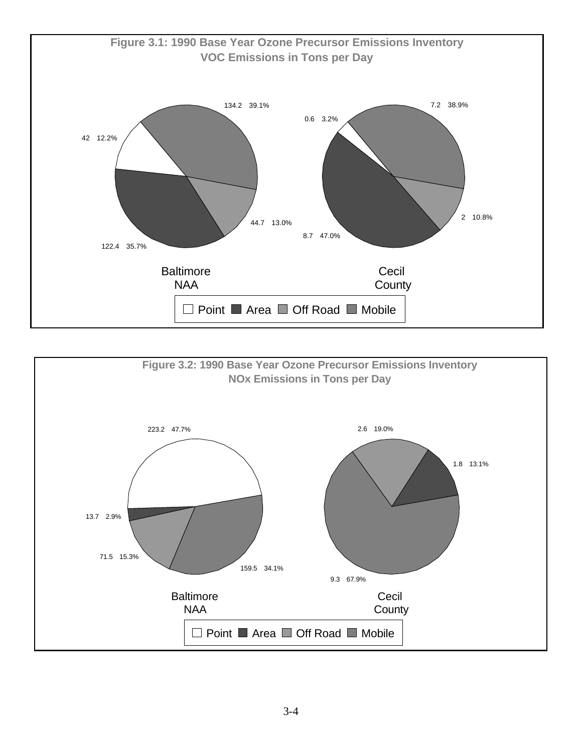**Figure 3.1: 1990 Base Year Ozone Precursor Emissions Inventory**
**VOC Emissions in Tons per Day**

| Category | Baltimore NAA | | Cecil County | |
|---|---|---|---|---|
| Point | 42 | 12.2% | 0.6 | 3.2% |
| Area | 122.4 | 35.7% | 8.7 | 47.0% |
| Off Road | 44.7 | 13.0% | 2 | 10.8% |
| Mobile | 134.2 | 39.1% | 7.2 | 38.9% |

**Figure 3.2: 1990 Base Year Ozone Precursor Emissions Inventory**
**NOx Emissions in Tons per Day**

| Category | Baltimore NAA | | Cecil County | |
|---|---|---|---|---|
| Point | 223.2 | 47.7% | | |
| Area | 13.7 | 2.9% | 1.8 | 13.1% |
| Off Road | 71.5 | 15.3% | 2.6 | 19.0% |
| Mobile | 159.5 | 34.1% | 9.3 | 67.9% |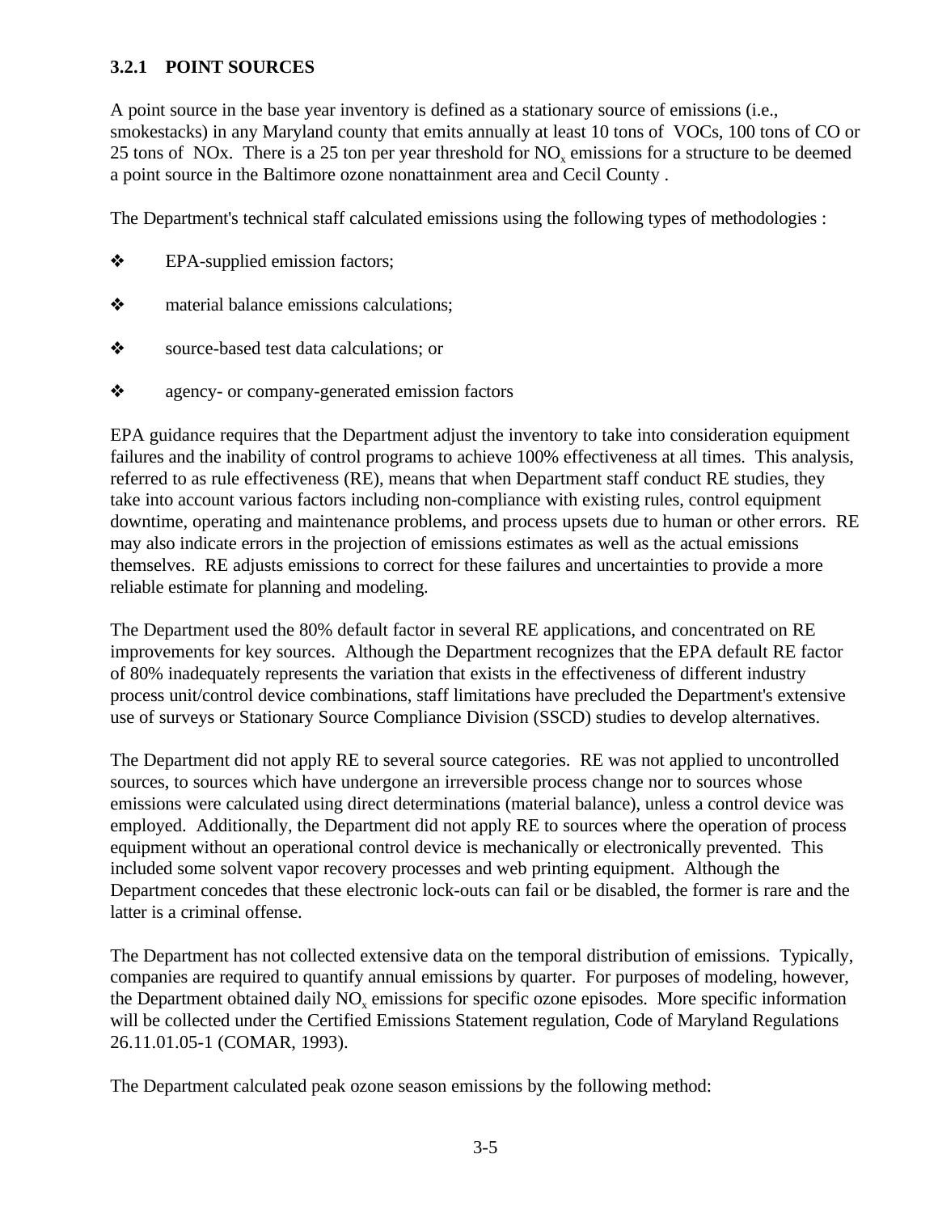### 3.2.1 POINT SOURCES

A point source in the base year inventory is defined as a stationary source of emissions (i.e., smokestacks) in any Maryland county that emits annually at least 10 tons of VOCs, 100 tons of CO or 25 tons of NOx. There is a 25 ton per year threshold for $NO_x$ emissions for a structure to be deemed a point source in the Baltimore ozone nonattainment area and Cecil County .

The Department's technical staff calculated emissions using the following types of methodologies :

- EPA-supplied emission factors;
- material balance emissions calculations;
- source-based test data calculations; or
- agency- or company-generated emission factors

EPA guidance requires that the Department adjust the inventory to take into consideration equipment failures and the inability of control programs to achieve 100% effectiveness at all times. This analysis, referred to as rule effectiveness (RE), means that when Department staff conduct RE studies, they take into account various factors including non-compliance with existing rules, control equipment downtime, operating and maintenance problems, and process upsets due to human or other errors. RE may also indicate errors in the projection of emissions estimates as well as the actual emissions themselves. RE adjusts emissions to correct for these failures and uncertainties to provide a more reliable estimate for planning and modeling.

The Department used the 80% default factor in several RE applications, and concentrated on RE improvements for key sources. Although the Department recognizes that the EPA default RE factor of 80% inadequately represents the variation that exists in the effectiveness of different industry process unit/control device combinations, staff limitations have precluded the Department's extensive use of surveys or Stationary Source Compliance Division (SSCD) studies to develop alternatives.

The Department did not apply RE to several source categories. RE was not applied to uncontrolled sources, to sources which have undergone an irreversible process change nor to sources whose emissions were calculated using direct determinations (material balance), unless a control device was employed. Additionally, the Department did not apply RE to sources where the operation of process equipment without an operational control device is mechanically or electronically prevented. This included some solvent vapor recovery processes and web printing equipment. Although the Department concedes that these electronic lock-outs can fail or be disabled, the former is rare and the latter is a criminal offense.

The Department has not collected extensive data on the temporal distribution of emissions. Typically, companies are required to quantify annual emissions by quarter. For purposes of modeling, however, the Department obtained daily $NO_x$ emissions for specific ozone episodes. More specific information will be collected under the Certified Emissions Statement regulation, Code of Maryland Regulations 26.11.01.05-1 (COMAR, 1993).

The Department calculated peak ozone season emissions by the following method: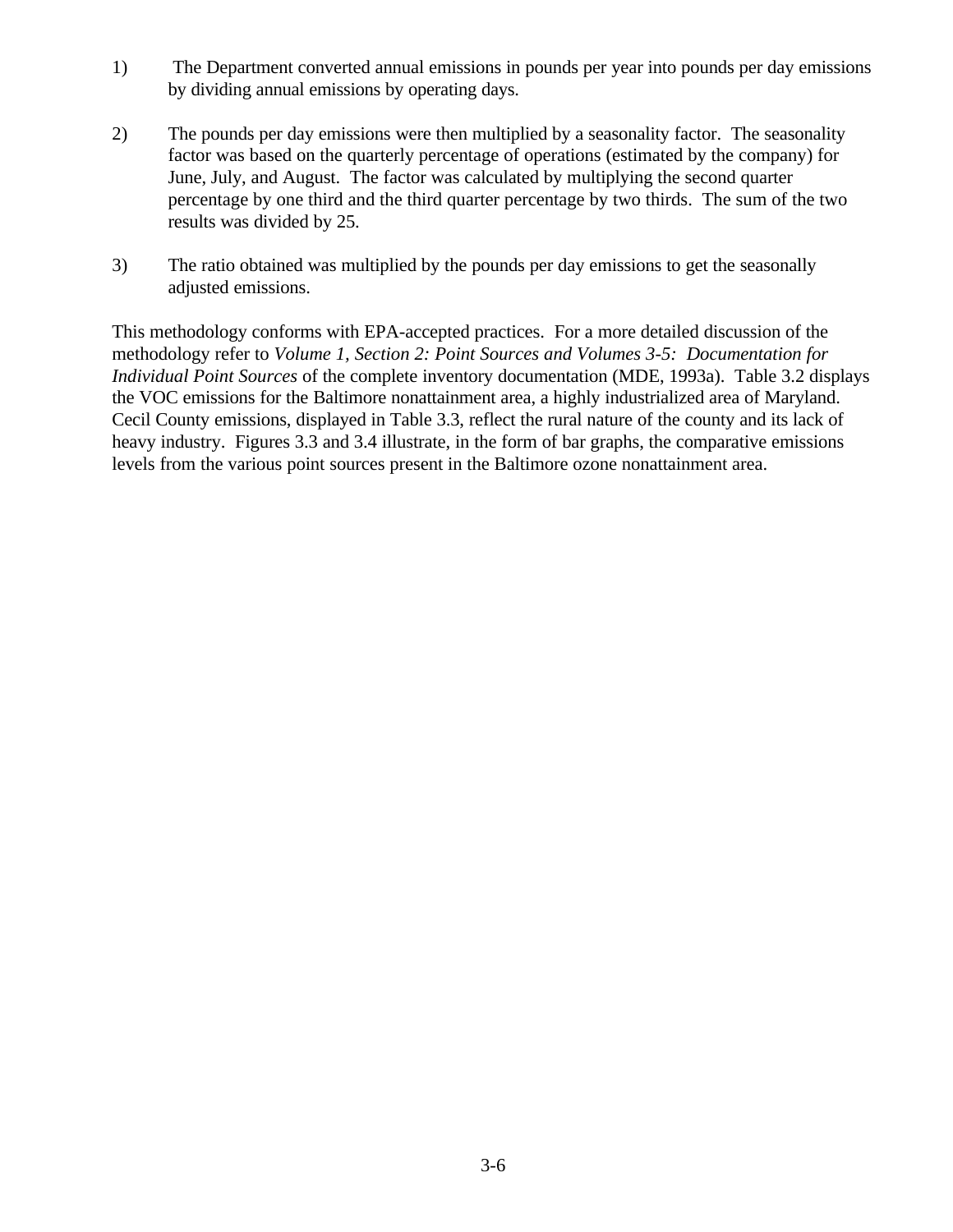1) The Department converted annual emissions in pounds per year into pounds per day emissions by dividing annual emissions by operating days.

2) The pounds per day emissions were then multiplied by a seasonality factor. The seasonality factor was based on the quarterly percentage of operations (estimated by the company) for June, July, and August. The factor was calculated by multiplying the second quarter percentage by one third and the third quarter percentage by two thirds. The sum of the two results was divided by 25.

3) The ratio obtained was multiplied by the pounds per day emissions to get the seasonally adjusted emissions.

This methodology conforms with EPA-accepted practices. For a more detailed discussion of the methodology refer to *Volume 1, Section 2: Point Sources and Volumes 3-5: Documentation for Individual Point Sources* of the complete inventory documentation (MDE, 1993a). Table 3.2 displays the VOC emissions for the Baltimore nonattainment area, a highly industrialized area of Maryland. Cecil County emissions, displayed in Table 3.3, reflect the rural nature of the county and its lack of heavy industry. Figures 3.3 and 3.4 illustrate, in the form of bar graphs, the comparative emissions levels from the various point sources present in the Baltimore ozone nonattainment area.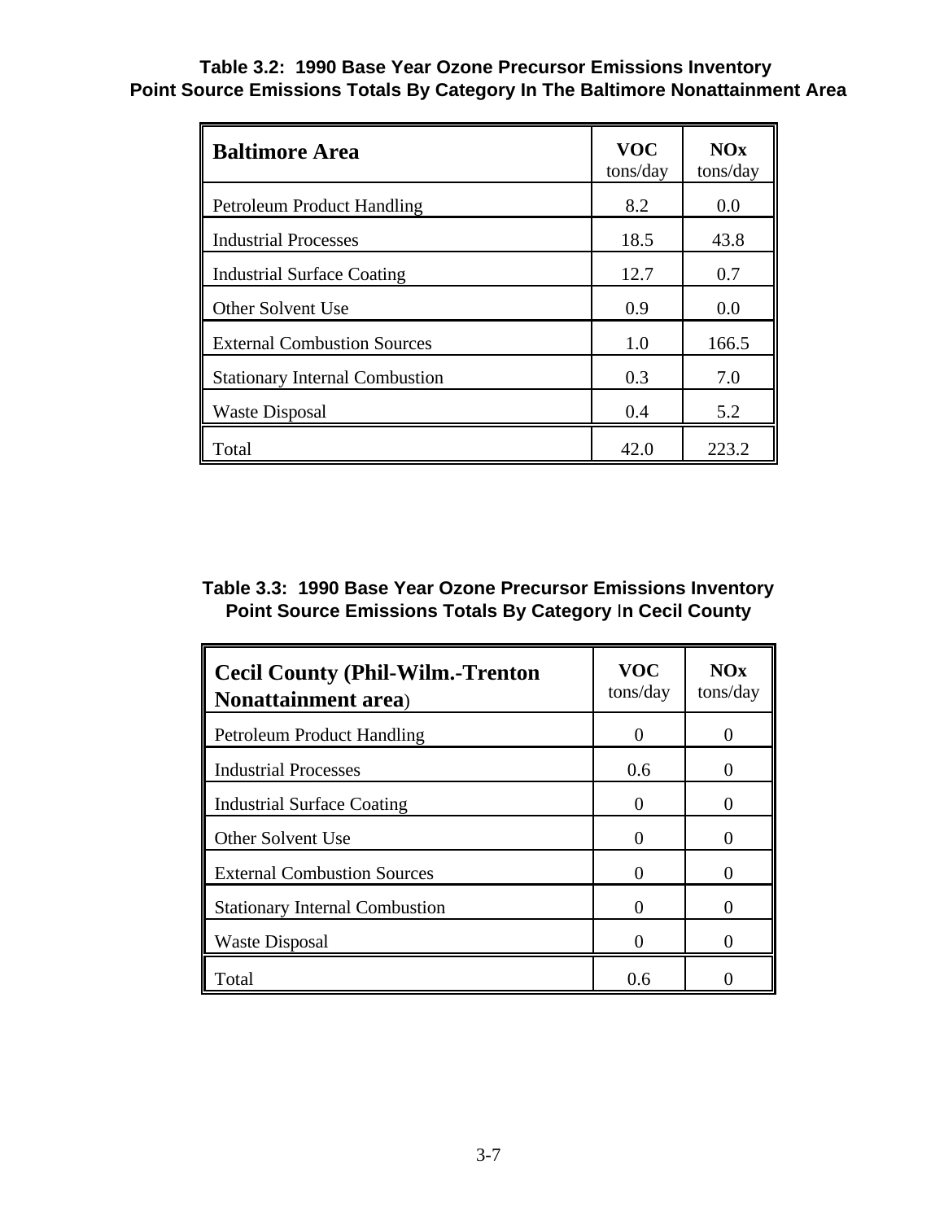**Table 3.2: 1990 Base Year Ozone Precursor Emissions Inventory Point Source Emissions Totals By Category In The Baltimore Nonattainment Area**

| **Baltimore Area** | **VOC** tons/day | **NOx** tons/day |
|---|---|---|
| Petroleum Product Handling | 8.2 | 0.0 |
| Industrial Processes | 18.5 | 43.8 |
| Industrial Surface Coating | 12.7 | 0.7 |
| Other Solvent Use | 0.9 | 0.0 |
| External Combustion Sources | 1.0 | 166.5 |
| Stationary Internal Combustion | 0.3 | 7.0 |
| Waste Disposal | 0.4 | 5.2 |
| Total | 42.0 | 223.2 |

**Table 3.3: 1990 Base Year Ozone Precursor Emissions Inventory Point Source Emissions Totals By Category In Cecil County**

| **Cecil County (Phil-Wilm.-Trenton Nonattainment area)** | **VOC** tons/day | **NOx** tons/day |
|---|---|---|
| Petroleum Product Handling | 0 | 0 |
| Industrial Processes | 0.6 | 0 |
| Industrial Surface Coating | 0 | 0 |
| Other Solvent Use | 0 | 0 |
| External Combustion Sources | 0 | 0 |
| Stationary Internal Combustion | 0 | 0 |
| Waste Disposal | 0 | 0 |
| Total | 0.6 | 0 |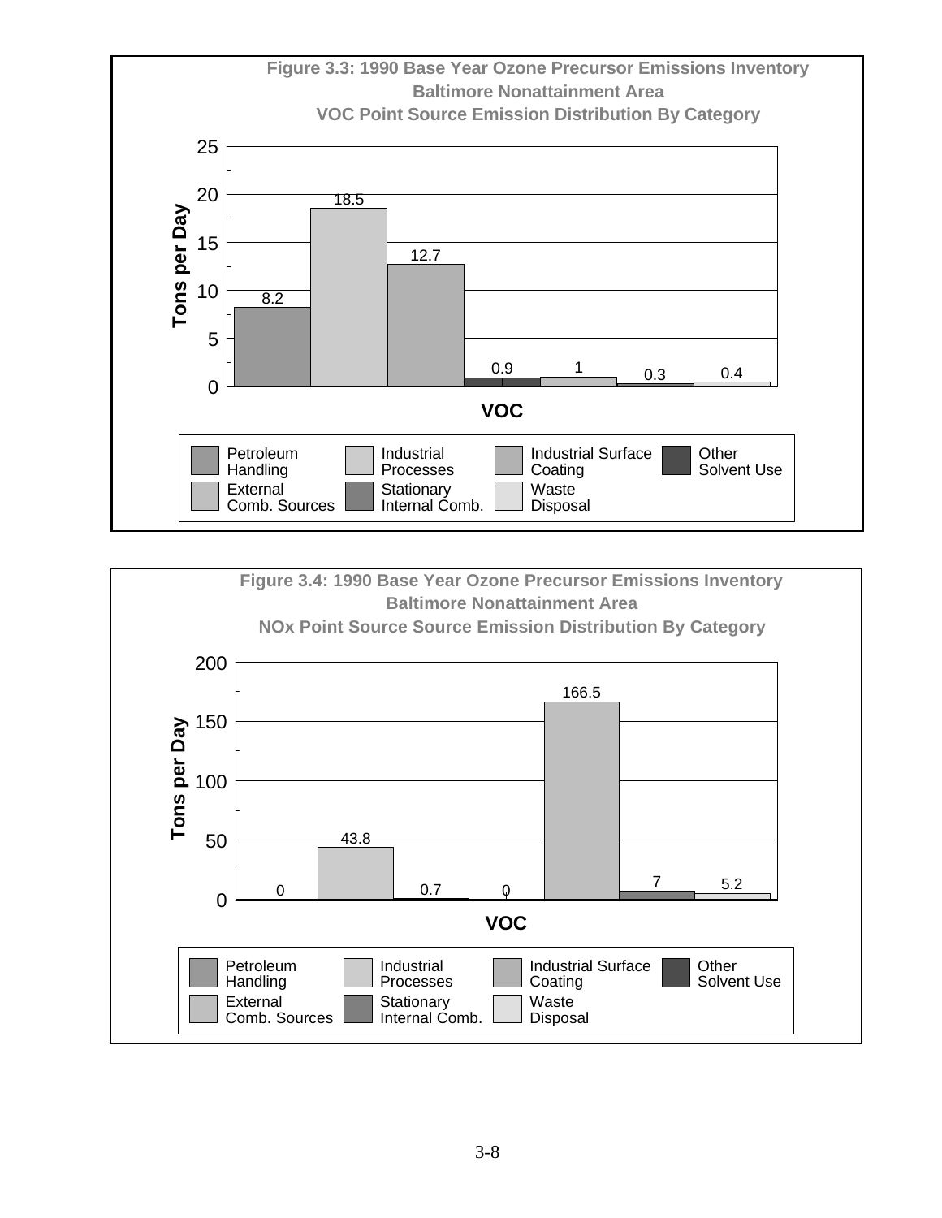**Figure 3.3: 1990 Base Year Ozone Precursor Emissions Inventory**
**Baltimore Nonattainment Area**
**VOC Point Source Emission Distribution By Category**

| Category | Tons per Day |
|---|---|
| Petroleum Handling | 8.2 |
| Industrial Processes | 18.5 |
| Industrial Surface Coating | 12.7 |
| Other Solvent Use | 0.9 |
| External Comb. Sources | 1 |
| Stationary Internal Comb. | 0.3 |
| Waste Disposal | 0.4 |

**Figure 3.4: 1990 Base Year Ozone Precursor Emissions Inventory**
**Baltimore Nonattainment Area**
**NOx Point Source Source Emission Distribution By Category**

| Category | Tons per Day |
|---|---|
| Petroleum Handling | 0 |
| Industrial Processes | 43.8 |
| Industrial Surface Coating | 0.7 |
| Other Solvent Use | 0 |
| External Comb. Sources | 166.5 |
| Stationary Internal Comb. | 7 |
| Waste Disposal | 5.2 |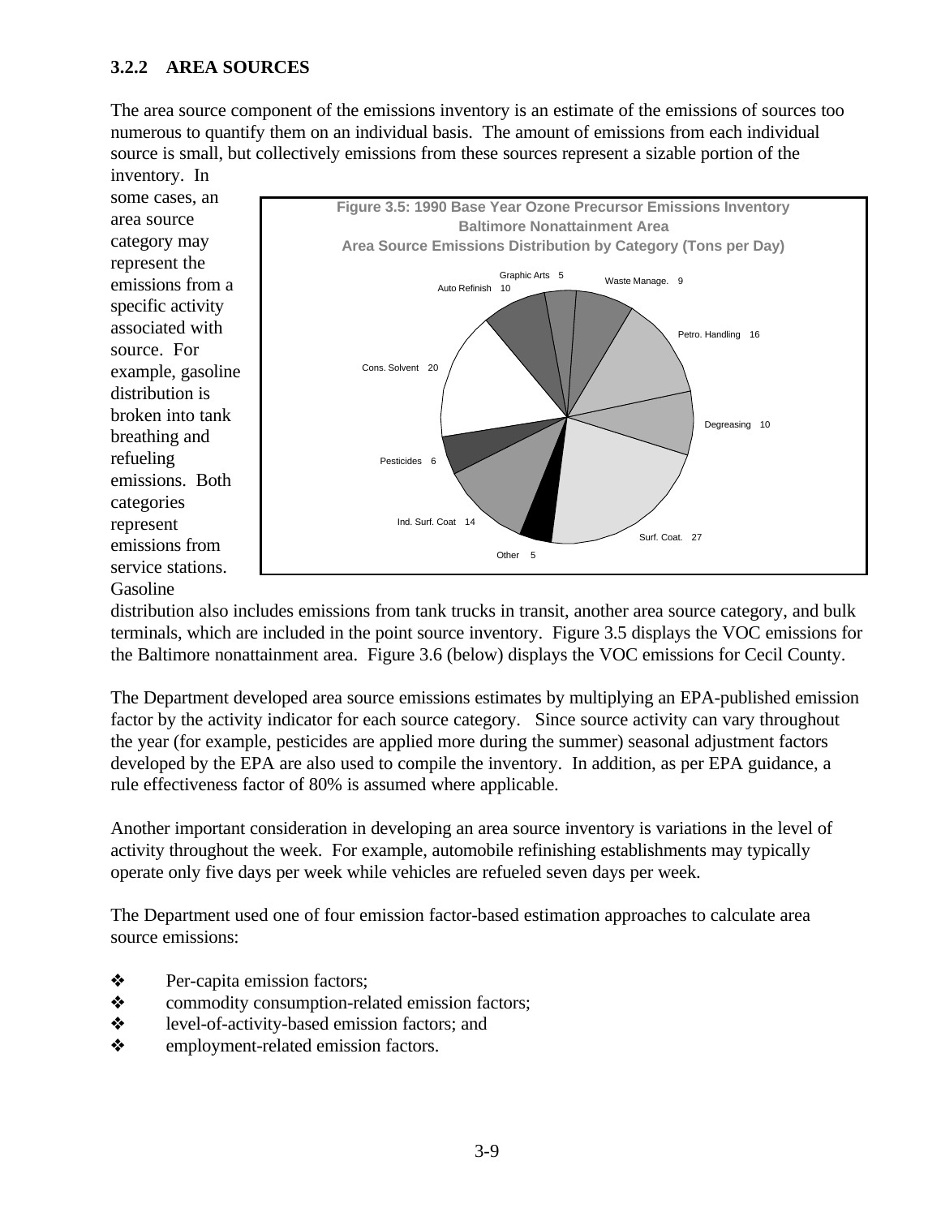### 3.2.2 AREA SOURCES

The area source component of the emissions inventory is an estimate of the emissions of sources too numerous to quantify them on an individual basis. The amount of emissions from each individual source is small, but collectively emissions from these sources represent a sizable portion of the inventory. In some cases, an area source category may represent the emissions from a specific activity associated with source. For example, gasoline distribution is broken into tank breathing and refueling emissions. Both categories represent emissions from service stations. Gasoline distribution also includes emissions from tank trucks in transit, another area source category, and bulk terminals, which are included in the point source inventory. Figure 3.5 displays the VOC emissions for the Baltimore nonattainment area. Figure 3.6 (below) displays the VOC emissions for Cecil County.

**Figure 3.5: 1990 Base Year Ozone Precursor Emissions Inventory**
**Baltimore Nonattainment Area**
**Area Source Emissions Distribution by Category (Tons per Day)**

| Category | Tons per Day |
|---|---|
| Graphic Arts | 5 |
| Waste Manage. | 9 |
| Petro. Handling | 16 |
| Degreasing | 10 |
| Surf. Coat. | 27 |
| Other | 5 |
| Ind. Surf. Coat | 14 |
| Pesticides | 6 |
| Cons. Solvent | 20 |
| Auto Refinish | 10 |

The Department developed area source emissions estimates by multiplying an EPA-published emission factor by the activity indicator for each source category. Since source activity can vary throughout the year (for example, pesticides are applied more during the summer) seasonal adjustment factors developed by the EPA are also used to compile the inventory. In addition, as per EPA guidance, a rule effectiveness factor of 80% is assumed where applicable.

Another important consideration in developing an area source inventory is variations in the level of activity throughout the week. For example, automobile refinishing establishments may typically operate only five days per week while vehicles are refueled seven days per week.

The Department used one of four emission factor-based estimation approaches to calculate area source emissions:

- Per-capita emission factors;
- commodity consumption-related emission factors;
- level-of-activity-based emission factors; and
- employment-related emission factors.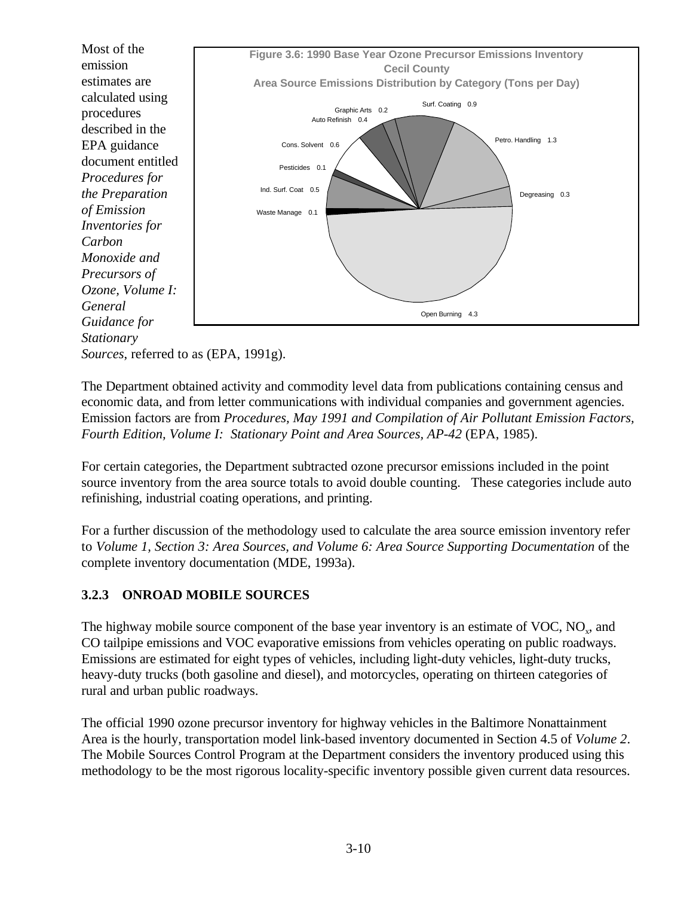Most of the emission estimates are calculated using procedures described in the EPA guidance document entitled *Procedures for the Preparation of Emission Inventories for Carbon Monoxide and Precursors of Ozone, Volume I: General Guidance for Stationary Sources*, referred to as (EPA, 1991g).

**Figure 3.6: 1990 Base Year Ozone Precursor Emissions Inventory Cecil County Area Source Emissions Distribution by Category (Tons per Day)**

| Category | Tons per Day |
|---|---|
| Surf. Coating | 0.9 |
| Petro. Handling | 1.3 |
| Degreasing | 0.3 |
| Open Burning | 4.3 |
| Waste Manage | 0.1 |
| Ind. Surf. Coat | 0.5 |
| Pesticides | 0.1 |
| Cons. Solvent | 0.6 |
| Auto Refinish | 0.4 |
| Graphic Arts | 0.2 |

The Department obtained activity and commodity level data from publications containing census and economic data, and from letter communications with individual companies and government agencies. Emission factors are from *Procedures, May 1991 and Compilation of Air Pollutant Emission Factors, Fourth Edition, Volume I: Stationary Point and Area Sources, AP-42* (EPA, 1985).

For certain categories, the Department subtracted ozone precursor emissions included in the point source inventory from the area source totals to avoid double counting. These categories include auto refinishing, industrial coating operations, and printing.

For a further discussion of the methodology used to calculate the area source emission inventory refer to *Volume 1, Section 3: Area Sources, and Volume 6: Area Source Supporting Documentation* of the complete inventory documentation (MDE, 1993a).

### 3.2.3 ONROAD MOBILE SOURCES

The highway mobile source component of the base year inventory is an estimate of VOC, $NO_x$, and CO tailpipe emissions and VOC evaporative emissions from vehicles operating on public roadways. Emissions are estimated for eight types of vehicles, including light-duty vehicles, light-duty trucks, heavy-duty trucks (both gasoline and diesel), and motorcycles, operating on thirteen categories of rural and urban public roadways.

The official 1990 ozone precursor inventory for highway vehicles in the Baltimore Nonattainment Area is the hourly, transportation model link-based inventory documented in Section 4.5 of *Volume 2*. The Mobile Sources Control Program at the Department considers the inventory produced using this methodology to be the most rigorous locality-specific inventory possible given current data resources.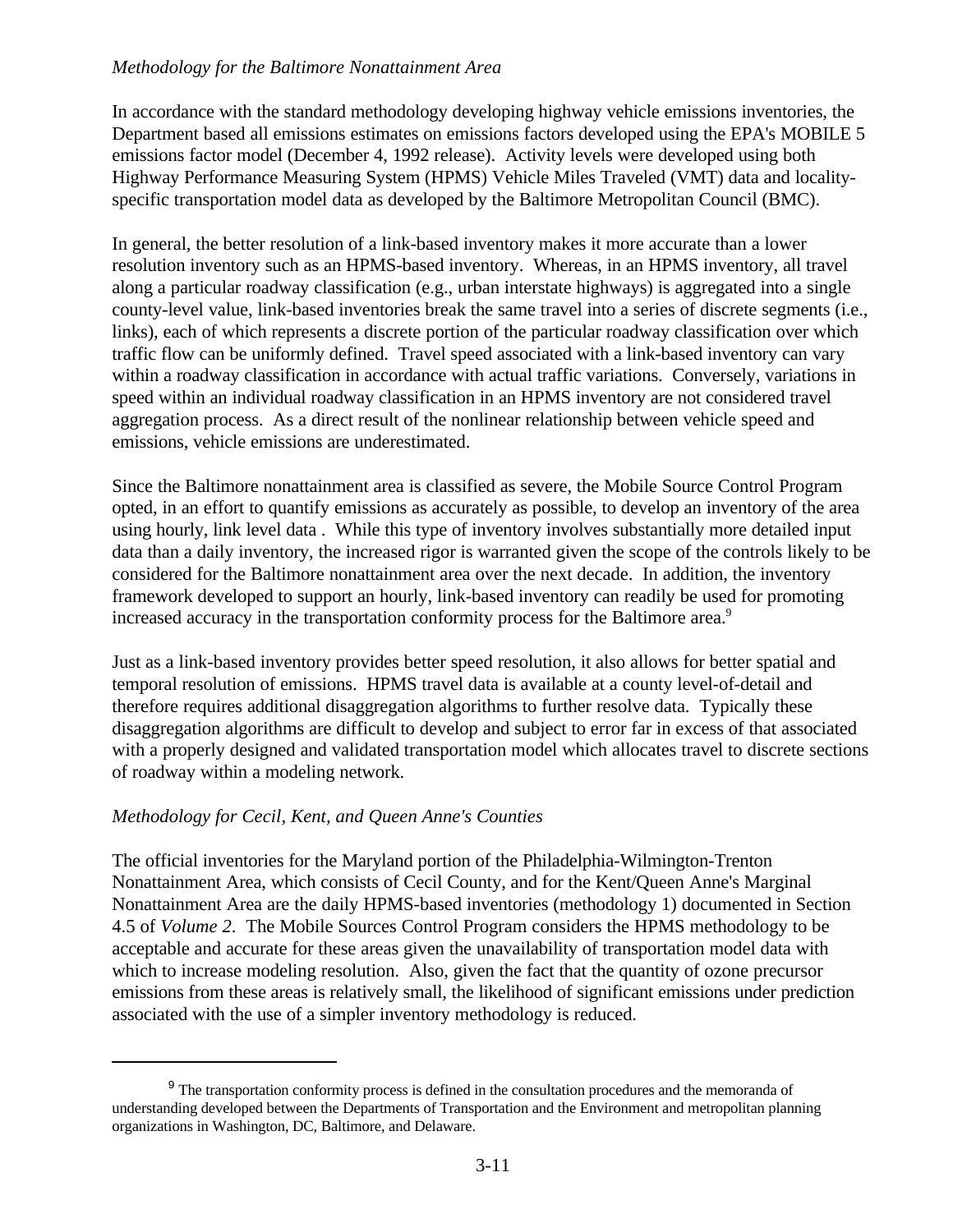*Methodology for the Baltimore Nonattainment Area*

In accordance with the standard methodology developing highway vehicle emissions inventories, the Department based all emissions estimates on emissions factors developed using the EPA's MOBILE 5 emissions factor model (December 4, 1992 release). Activity levels were developed using both Highway Performance Measuring System (HPMS) Vehicle Miles Traveled (VMT) data and locality-specific transportation model data as developed by the Baltimore Metropolitan Council (BMC).

In general, the better resolution of a link-based inventory makes it more accurate than a lower resolution inventory such as an HPMS-based inventory. Whereas, in an HPMS inventory, all travel along a particular roadway classification (e.g., urban interstate highways) is aggregated into a single county-level value, link-based inventories break the same travel into a series of discrete segments (i.e., links), each of which represents a discrete portion of the particular roadway classification over which traffic flow can be uniformly defined. Travel speed associated with a link-based inventory can vary within a roadway classification in accordance with actual traffic variations. Conversely, variations in speed within an individual roadway classification in an HPMS inventory are not considered travel aggregation process. As a direct result of the nonlinear relationship between vehicle speed and emissions, vehicle emissions are underestimated.

Since the Baltimore nonattainment area is classified as severe, the Mobile Source Control Program opted, in an effort to quantify emissions as accurately as possible, to develop an inventory of the area using hourly, link level data . While this type of inventory involves substantially more detailed input data than a daily inventory, the increased rigor is warranted given the scope of the controls likely to be considered for the Baltimore nonattainment area over the next decade. In addition, the inventory framework developed to support an hourly, link-based inventory can readily be used for promoting increased accuracy in the transportation conformity process for the Baltimore area.[9]

Just as a link-based inventory provides better speed resolution, it also allows for better spatial and temporal resolution of emissions. HPMS travel data is available at a county level-of-detail and therefore requires additional disaggregation algorithms to further resolve data. Typically these disaggregation algorithms are difficult to develop and subject to error far in excess of that associated with a properly designed and validated transportation model which allocates travel to discrete sections of roadway within a modeling network.

*Methodology for Cecil, Kent, and Queen Anne's Counties*

The official inventories for the Maryland portion of the Philadelphia-Wilmington-Trenton Nonattainment Area, which consists of Cecil County, and for the Kent/Queen Anne's Marginal Nonattainment Area are the daily HPMS-based inventories (methodology 1) documented in Section 4.5 of *Volume 2*. The Mobile Sources Control Program considers the HPMS methodology to be acceptable and accurate for these areas given the unavailability of transportation model data with which to increase modeling resolution. Also, given the fact that the quantity of ozone precursor emissions from these areas is relatively small, the likelihood of significant emissions under prediction associated with the use of a simpler inventory methodology is reduced.

---

[9] The transportation conformity process is defined in the consultation procedures and the memoranda of understanding developed between the Departments of Transportation and the Environment and metropolitan planning organizations in Washington, DC, Baltimore, and Delaware.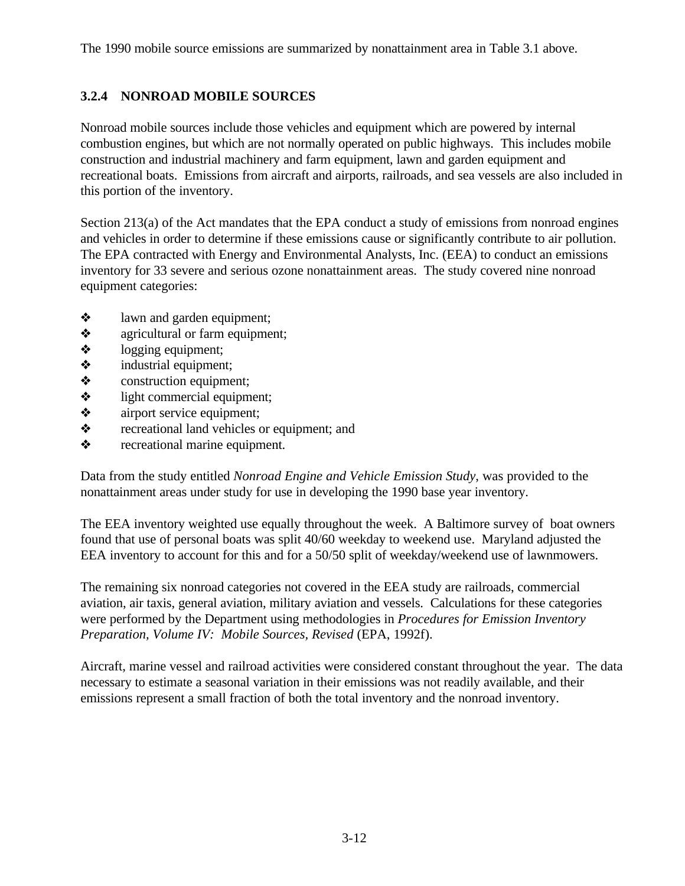The 1990 mobile source emissions are summarized by nonattainment area in Table 3.1 above.

### 3.2.4 NONROAD MOBILE SOURCES

Nonroad mobile sources include those vehicles and equipment which are powered by internal combustion engines, but which are not normally operated on public highways. This includes mobile construction and industrial machinery and farm equipment, lawn and garden equipment and recreational boats. Emissions from aircraft and airports, railroads, and sea vessels are also included in this portion of the inventory.

Section 213(a) of the Act mandates that the EPA conduct a study of emissions from nonroad engines and vehicles in order to determine if these emissions cause or significantly contribute to air pollution. The EPA contracted with Energy and Environmental Analysts, Inc. (EEA) to conduct an emissions inventory for 33 severe and serious ozone nonattainment areas. The study covered nine nonroad equipment categories:

- lawn and garden equipment;
- agricultural or farm equipment;
- logging equipment;
- industrial equipment;
- construction equipment;
- light commercial equipment;
- airport service equipment;
- recreational land vehicles or equipment; and
- recreational marine equipment.

Data from the study entitled *Nonroad Engine and Vehicle Emission Study*, was provided to the nonattainment areas under study for use in developing the 1990 base year inventory.

The EEA inventory weighted use equally throughout the week. A Baltimore survey of boat owners found that use of personal boats was split 40/60 weekday to weekend use. Maryland adjusted the EEA inventory to account for this and for a 50/50 split of weekday/weekend use of lawnmowers.

The remaining six nonroad categories not covered in the EEA study are railroads, commercial aviation, air taxis, general aviation, military aviation and vessels. Calculations for these categories were performed by the Department using methodologies in *Procedures for Emission Inventory Preparation, Volume IV: Mobile Sources, Revised* (EPA, 1992f).

Aircraft, marine vessel and railroad activities were considered constant throughout the year. The data necessary to estimate a seasonal variation in their emissions was not readily available, and their emissions represent a small fraction of both the total inventory and the nonroad inventory.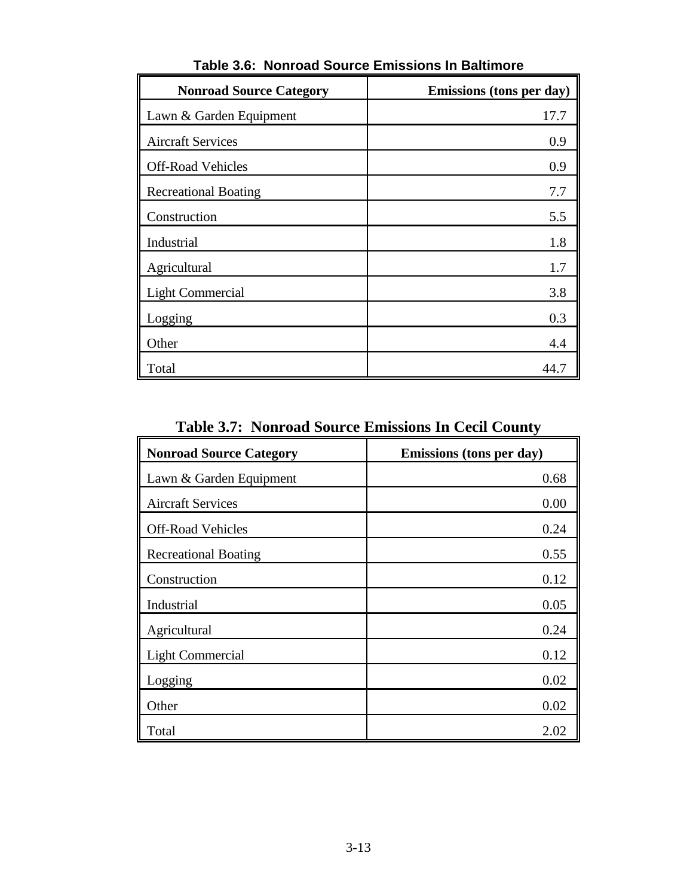**Table 3.6: Nonroad Source Emissions In Baltimore**

| Nonroad Source Category | Emissions (tons per day) |
| --- | --- |
| Lawn & Garden Equipment | 17.7 |
| Aircraft Services | 0.9 |
| Off-Road Vehicles | 0.9 |
| Recreational Boating | 7.7 |
| Construction | 5.5 |
| Industrial | 1.8 |
| Agricultural | 1.7 |
| Light Commercial | 3.8 |
| Logging | 0.3 |
| Other | 4.4 |
| Total | 44.7 |

**Table 3.7: Nonroad Source Emissions In Cecil County**

| Nonroad Source Category | Emissions (tons per day) |
| --- | --- |
| Lawn & Garden Equipment | 0.68 |
| Aircraft Services | 0.00 |
| Off-Road Vehicles | 0.24 |
| Recreational Boating | 0.55 |
| Construction | 0.12 |
| Industrial | 0.05 |
| Agricultural | 0.24 |
| Light Commercial | 0.12 |
| Logging | 0.02 |
| Other | 0.02 |
| Total | 2.02 |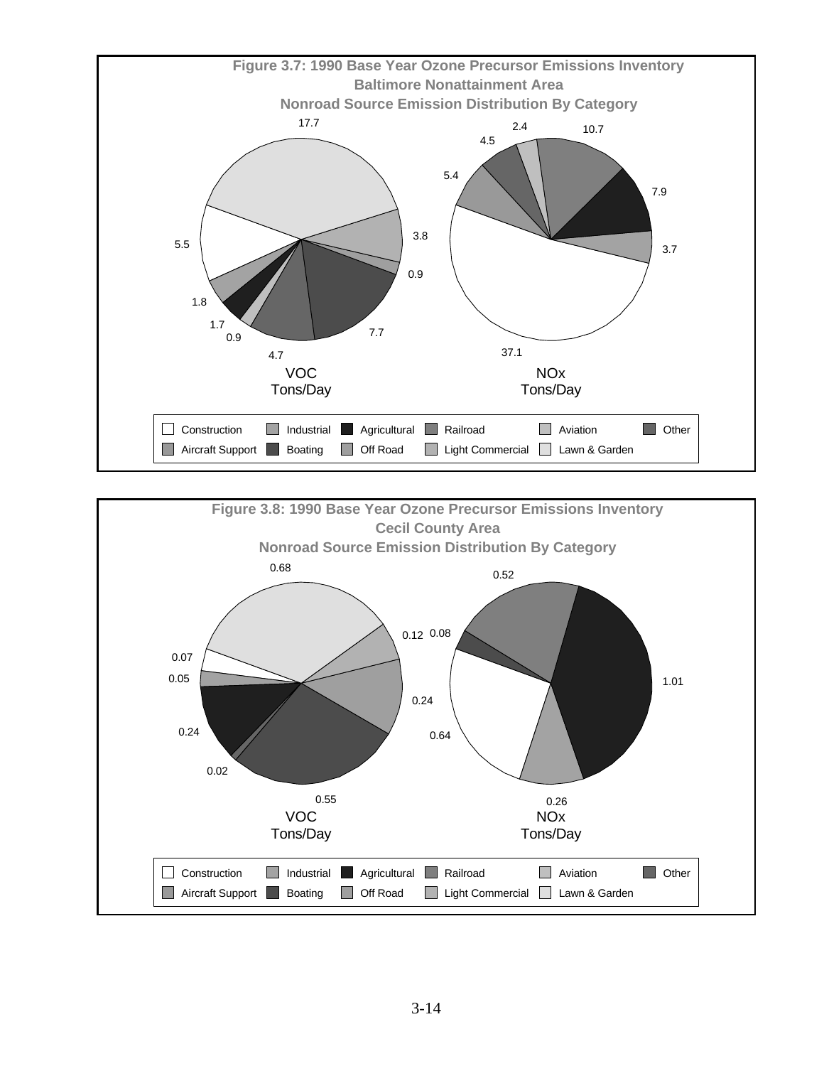**Figure 3.7: 1990 Base Year Ozone Precursor Emissions Inventory**
**Baltimore Nonattainment Area**
**Nonroad Source Emission Distribution By Category**

17.7 3.8 0.9 7.7 4.7 0.9 1.7 1.8 5.5

VOC
Tons/Day

2.4 10.7 7.9 3.7 37.1 5.4 4.5

NOx
Tons/Day

Construction | Industrial | Agricultural | Railroad | Aviation | Other
Aircraft Support | Boating | Off Road | Light Commercial | Lawn & Garden

**Figure 3.8: 1990 Base Year Ozone Precursor Emissions Inventory**
**Cecil County Area**
**Nonroad Source Emission Distribution By Category**

0.68 0.12 0.24 0.55 0.02 0.24 0.05 0.07

VOC
Tons/Day

0.52 1.01 0.26 0.64 0.08

NOx
Tons/Day

Construction | Industrial | Agricultural | Railroad | Aviation | Other
Aircraft Support | Boating | Off Road | Light Commercial | Lawn & Garden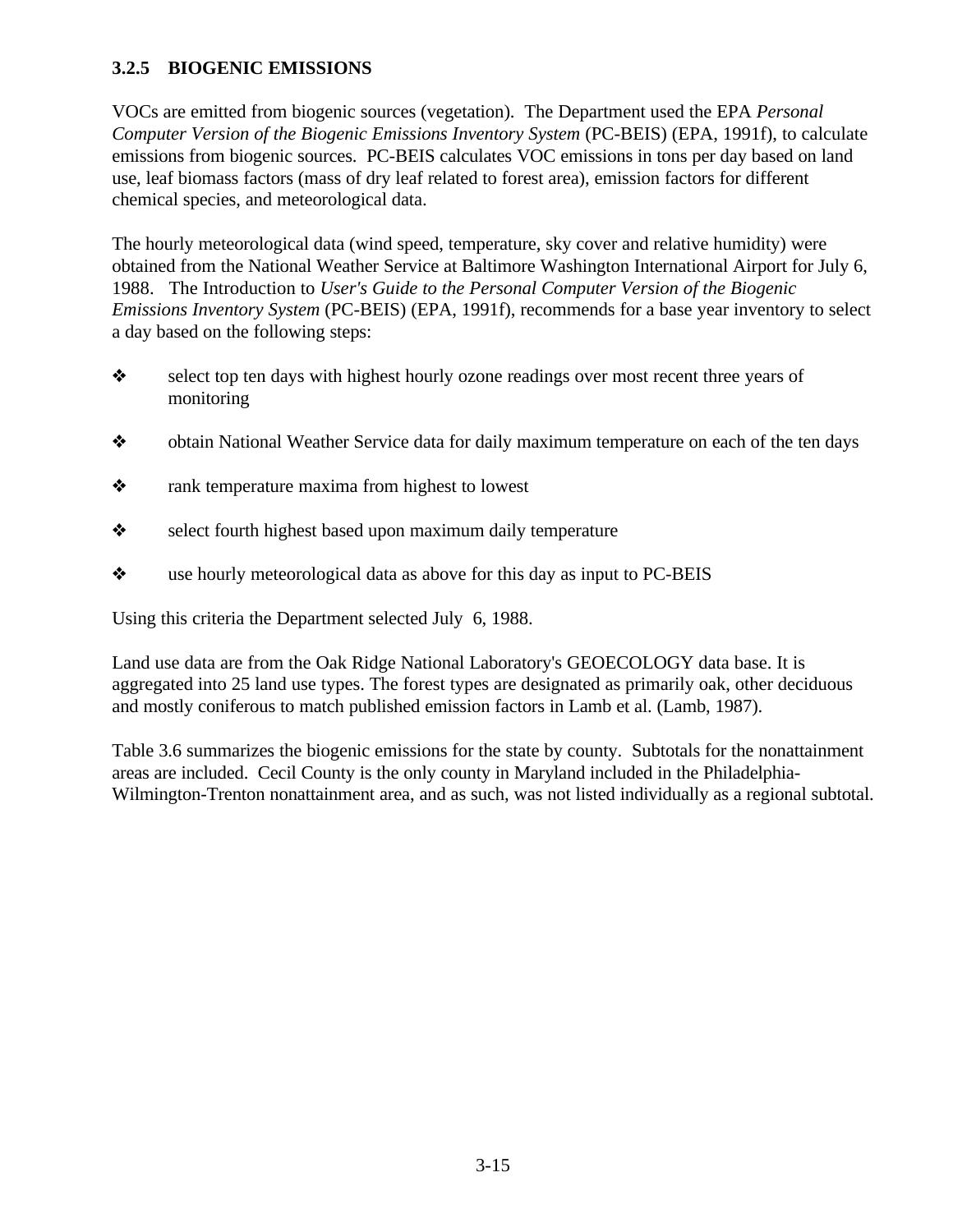### 3.2.5 BIOGENIC EMISSIONS

VOCs are emitted from biogenic sources (vegetation). The Department used the EPA *Personal Computer Version of the Biogenic Emissions Inventory System* (PC-BEIS) (EPA, 1991f), to calculate emissions from biogenic sources. PC-BEIS calculates VOC emissions in tons per day based on land use, leaf biomass factors (mass of dry leaf related to forest area), emission factors for different chemical species, and meteorological data.

The hourly meteorological data (wind speed, temperature, sky cover and relative humidity) were obtained from the National Weather Service at Baltimore Washington International Airport for July 6, 1988. The Introduction to *User's Guide to the Personal Computer Version of the Biogenic Emissions Inventory System* (PC-BEIS) (EPA, 1991f), recommends for a base year inventory to select a day based on the following steps:

- select top ten days with highest hourly ozone readings over most recent three years of monitoring
- obtain National Weather Service data for daily maximum temperature on each of the ten days
- rank temperature maxima from highest to lowest
- select fourth highest based upon maximum daily temperature
- use hourly meteorological data as above for this day as input to PC-BEIS

Using this criteria the Department selected July 6, 1988.

Land use data are from the Oak Ridge National Laboratory's GEOECOLOGY data base. It is aggregated into 25 land use types. The forest types are designated as primarily oak, other deciduous and mostly coniferous to match published emission factors in Lamb et al. (Lamb, 1987).

Table 3.6 summarizes the biogenic emissions for the state by county. Subtotals for the nonattainment areas are included. Cecil County is the only county in Maryland included in the Philadelphia-Wilmington-Trenton nonattainment area, and as such, was not listed individually as a regional subtotal.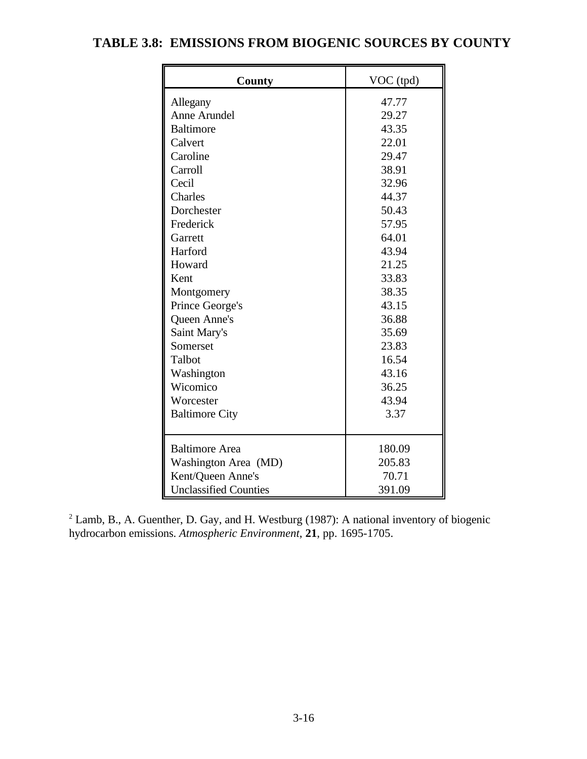### TABLE 3.8: EMISSIONS FROM BIOGENIC SOURCES BY COUNTY

| County | VOC (tpd) |
|---|---|
| Allegany | 47.77 |
| Anne Arundel | 29.27 |
| Baltimore | 43.35 |
| Calvert | 22.01 |
| Caroline | 29.47 |
| Carroll | 38.91 |
| Cecil | 32.96 |
| Charles | 44.37 |
| Dorchester | 50.43 |
| Frederick | 57.95 |
| Garrett | 64.01 |
| Harford | 43.94 |
| Howard | 21.25 |
| Kent | 33.83 |
| Montgomery | 38.35 |
| Prince George's | 43.15 |
| Queen Anne's | 36.88 |
| Saint Mary's | 35.69 |
| Somerset | 23.83 |
| Talbot | 16.54 |
| Washington | 43.16 |
| Wicomico | 36.25 |
| Worcester | 43.94 |
| Baltimore City | 3.37 |
| Baltimore Area | 180.09 |
| Washington Area (MD) | 205.83 |
| Kent/Queen Anne's | 70.71 |
| Unclassified Counties | 391.09 |

[2] Lamb, B., A. Guenther, D. Gay, and H. Westburg (1987): A national inventory of biogenic hydrocarbon emissions. *Atmospheric Environment*, **21**, pp. 1695-1705.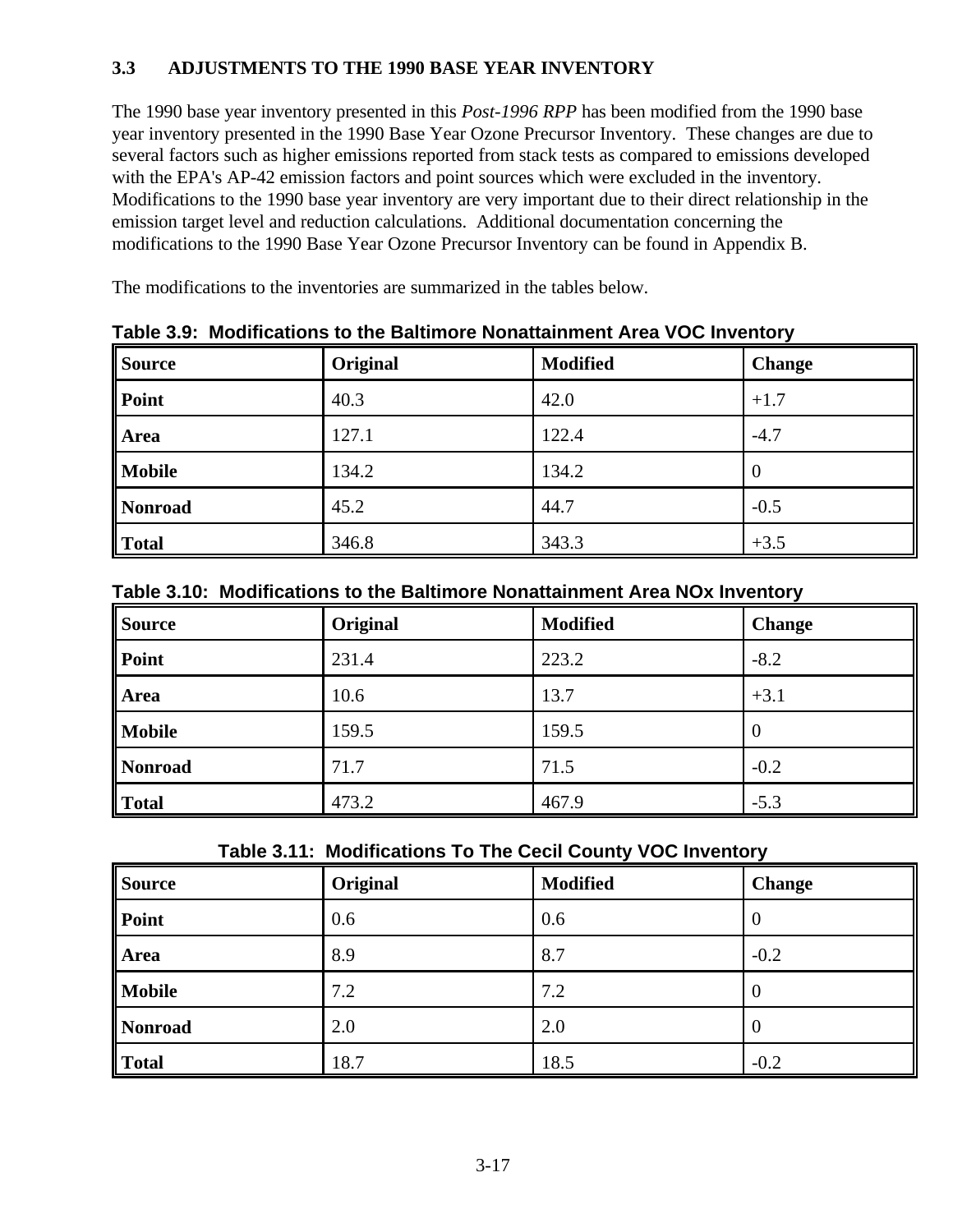### 3.3 ADJUSTMENTS TO THE 1990 BASE YEAR INVENTORY

The 1990 base year inventory presented in this *Post-1996 RPP* has been modified from the 1990 base year inventory presented in the 1990 Base Year Ozone Precursor Inventory. These changes are due to several factors such as higher emissions reported from stack tests as compared to emissions developed with the EPA's AP-42 emission factors and point sources which were excluded in the inventory. Modifications to the 1990 base year inventory are very important due to their direct relationship in the emission target level and reduction calculations. Additional documentation concerning the modifications to the 1990 Base Year Ozone Precursor Inventory can be found in Appendix B.

The modifications to the inventories are summarized in the tables below.

**Table 3.9: Modifications to the Baltimore Nonattainment Area VOC Inventory**

| Source | Original | Modified | Change |
|---|---|---|---|
| **Point** | 40.3 | 42.0 | +1.7 |
| **Area** | 127.1 | 122.4 | -4.7 |
| **Mobile** | 134.2 | 134.2 | 0 |
| **Nonroad** | 45.2 | 44.7 | -0.5 |
| **Total** | 346.8 | 343.3 | +3.5 |

**Table 3.10: Modifications to the Baltimore Nonattainment Area NOx Inventory**

| Source | Original | Modified | Change |
|---|---|---|---|
| **Point** | 231.4 | 223.2 | -8.2 |
| **Area** | 10.6 | 13.7 | +3.1 |
| **Mobile** | 159.5 | 159.5 | 0 |
| **Nonroad** | 71.7 | 71.5 | -0.2 |
| **Total** | 473.2 | 467.9 | -5.3 |

**Table 3.11: Modifications To The Cecil County VOC Inventory**

| Source | Original | Modified | Change |
|---|---|---|---|
| **Point** | 0.6 | 0.6 | 0 |
| **Area** | 8.9 | 8.7 | -0.2 |
| **Mobile** | 7.2 | 7.2 | 0 |
| **Nonroad** | 2.0 | 2.0 | 0 |
| **Total** | 18.7 | 18.5 | -0.2 |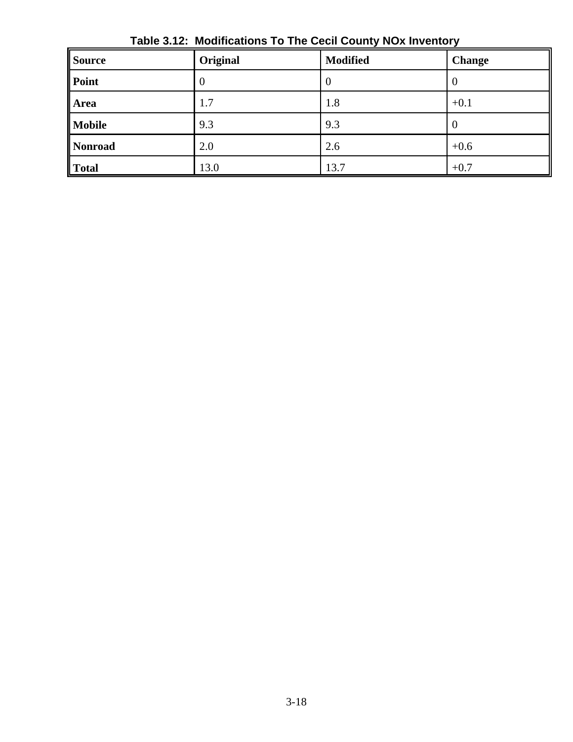**Table 3.12: Modifications To The Cecil County NOx Inventory**

| Source | Original | Modified | Change |
|---|---|---|---|
| **Point** | 0 | 0 | 0 |
| **Area** | 1.7 | 1.8 | +0.1 |
| **Mobile** | 9.3 | 9.3 | 0 |
| **Nonroad** | 2.0 | 2.6 | +0.6 |
| **Total** | 13.0 | 13.7 | +0.7 |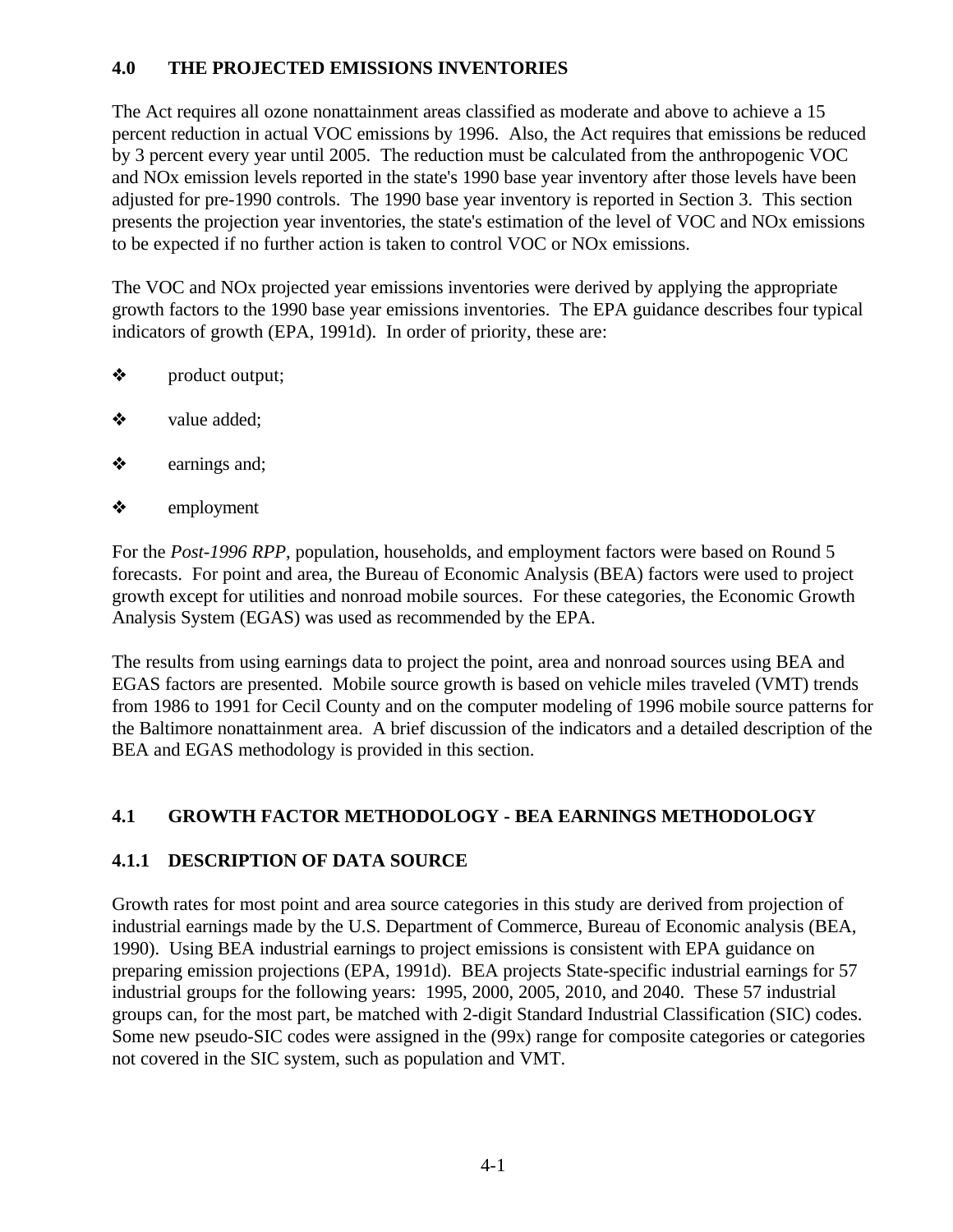## 4.0 THE PROJECTED EMISSIONS INVENTORIES

The Act requires all ozone nonattainment areas classified as moderate and above to achieve a 15 percent reduction in actual VOC emissions by 1996. Also, the Act requires that emissions be reduced by 3 percent every year until 2005. The reduction must be calculated from the anthropogenic VOC and NOx emission levels reported in the state's 1990 base year inventory after those levels have been adjusted for pre-1990 controls. The 1990 base year inventory is reported in Section 3. This section presents the projection year inventories, the state's estimation of the level of VOC and NOx emissions to be expected if no further action is taken to control VOC or NOx emissions.

The VOC and NOx projected year emissions inventories were derived by applying the appropriate growth factors to the 1990 base year emissions inventories. The EPA guidance describes four typical indicators of growth (EPA, 1991d). In order of priority, these are:

- product output;
- value added;
- earnings and;
- employment

For the *Post-1996 RPP*, population, households, and employment factors were based on Round 5 forecasts. For point and area, the Bureau of Economic Analysis (BEA) factors were used to project growth except for utilities and nonroad mobile sources. For these categories, the Economic Growth Analysis System (EGAS) was used as recommended by the EPA.

The results from using earnings data to project the point, area and nonroad sources using BEA and EGAS factors are presented. Mobile source growth is based on vehicle miles traveled (VMT) trends from 1986 to 1991 for Cecil County and on the computer modeling of 1996 mobile source patterns for the Baltimore nonattainment area. A brief discussion of the indicators and a detailed description of the BEA and EGAS methodology is provided in this section.

## 4.1 GROWTH FACTOR METHODOLOGY - BEA EARNINGS METHODOLOGY

### 4.1.1 DESCRIPTION OF DATA SOURCE

Growth rates for most point and area source categories in this study are derived from projection of industrial earnings made by the U.S. Department of Commerce, Bureau of Economic analysis (BEA, 1990). Using BEA industrial earnings to project emissions is consistent with EPA guidance on preparing emission projections (EPA, 1991d). BEA projects State-specific industrial earnings for 57 industrial groups for the following years: 1995, 2000, 2005, 2010, and 2040. These 57 industrial groups can, for the most part, be matched with 2-digit Standard Industrial Classification (SIC) codes. Some new pseudo-SIC codes were assigned in the (99x) range for composite categories or categories not covered in the SIC system, such as population and VMT.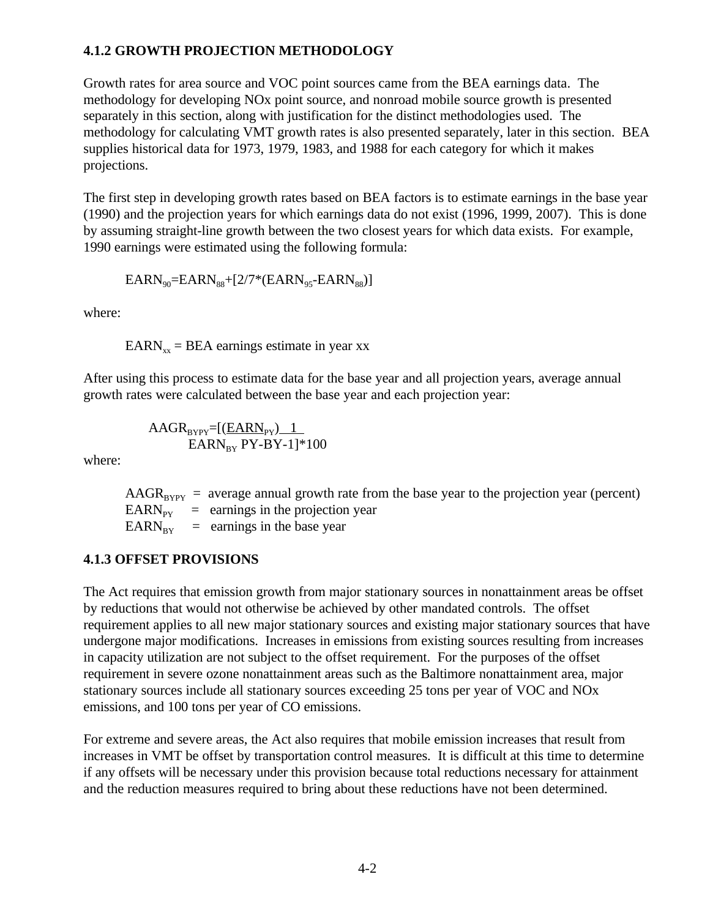### 4.1.2 GROWTH PROJECTION METHODOLOGY

Growth rates for area source and VOC point sources came from the BEA earnings data. The methodology for developing NOx point source, and nonroad mobile source growth is presented separately in this section, along with justification for the distinct methodologies used. The methodology for calculating VMT growth rates is also presented separately, later in this section. BEA supplies historical data for 1973, 1979, 1983, and 1988 for each category for which it makes projections.

The first step in developing growth rates based on BEA factors is to estimate earnings in the base year (1990) and the projection years for which earnings data do not exist (1996, 1999, 2007). This is done by assuming straight-line growth between the two closest years for which data exists. For example, 1990 earnings were estimated using the following formula:

$$EARN_{90}=EARN_{88}+[2/7*(EARN_{95}-EARN_{88})]$$

where:

$EARN_{xx}$ = BEA earnings estimate in year xx

After using this process to estimate data for the base year and all projection years, average annual growth rates were calculated between the base year and each projection year:

$$AAGR_{BYPY}=\left[\left(\frac{EARN_{PY}}{EARN_{BY}}\right)^{\frac{1}{PY-BY}}-1\right]*100$$

where:

$AAGR_{BYPY}$ = average annual growth rate from the base year to the projection year (percent)
$EARN_{PY}$ = earnings in the projection year
$EARN_{BY}$ = earnings in the base year

### 4.1.3 OFFSET PROVISIONS

The Act requires that emission growth from major stationary sources in nonattainment areas be offset by reductions that would not otherwise be achieved by other mandated controls. The offset requirement applies to all new major stationary sources and existing major stationary sources that have undergone major modifications. Increases in emissions from existing sources resulting from increases in capacity utilization are not subject to the offset requirement. For the purposes of the offset requirement in severe ozone nonattainment areas such as the Baltimore nonattainment area, major stationary sources include all stationary sources exceeding 25 tons per year of VOC and NOx emissions, and 100 tons per year of CO emissions.

For extreme and severe areas, the Act also requires that mobile emission increases that result from increases in VMT be offset by transportation control measures. It is difficult at this time to determine if any offsets will be necessary under this provision because total reductions necessary for attainment and the reduction measures required to bring about these reductions have not been determined.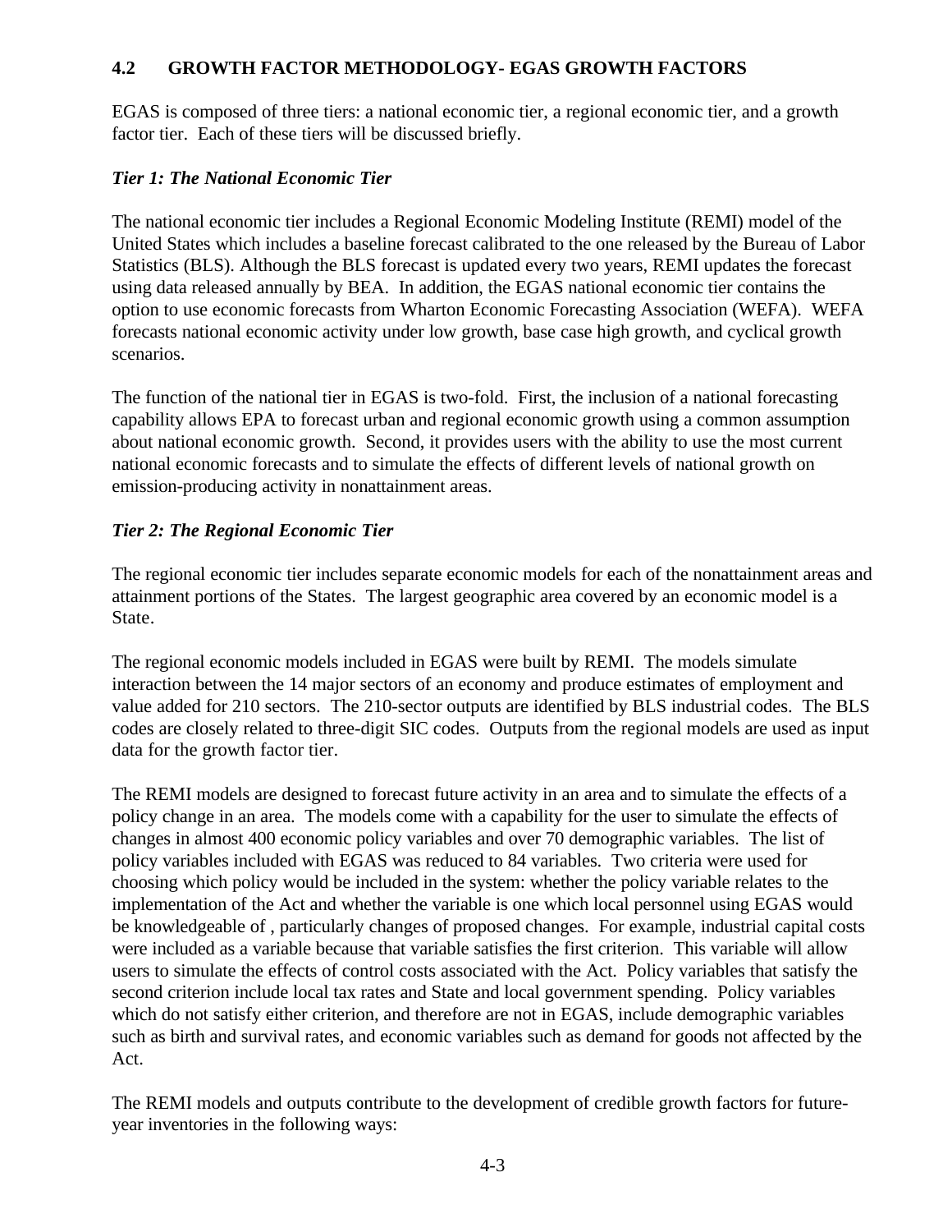## 4.2 GROWTH FACTOR METHODOLOGY- EGAS GROWTH FACTORS

EGAS is composed of three tiers: a national economic tier, a regional economic tier, and a growth factor tier. Each of these tiers will be discussed briefly.

### *Tier 1: The National Economic Tier*

The national economic tier includes a Regional Economic Modeling Institute (REMI) model of the United States which includes a baseline forecast calibrated to the one released by the Bureau of Labor Statistics (BLS). Although the BLS forecast is updated every two years, REMI updates the forecast using data released annually by BEA. In addition, the EGAS national economic tier contains the option to use economic forecasts from Wharton Economic Forecasting Association (WEFA). WEFA forecasts national economic activity under low growth, base case high growth, and cyclical growth scenarios.

The function of the national tier in EGAS is two-fold. First, the inclusion of a national forecasting capability allows EPA to forecast urban and regional economic growth using a common assumption about national economic growth. Second, it provides users with the ability to use the most current national economic forecasts and to simulate the effects of different levels of national growth on emission-producing activity in nonattainment areas.

### *Tier 2: The Regional Economic Tier*

The regional economic tier includes separate economic models for each of the nonattainment areas and attainment portions of the States. The largest geographic area covered by an economic model is a State.

The regional economic models included in EGAS were built by REMI. The models simulate interaction between the 14 major sectors of an economy and produce estimates of employment and value added for 210 sectors. The 210-sector outputs are identified by BLS industrial codes. The BLS codes are closely related to three-digit SIC codes. Outputs from the regional models are used as input data for the growth factor tier.

The REMI models are designed to forecast future activity in an area and to simulate the effects of a policy change in an area. The models come with a capability for the user to simulate the effects of changes in almost 400 economic policy variables and over 70 demographic variables. The list of policy variables included with EGAS was reduced to 84 variables. Two criteria were used for choosing which policy would be included in the system: whether the policy variable relates to the implementation of the Act and whether the variable is one which local personnel using EGAS would be knowledgeable of , particularly changes of proposed changes. For example, industrial capital costs were included as a variable because that variable satisfies the first criterion. This variable will allow users to simulate the effects of control costs associated with the Act. Policy variables that satisfy the second criterion include local tax rates and State and local government spending. Policy variables which do not satisfy either criterion, and therefore are not in EGAS, include demographic variables such as birth and survival rates, and economic variables such as demand for goods not affected by the Act.

The REMI models and outputs contribute to the development of credible growth factors for future-year inventories in the following ways: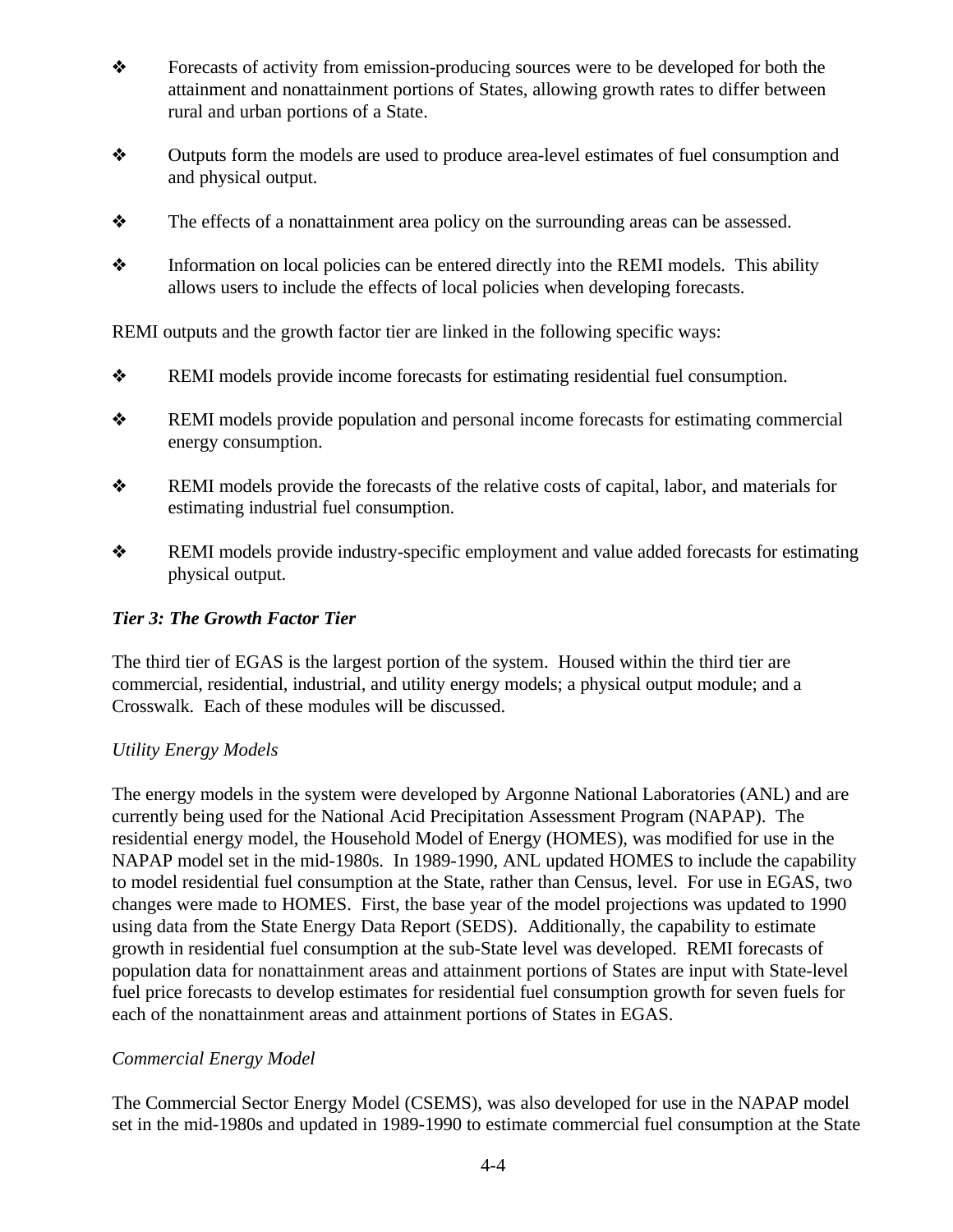- Forecasts of activity from emission-producing sources were to be developed for both the attainment and nonattainment portions of States, allowing growth rates to differ between rural and urban portions of a State.

- Outputs form the models are used to produce area-level estimates of fuel consumption and and physical output.

- The effects of a nonattainment area policy on the surrounding areas can be assessed.

- Information on local policies can be entered directly into the REMI models. This ability allows users to include the effects of local policies when developing forecasts.

REMI outputs and the growth factor tier are linked in the following specific ways:

- REMI models provide income forecasts for estimating residential fuel consumption.

- REMI models provide population and personal income forecasts for estimating commercial energy consumption.

- REMI models provide the forecasts of the relative costs of capital, labor, and materials for estimating industrial fuel consumption.

- REMI models provide industry-specific employment and value added forecasts for estimating physical output.

***Tier 3: The Growth Factor Tier***

The third tier of EGAS is the largest portion of the system. Housed within the third tier are commercial, residential, industrial, and utility energy models; a physical output module; and a Crosswalk. Each of these modules will be discussed.

*Utility Energy Models*

The energy models in the system were developed by Argonne National Laboratories (ANL) and are currently being used for the National Acid Precipitation Assessment Program (NAPAP). The residential energy model, the Household Model of Energy (HOMES), was modified for use in the NAPAP model set in the mid-1980s. In 1989-1990, ANL updated HOMES to include the capability to model residential fuel consumption at the State, rather than Census, level. For use in EGAS, two changes were made to HOMES. First, the base year of the model projections was updated to 1990 using data from the State Energy Data Report (SEDS). Additionally, the capability to estimate growth in residential fuel consumption at the sub-State level was developed. REMI forecasts of population data for nonattainment areas and attainment portions of States are input with State-level fuel price forecasts to develop estimates for residential fuel consumption growth for seven fuels for each of the nonattainment areas and attainment portions of States in EGAS.

*Commercial Energy Model*

The Commercial Sector Energy Model (CSEMS), was also developed for use in the NAPAP model set in the mid-1980s and updated in 1989-1990 to estimate commercial fuel consumption at the State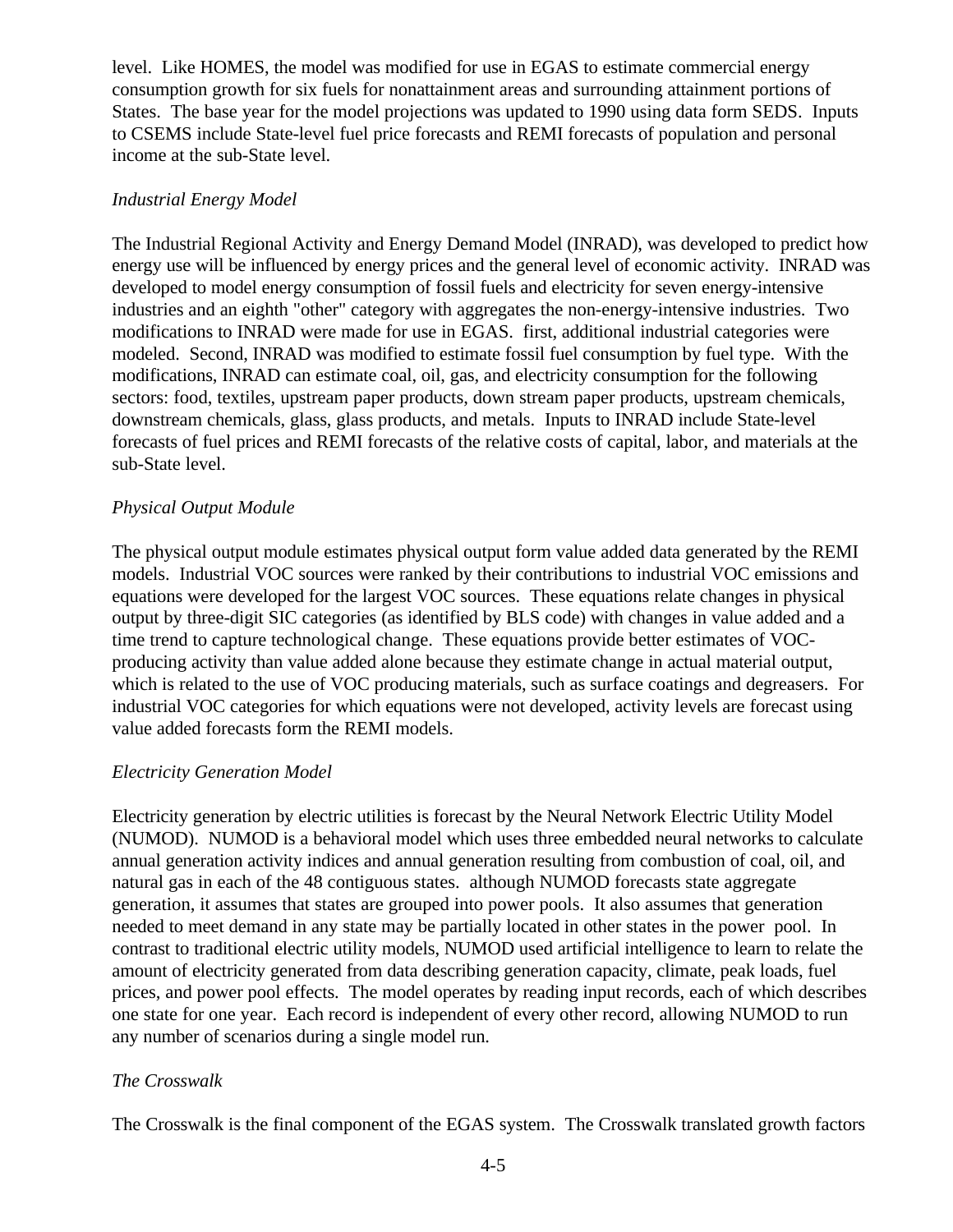level. Like HOMES, the model was modified for use in EGAS to estimate commercial energy consumption growth for six fuels for nonattainment areas and surrounding attainment portions of States. The base year for the model projections was updated to 1990 using data form SEDS. Inputs to CSEMS include State-level fuel price forecasts and REMI forecasts of population and personal income at the sub-State level.

*Industrial Energy Model*

The Industrial Regional Activity and Energy Demand Model (INRAD), was developed to predict how energy use will be influenced by energy prices and the general level of economic activity. INRAD was developed to model energy consumption of fossil fuels and electricity for seven energy-intensive industries and an eighth "other" category with aggregates the non-energy-intensive industries. Two modifications to INRAD were made for use in EGAS. first, additional industrial categories were modeled. Second, INRAD was modified to estimate fossil fuel consumption by fuel type. With the modifications, INRAD can estimate coal, oil, gas, and electricity consumption for the following sectors: food, textiles, upstream paper products, down stream paper products, upstream chemicals, downstream chemicals, glass, glass products, and metals. Inputs to INRAD include State-level forecasts of fuel prices and REMI forecasts of the relative costs of capital, labor, and materials at the sub-State level.

*Physical Output Module*

The physical output module estimates physical output form value added data generated by the REMI models. Industrial VOC sources were ranked by their contributions to industrial VOC emissions and equations were developed for the largest VOC sources. These equations relate changes in physical output by three-digit SIC categories (as identified by BLS code) with changes in value added and a time trend to capture technological change. These equations provide better estimates of VOC-producing activity than value added alone because they estimate change in actual material output, which is related to the use of VOC producing materials, such as surface coatings and degreasers. For industrial VOC categories for which equations were not developed, activity levels are forecast using value added forecasts form the REMI models.

*Electricity Generation Model*

Electricity generation by electric utilities is forecast by the Neural Network Electric Utility Model (NUMOD). NUMOD is a behavioral model which uses three embedded neural networks to calculate annual generation activity indices and annual generation resulting from combustion of coal, oil, and natural gas in each of the 48 contiguous states. although NUMOD forecasts state aggregate generation, it assumes that states are grouped into power pools. It also assumes that generation needed to meet demand in any state may be partially located in other states in the power pool. In contrast to traditional electric utility models, NUMOD used artificial intelligence to learn to relate the amount of electricity generated from data describing generation capacity, climate, peak loads, fuel prices, and power pool effects. The model operates by reading input records, each of which describes one state for one year. Each record is independent of every other record, allowing NUMOD to run any number of scenarios during a single model run.

*The Crosswalk*

The Crosswalk is the final component of the EGAS system. The Crosswalk translated growth factors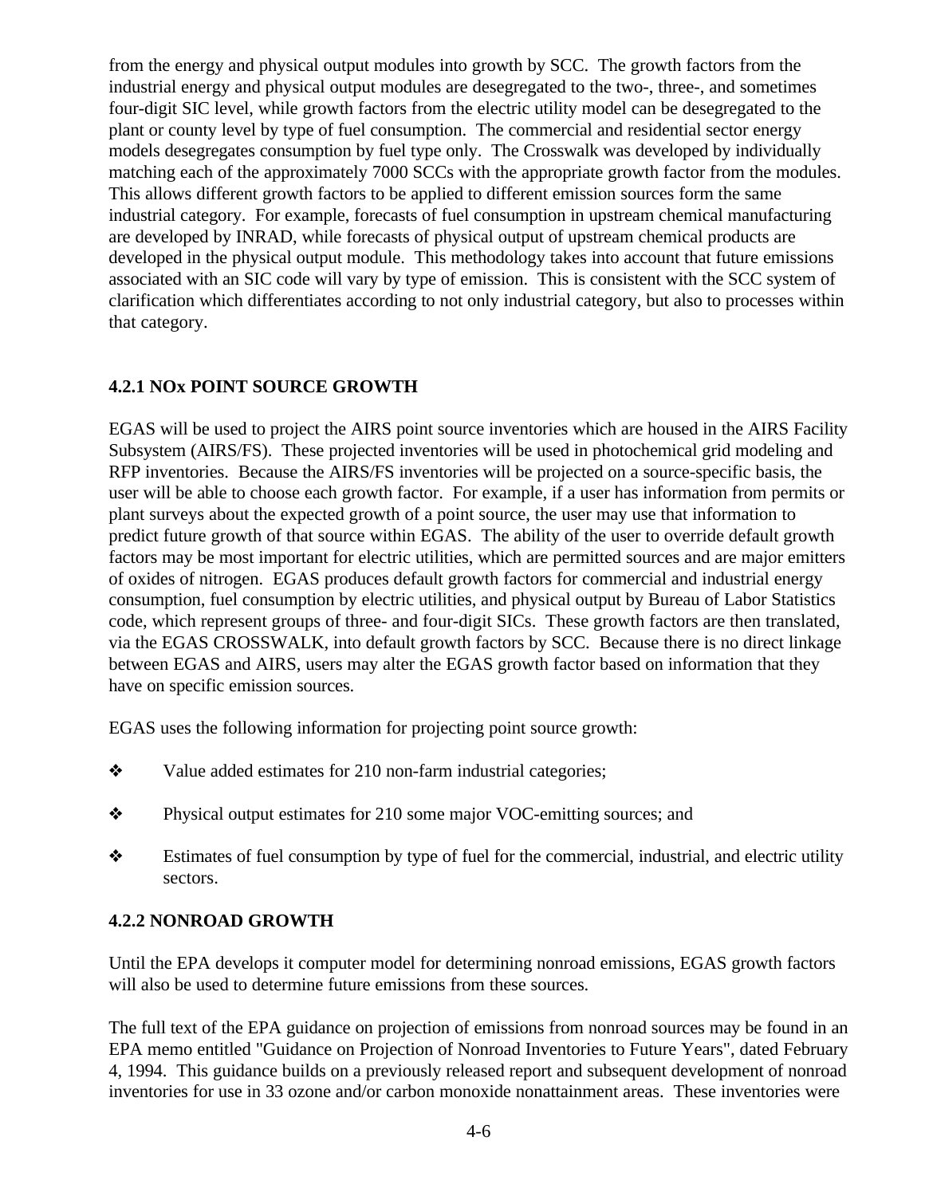from the energy and physical output modules into growth by SCC. The growth factors from the industrial energy and physical output modules are desegregated to the two-, three-, and sometimes four-digit SIC level, while growth factors from the electric utility model can be desegregated to the plant or county level by type of fuel consumption. The commercial and residential sector energy models desegregates consumption by fuel type only. The Crosswalk was developed by individually matching each of the approximately 7000 SCCs with the appropriate growth factor from the modules. This allows different growth factors to be applied to different emission sources form the same industrial category. For example, forecasts of fuel consumption in upstream chemical manufacturing are developed by INRAD, while forecasts of physical output of upstream chemical products are developed in the physical output module. This methodology takes into account that future emissions associated with an SIC code will vary by type of emission. This is consistent with the SCC system of clarification which differentiates according to not only industrial category, but also to processes within that category.

### 4.2.1 NOx POINT SOURCE GROWTH

EGAS will be used to project the AIRS point source inventories which are housed in the AIRS Facility Subsystem (AIRS/FS). These projected inventories will be used in photochemical grid modeling and RFP inventories. Because the AIRS/FS inventories will be projected on a source-specific basis, the user will be able to choose each growth factor. For example, if a user has information from permits or plant surveys about the expected growth of a point source, the user may use that information to predict future growth of that source within EGAS. The ability of the user to override default growth factors may be most important for electric utilities, which are permitted sources and are major emitters of oxides of nitrogen. EGAS produces default growth factors for commercial and industrial energy consumption, fuel consumption by electric utilities, and physical output by Bureau of Labor Statistics code, which represent groups of three- and four-digit SICs. These growth factors are then translated, via the EGAS CROSSWALK, into default growth factors by SCC. Because there is no direct linkage between EGAS and AIRS, users may alter the EGAS growth factor based on information that they have on specific emission sources.

EGAS uses the following information for projecting point source growth:

- Value added estimates for 210 non-farm industrial categories;
- Physical output estimates for 210 some major VOC-emitting sources; and
- Estimates of fuel consumption by type of fuel for the commercial, industrial, and electric utility sectors.

### 4.2.2 NONROAD GROWTH

Until the EPA develops it computer model for determining nonroad emissions, EGAS growth factors will also be used to determine future emissions from these sources.

The full text of the EPA guidance on projection of emissions from nonroad sources may be found in an EPA memo entitled "Guidance on Projection of Nonroad Inventories to Future Years", dated February 4, 1994. This guidance builds on a previously released report and subsequent development of nonroad inventories for use in 33 ozone and/or carbon monoxide nonattainment areas. These inventories were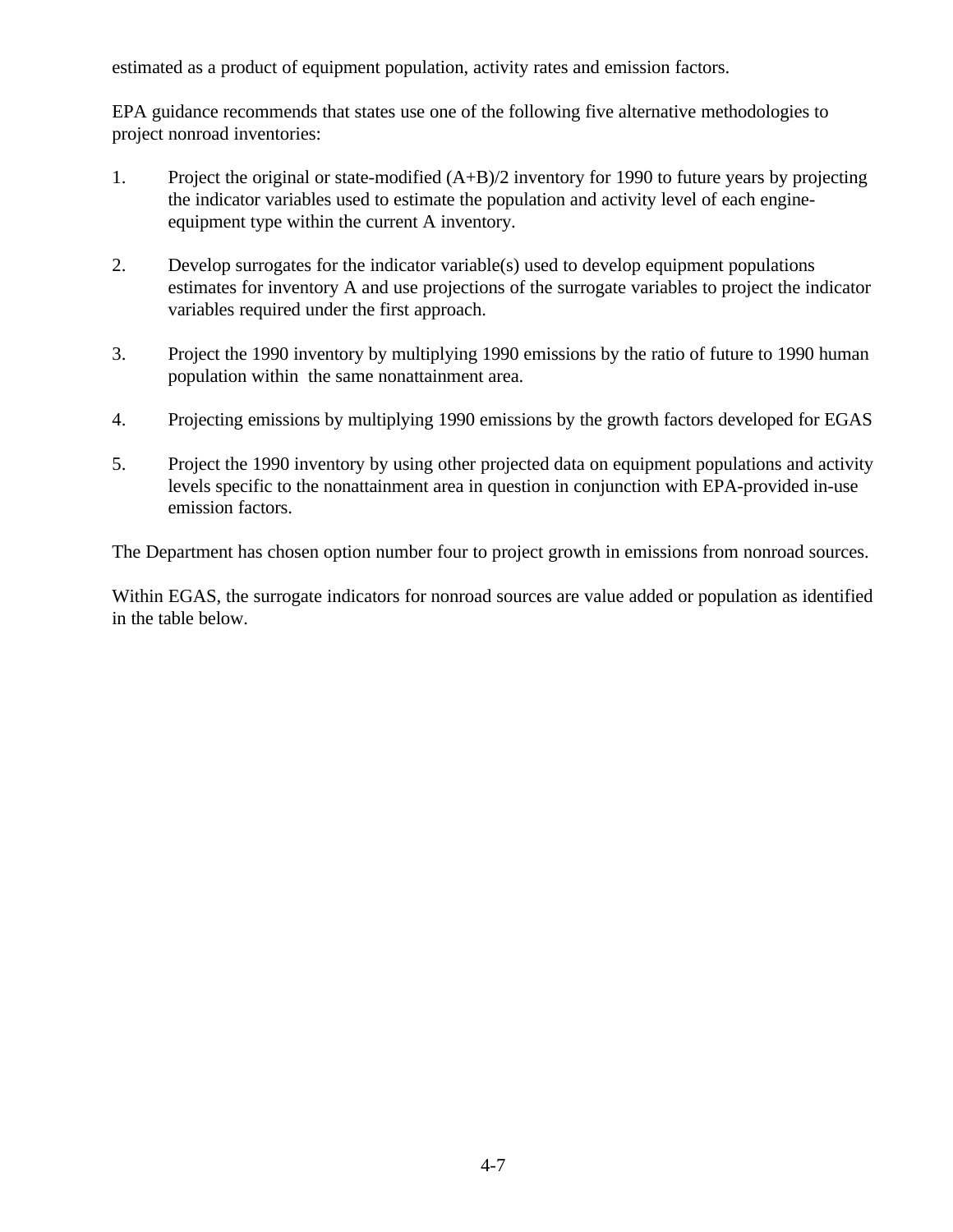estimated as a product of equipment population, activity rates and emission factors.

EPA guidance recommends that states use one of the following five alternative methodologies to project nonroad inventories:

1. Project the original or state-modified (A+B)/2 inventory for 1990 to future years by projecting the indicator variables used to estimate the population and activity level of each engine-equipment type within the current A inventory.

2. Develop surrogates for the indicator variable(s) used to develop equipment populations estimates for inventory A and use projections of the surrogate variables to project the indicator variables required under the first approach.

3. Project the 1990 inventory by multiplying 1990 emissions by the ratio of future to 1990 human population within the same nonattainment area.

4. Projecting emissions by multiplying 1990 emissions by the growth factors developed for EGAS

5. Project the 1990 inventory by using other projected data on equipment populations and activity levels specific to the nonattainment area in question in conjunction with EPA-provided in-use emission factors.

The Department has chosen option number four to project growth in emissions from nonroad sources.

Within EGAS, the surrogate indicators for nonroad sources are value added or population as identified in the table below.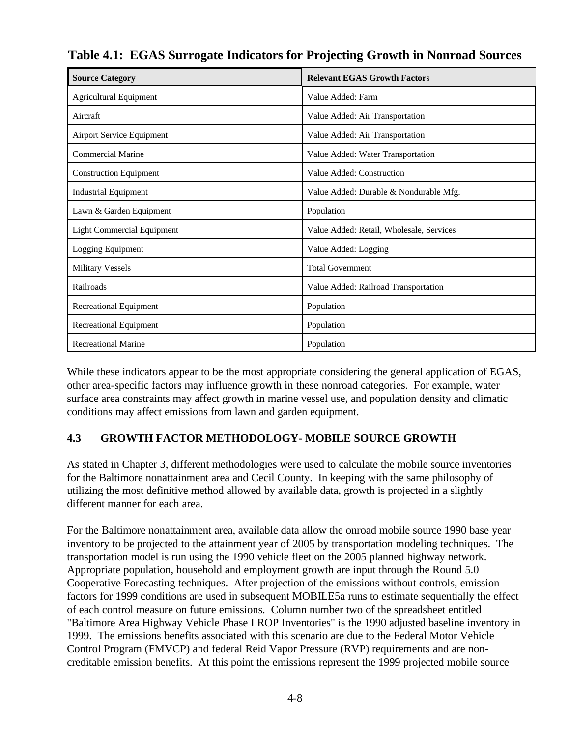**Table 4.1: EGAS Surrogate Indicators for Projecting Growth in Nonroad Sources**

| Source Category | Relevant EGAS Growth Factors |
|---|---|
| Agricultural Equipment | Value Added: Farm |
| Aircraft | Value Added: Air Transportation |
| Airport Service Equipment | Value Added: Air Transportation |
| Commercial Marine | Value Added: Water Transportation |
| Construction Equipment | Value Added: Construction |
| Industrial Equipment | Value Added: Durable & Nondurable Mfg. |
| Lawn & Garden Equipment | Population |
| Light Commercial Equipment | Value Added: Retail, Wholesale, Services |
| Logging Equipment | Value Added: Logging |
| Military Vessels | Total Government |
| Railroads | Value Added: Railroad Transportation |
| Recreational Equipment | Population |
| Recreational Equipment | Population |
| Recreational Marine | Population |

While these indicators appear to be the most appropriate considering the general application of EGAS, other area-specific factors may influence growth in these nonroad categories. For example, water surface area constraints may affect growth in marine vessel use, and population density and climatic conditions may affect emissions from lawn and garden equipment.

### 4.3 GROWTH FACTOR METHODOLOGY- MOBILE SOURCE GROWTH

As stated in Chapter 3, different methodologies were used to calculate the mobile source inventories for the Baltimore nonattainment area and Cecil County. In keeping with the same philosophy of utilizing the most definitive method allowed by available data, growth is projected in a slightly different manner for each area.

For the Baltimore nonattainment area, available data allow the onroad mobile source 1990 base year inventory to be projected to the attainment year of 2005 by transportation modeling techniques. The transportation model is run using the 1990 vehicle fleet on the 2005 planned highway network. Appropriate population, household and employment growth are input through the Round 5.0 Cooperative Forecasting techniques. After projection of the emissions without controls, emission factors for 1999 conditions are used in subsequent MOBILE5a runs to estimate sequentially the effect of each control measure on future emissions. Column number two of the spreadsheet entitled "Baltimore Area Highway Vehicle Phase I ROP Inventories" is the 1990 adjusted baseline inventory in 1999. The emissions benefits associated with this scenario are due to the Federal Motor Vehicle Control Program (FMVCP) and federal Reid Vapor Pressure (RVP) requirements and are non-creditable emission benefits. At this point the emissions represent the 1999 projected mobile source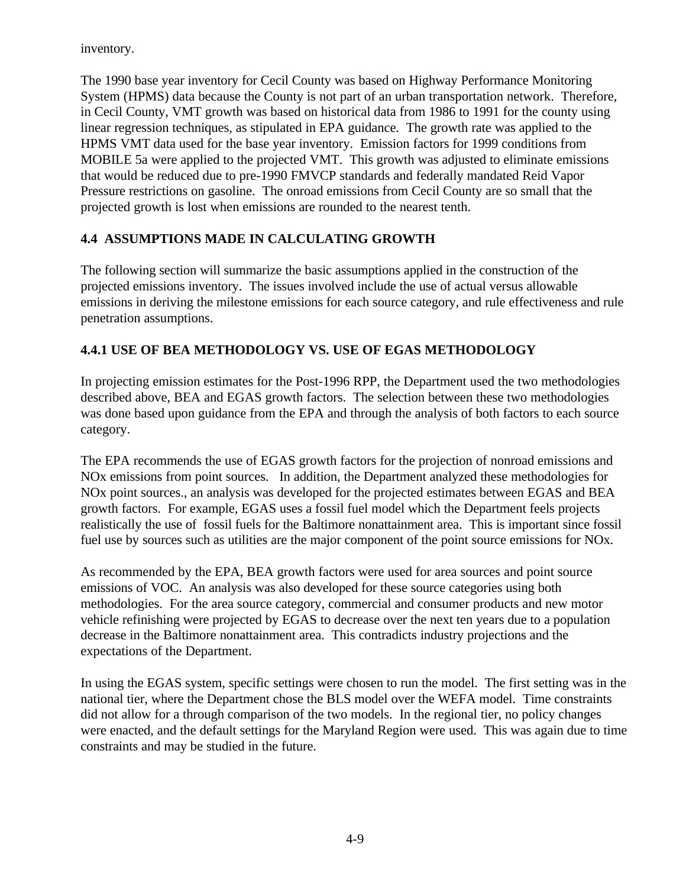inventory.

The 1990 base year inventory for Cecil County was based on Highway Performance Monitoring System (HPMS) data because the County is not part of an urban transportation network. Therefore, in Cecil County, VMT growth was based on historical data from 1986 to 1991 for the county using linear regression techniques, as stipulated in EPA guidance. The growth rate was applied to the HPMS VMT data used for the base year inventory. Emission factors for 1999 conditions from MOBILE 5a were applied to the projected VMT. This growth was adjusted to eliminate emissions that would be reduced due to pre-1990 FMVCP standards and federally mandated Reid Vapor Pressure restrictions on gasoline. The onroad emissions from Cecil County are so small that the projected growth is lost when emissions are rounded to the nearest tenth.

### 4.4 ASSUMPTIONS MADE IN CALCULATING GROWTH

The following section will summarize the basic assumptions applied in the construction of the projected emissions inventory. The issues involved include the use of actual versus allowable emissions in deriving the milestone emissions for each source category, and rule effectiveness and rule penetration assumptions.

#### 4.4.1 USE OF BEA METHODOLOGY VS. USE OF EGAS METHODOLOGY

In projecting emission estimates for the Post-1996 RPP, the Department used the two methodologies described above, BEA and EGAS growth factors. The selection between these two methodologies was done based upon guidance from the EPA and through the analysis of both factors to each source category.

The EPA recommends the use of EGAS growth factors for the projection of nonroad emissions and NOx emissions from point sources. In addition, the Department analyzed these methodologies for NOx point sources., an analysis was developed for the projected estimates between EGAS and BEA growth factors. For example, EGAS uses a fossil fuel model which the Department feels projects realistically the use of fossil fuels for the Baltimore nonattainment area. This is important since fossil fuel use by sources such as utilities are the major component of the point source emissions for NOx.

As recommended by the EPA, BEA growth factors were used for area sources and point source emissions of VOC. An analysis was also developed for these source categories using both methodologies. For the area source category, commercial and consumer products and new motor vehicle refinishing were projected by EGAS to decrease over the next ten years due to a population decrease in the Baltimore nonattainment area. This contradicts industry projections and the expectations of the Department.

In using the EGAS system, specific settings were chosen to run the model. The first setting was in the national tier, where the Department chose the BLS model over the WEFA model. Time constraints did not allow for a through comparison of the two models. In the regional tier, no policy changes were enacted, and the default settings for the Maryland Region were used. This was again due to time constraints and may be studied in the future.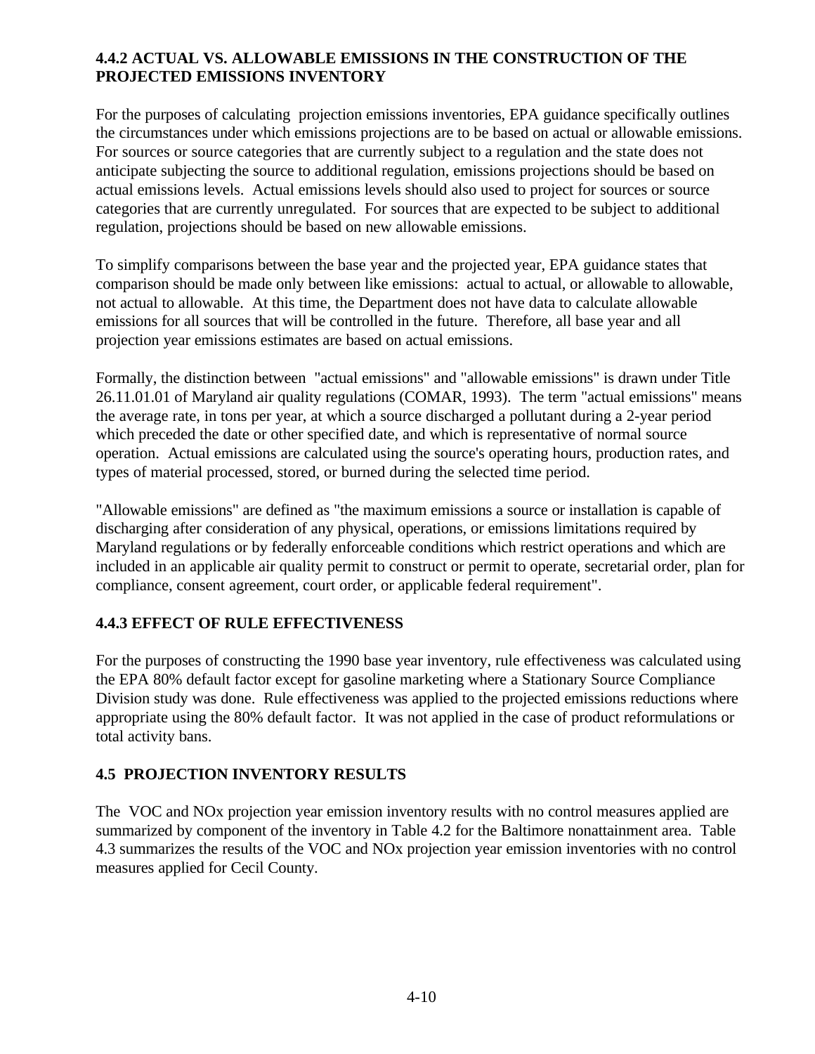### 4.4.2 ACTUAL VS. ALLOWABLE EMISSIONS IN THE CONSTRUCTION OF THE PROJECTED EMISSIONS INVENTORY

For the purposes of calculating projection emissions inventories, EPA guidance specifically outlines the circumstances under which emissions projections are to be based on actual or allowable emissions. For sources or source categories that are currently subject to a regulation and the state does not anticipate subjecting the source to additional regulation, emissions projections should be based on actual emissions levels. Actual emissions levels should also used to project for sources or source categories that are currently unregulated. For sources that are expected to be subject to additional regulation, projections should be based on new allowable emissions.

To simplify comparisons between the base year and the projected year, EPA guidance states that comparison should be made only between like emissions: actual to actual, or allowable to allowable, not actual to allowable. At this time, the Department does not have data to calculate allowable emissions for all sources that will be controlled in the future. Therefore, all base year and all projection year emissions estimates are based on actual emissions.

Formally, the distinction between "actual emissions" and "allowable emissions" is drawn under Title 26.11.01.01 of Maryland air quality regulations (COMAR, 1993). The term "actual emissions" means the average rate, in tons per year, at which a source discharged a pollutant during a 2-year period which preceded the date or other specified date, and which is representative of normal source operation. Actual emissions are calculated using the source's operating hours, production rates, and types of material processed, stored, or burned during the selected time period.

"Allowable emissions" are defined as "the maximum emissions a source or installation is capable of discharging after consideration of any physical, operations, or emissions limitations required by Maryland regulations or by federally enforceable conditions which restrict operations and which are included in an applicable air quality permit to construct or permit to operate, secretarial order, plan for compliance, consent agreement, court order, or applicable federal requirement".

### 4.4.3 EFFECT OF RULE EFFECTIVENESS

For the purposes of constructing the 1990 base year inventory, rule effectiveness was calculated using the EPA 80% default factor except for gasoline marketing where a Stationary Source Compliance Division study was done. Rule effectiveness was applied to the projected emissions reductions where appropriate using the 80% default factor. It was not applied in the case of product reformulations or total activity bans.

## 4.5 PROJECTION INVENTORY RESULTS

The VOC and NOx projection year emission inventory results with no control measures applied are summarized by component of the inventory in Table 4.2 for the Baltimore nonattainment area. Table 4.3 summarizes the results of the VOC and NOx projection year emission inventories with no control measures applied for Cecil County.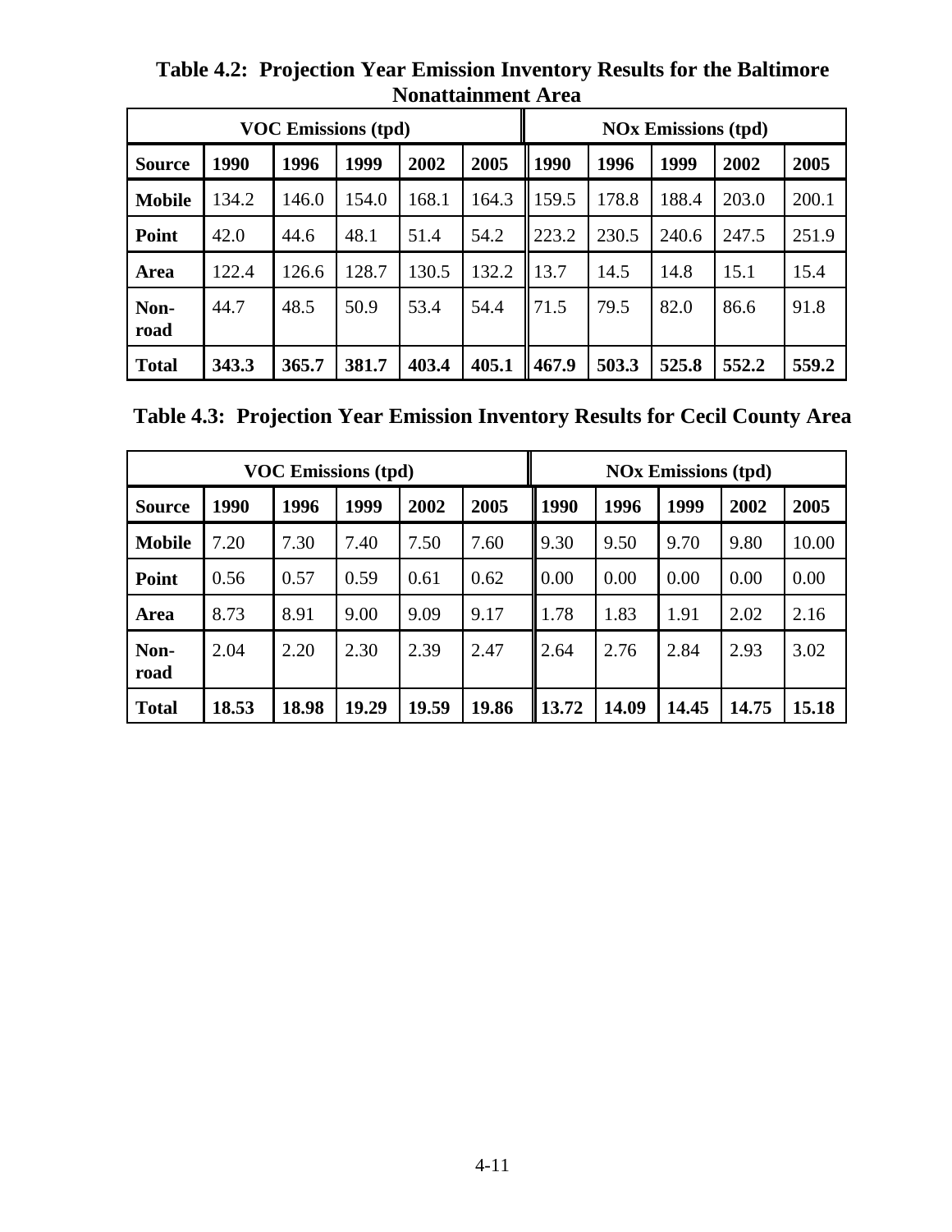**Table 4.2: Projection Year Emission Inventory Results for the Baltimore Nonattainment Area**

| VOC Emissions (tpd) | | | | | | NOx Emissions (tpd) | | | | |
|---|---|---|---|---|---|---|---|---|---|---|
| **Source** | **1990** | **1996** | **1999** | **2002** | **2005** | **1990** | **1996** | **1999** | **2002** | **2005** |
| **Mobile** | 134.2 | 146.0 | 154.0 | 168.1 | 164.3 | 159.5 | 178.8 | 188.4 | 203.0 | 200.1 |
| **Point** | 42.0 | 44.6 | 48.1 | 51.4 | 54.2 | 223.2 | 230.5 | 240.6 | 247.5 | 251.9 |
| **Area** | 122.4 | 126.6 | 128.7 | 130.5 | 132.2 | 13.7 | 14.5 | 14.8 | 15.1 | 15.4 |
| **Non-road** | 44.7 | 48.5 | 50.9 | 53.4 | 54.4 | 71.5 | 79.5 | 82.0 | 86.6 | 91.8 |
| **Total** | **343.3** | **365.7** | **381.7** | **403.4** | **405.1** | **467.9** | **503.3** | **525.8** | **552.2** | **559.2** |

**Table 4.3: Projection Year Emission Inventory Results for Cecil County Area**

| VOC Emissions (tpd) | | | | | | NOx Emissions (tpd) | | | | |
|---|---|---|---|---|---|---|---|---|---|---|
| **Source** | **1990** | **1996** | **1999** | **2002** | **2005** | **1990** | **1996** | **1999** | **2002** | **2005** |
| **Mobile** | 7.20 | 7.30 | 7.40 | 7.50 | 7.60 | 9.30 | 9.50 | 9.70 | 9.80 | 10.00 |
| **Point** | 0.56 | 0.57 | 0.59 | 0.61 | 0.62 | 0.00 | 0.00 | 0.00 | 0.00 | 0.00 |
| **Area** | 8.73 | 8.91 | 9.00 | 9.09 | 9.17 | 1.78 | 1.83 | 1.91 | 2.02 | 2.16 |
| **Non-road** | 2.04 | 2.20 | 2.30 | 2.39 | 2.47 | 2.64 | 2.76 | 2.84 | 2.93 | 3.02 |
| **Total** | **18.53** | **18.98** | **19.29** | **19.59** | **19.86** | **13.72** | **14.09** | **14.45** | **14.75** | **15.18** |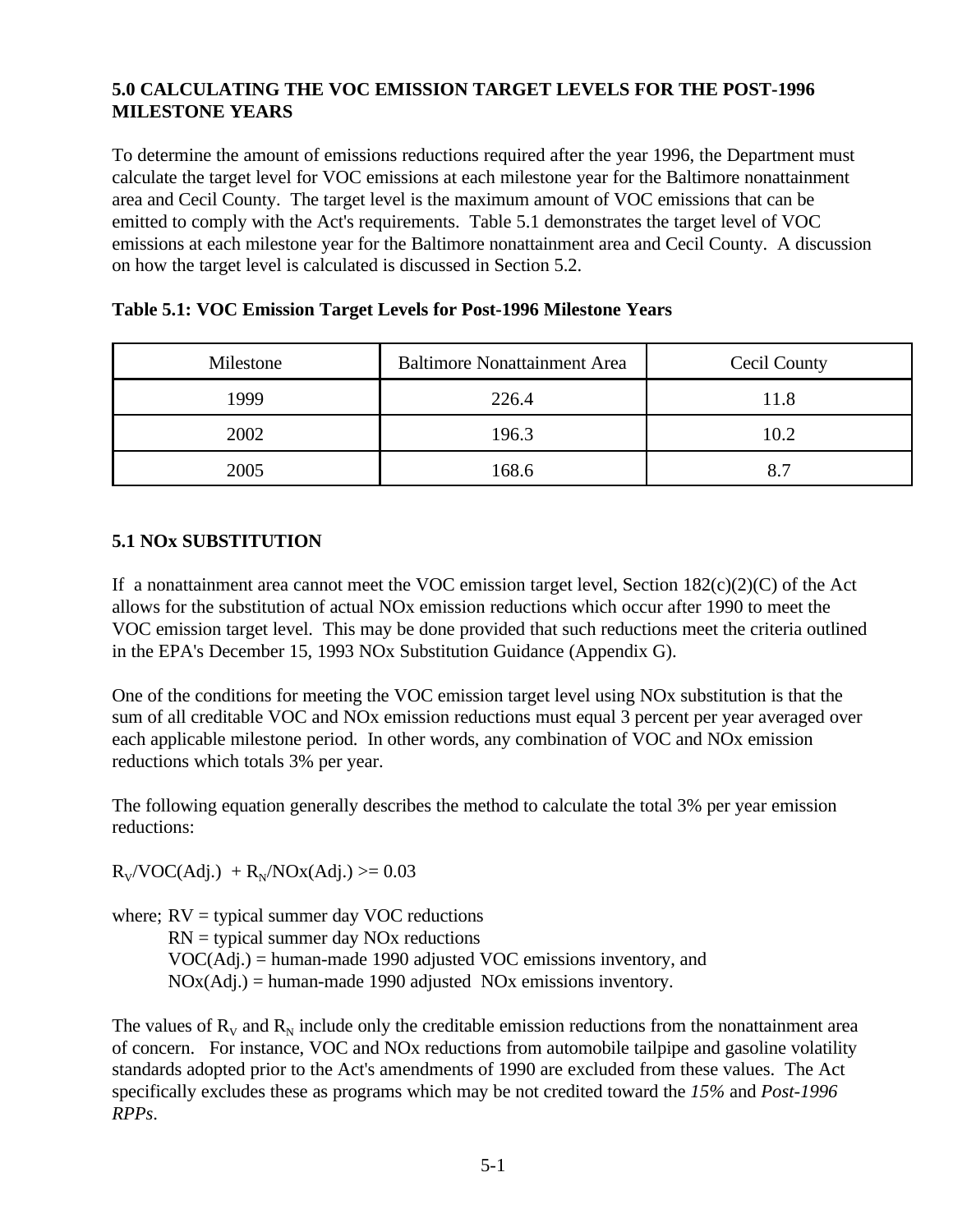## 5.0 CALCULATING THE VOC EMISSION TARGET LEVELS FOR THE POST-1996 MILESTONE YEARS

To determine the amount of emissions reductions required after the year 1996, the Department must calculate the target level for VOC emissions at each milestone year for the Baltimore nonattainment area and Cecil County. The target level is the maximum amount of VOC emissions that can be emitted to comply with the Act's requirements. Table 5.1 demonstrates the target level of VOC emissions at each milestone year for the Baltimore nonattainment area and Cecil County. A discussion on how the target level is calculated is discussed in Section 5.2.

**Table 5.1: VOC Emission Target Levels for Post-1996 Milestone Years**

| Milestone | Baltimore Nonattainment Area | Cecil County |
|---|---|---|
| 1999 | 226.4 | 11.8 |
| 2002 | 196.3 | 10.2 |
| 2005 | 168.6 | 8.7 |

### 5.1 NOx SUBSTITUTION

If a nonattainment area cannot meet the VOC emission target level, Section 182(c)(2)(C) of the Act allows for the substitution of actual NOx emission reductions which occur after 1990 to meet the VOC emission target level. This may be done provided that such reductions meet the criteria outlined in the EPA's December 15, 1993 NOx Substitution Guidance (Appendix G).

One of the conditions for meeting the VOC emission target level using NOx substitution is that the sum of all creditable VOC and NOx emission reductions must equal 3 percent per year averaged over each applicable milestone period. In other words, any combination of VOC and NOx emission reductions which totals 3% per year.

The following equation generally describes the method to calculate the total 3% per year emission reductions:

$$R_V/VOC(Adj.) + R_N/NOx(Adj.) >= 0.03$$

where; RV = typical summer day VOC reductions
RN = typical summer day NOx reductions
VOC(Adj.) = human-made 1990 adjusted VOC emissions inventory, and
NOx(Adj.) = human-made 1990 adjusted NOx emissions inventory.

The values of $R_V$ and $R_N$ include only the creditable emission reductions from the nonattainment area of concern. For instance, VOC and NOx reductions from automobile tailpipe and gasoline volatility standards adopted prior to the Act's amendments of 1990 are excluded from these values. The Act specifically excludes these as programs which may be not credited toward the *15%* and *Post-1996 RPPs*.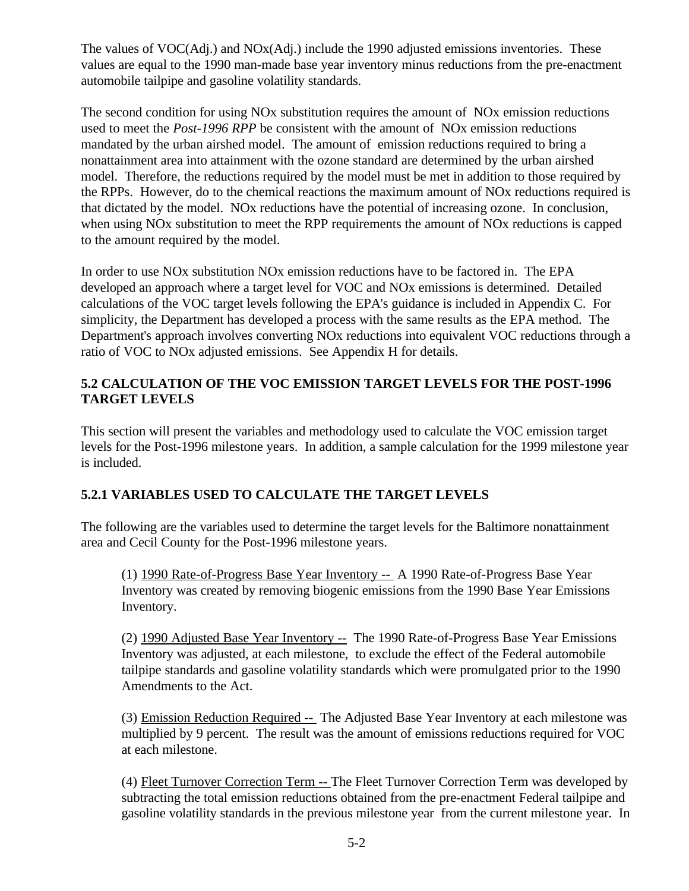The values of VOC(Adj.) and NOx(Adj.) include the 1990 adjusted emissions inventories. These values are equal to the 1990 man-made base year inventory minus reductions from the pre-enactment automobile tailpipe and gasoline volatility standards.

The second condition for using NOx substitution requires the amount of NOx emission reductions used to meet the *Post-1996 RPP* be consistent with the amount of NOx emission reductions mandated by the urban airshed model. The amount of emission reductions required to bring a nonattainment area into attainment with the ozone standard are determined by the urban airshed model. Therefore, the reductions required by the model must be met in addition to those required by the RPPs. However, do to the chemical reactions the maximum amount of NOx reductions required is that dictated by the model. NOx reductions have the potential of increasing ozone. In conclusion, when using NOx substitution to meet the RPP requirements the amount of NOx reductions is capped to the amount required by the model.

In order to use NOx substitution NOx emission reductions have to be factored in. The EPA developed an approach where a target level for VOC and NOx emissions is determined. Detailed calculations of the VOC target levels following the EPA's guidance is included in Appendix C. For simplicity, the Department has developed a process with the same results as the EPA method. The Department's approach involves converting NOx reductions into equivalent VOC reductions through a ratio of VOC to NOx adjusted emissions. See Appendix H for details.

## 5.2 CALCULATION OF THE VOC EMISSION TARGET LEVELS FOR THE POST-1996 TARGET LEVELS

This section will present the variables and methodology used to calculate the VOC emission target levels for the Post-1996 milestone years. In addition, a sample calculation for the 1999 milestone year is included.

### 5.2.1 VARIABLES USED TO CALCULATE THE TARGET LEVELS

The following are the variables used to determine the target levels for the Baltimore nonattainment area and Cecil County for the Post-1996 milestone years.

(1) <u>1990 Rate-of-Progress Base Year Inventory --</u> A 1990 Rate-of-Progress Base Year Inventory was created by removing biogenic emissions from the 1990 Base Year Emissions Inventory.

(2) <u>1990 Adjusted Base Year Inventory --</u> The 1990 Rate-of-Progress Base Year Emissions Inventory was adjusted, at each milestone, to exclude the effect of the Federal automobile tailpipe standards and gasoline volatility standards which were promulgated prior to the 1990 Amendments to the Act.

(3) <u>Emission Reduction Required --</u> The Adjusted Base Year Inventory at each milestone was multiplied by 9 percent. The result was the amount of emissions reductions required for VOC at each milestone.

(4) <u>Fleet Turnover Correction Term --</u> The Fleet Turnover Correction Term was developed by subtracting the total emission reductions obtained from the pre-enactment Federal tailpipe and gasoline volatility standards in the previous milestone year from the current milestone year. In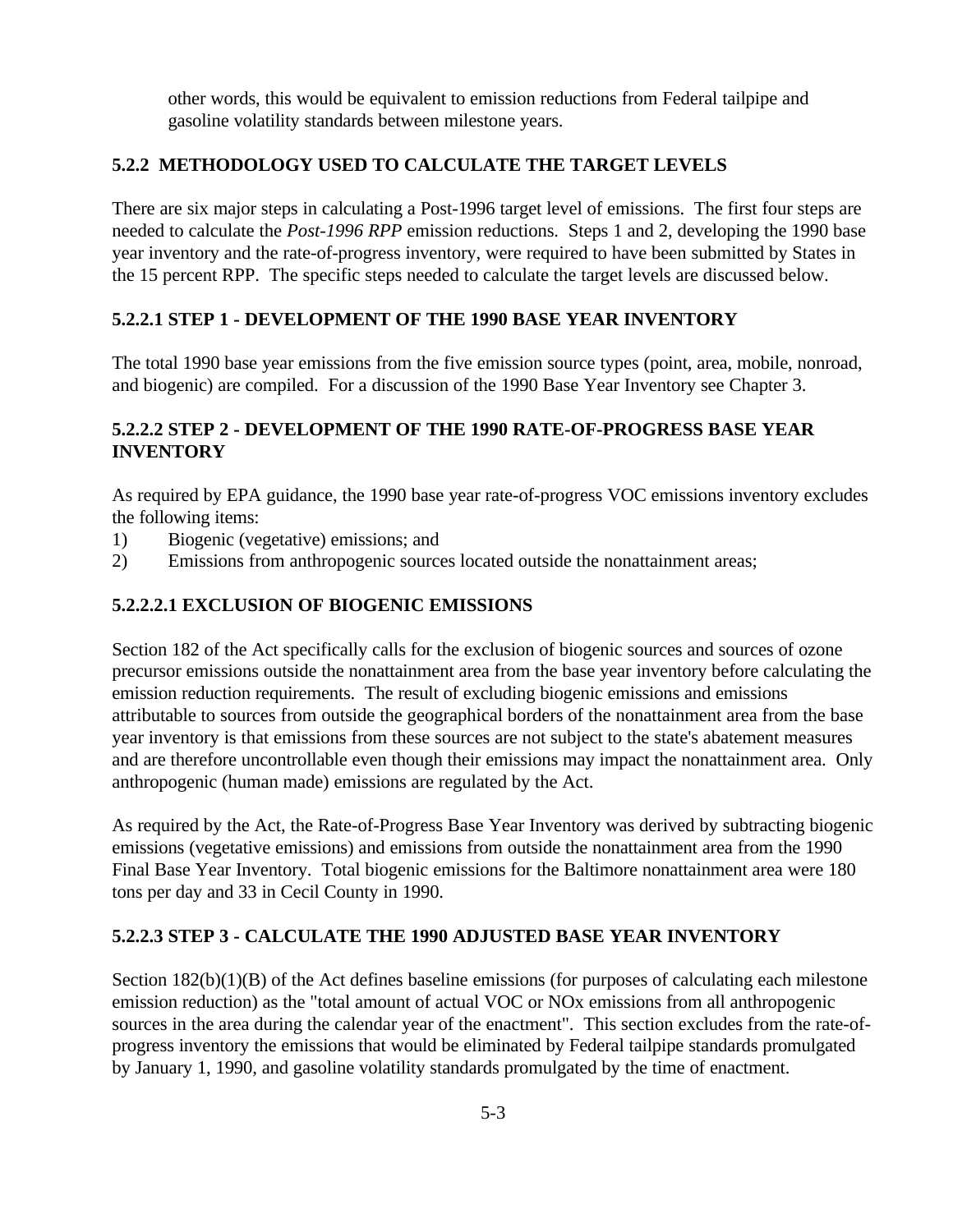other words, this would be equivalent to emission reductions from Federal tailpipe and gasoline volatility standards between milestone years.

### 5.2.2 METHODOLOGY USED TO CALCULATE THE TARGET LEVELS

There are six major steps in calculating a Post-1996 target level of emissions. The first four steps are needed to calculate the *Post-1996 RPP* emission reductions. Steps 1 and 2, developing the 1990 base year inventory and the rate-of-progress inventory, were required to have been submitted by States in the 15 percent RPP. The specific steps needed to calculate the target levels are discussed below.

#### 5.2.2.1 STEP 1 - DEVELOPMENT OF THE 1990 BASE YEAR INVENTORY

The total 1990 base year emissions from the five emission source types (point, area, mobile, nonroad, and biogenic) are compiled. For a discussion of the 1990 Base Year Inventory see Chapter 3.

#### 5.2.2.2 STEP 2 - DEVELOPMENT OF THE 1990 RATE-OF-PROGRESS BASE YEAR INVENTORY

As required by EPA guidance, the 1990 base year rate-of-progress VOC emissions inventory excludes the following items:

1) Biogenic (vegetative) emissions; and
2) Emissions from anthropogenic sources located outside the nonattainment areas;

##### 5.2.2.2.1 EXCLUSION OF BIOGENIC EMISSIONS

Section 182 of the Act specifically calls for the exclusion of biogenic sources and sources of ozone precursor emissions outside the nonattainment area from the base year inventory before calculating the emission reduction requirements. The result of excluding biogenic emissions and emissions attributable to sources from outside the geographical borders of the nonattainment area from the base year inventory is that emissions from these sources are not subject to the state's abatement measures and are therefore uncontrollable even though their emissions may impact the nonattainment area. Only anthropogenic (human made) emissions are regulated by the Act.

As required by the Act, the Rate-of-Progress Base Year Inventory was derived by subtracting biogenic emissions (vegetative emissions) and emissions from outside the nonattainment area from the 1990 Final Base Year Inventory. Total biogenic emissions for the Baltimore nonattainment area were 180 tons per day and 33 in Cecil County in 1990.

#### 5.2.2.3 STEP 3 - CALCULATE THE 1990 ADJUSTED BASE YEAR INVENTORY

Section 182(b)(1)(B) of the Act defines baseline emissions (for purposes of calculating each milestone emission reduction) as the "total amount of actual VOC or NOx emissions from all anthropogenic sources in the area during the calendar year of the enactment". This section excludes from the rate-of-progress inventory the emissions that would be eliminated by Federal tailpipe standards promulgated by January 1, 1990, and gasoline volatility standards promulgated by the time of enactment.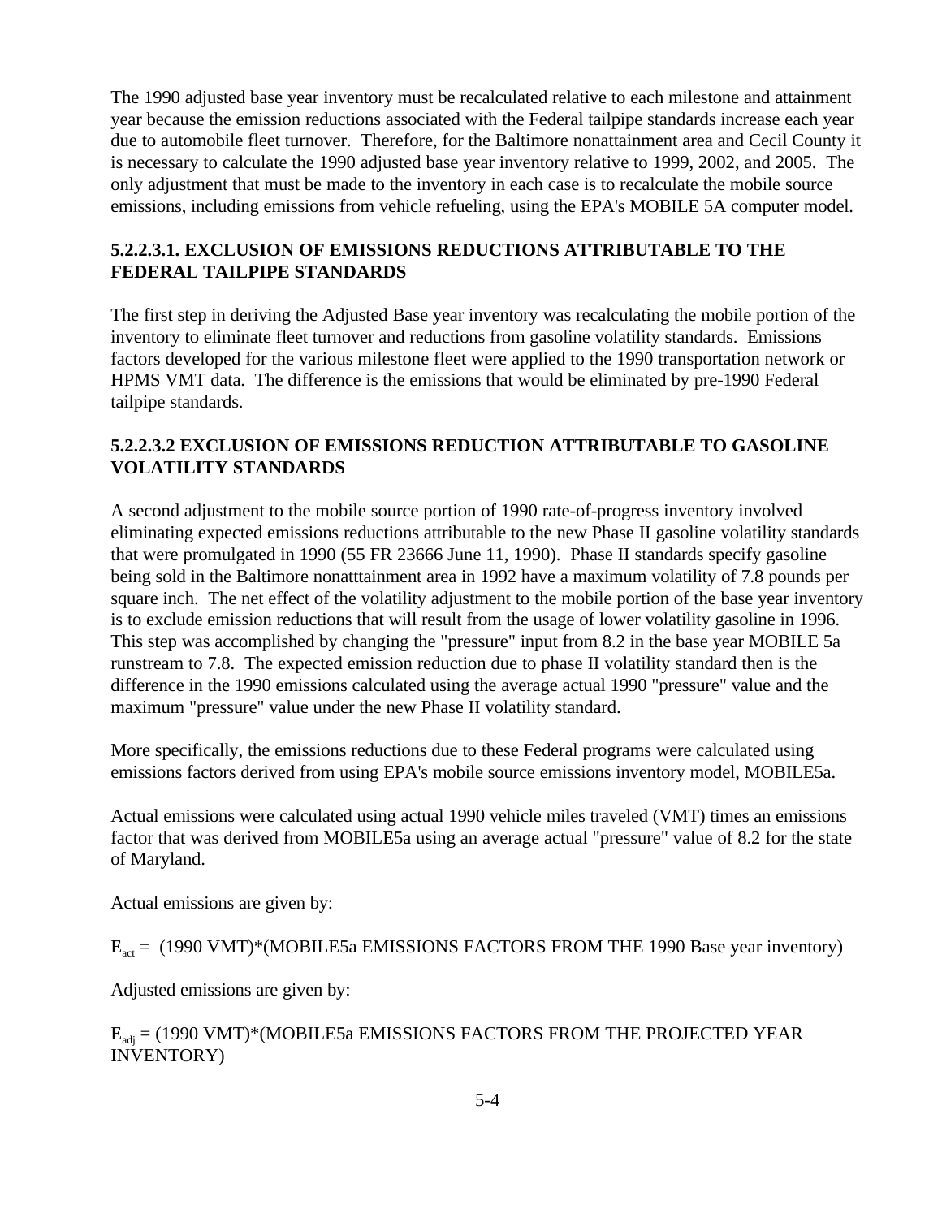The 1990 adjusted base year inventory must be recalculated relative to each milestone and attainment year because the emission reductions associated with the Federal tailpipe standards increase each year due to automobile fleet turnover. Therefore, for the Baltimore nonattainment area and Cecil County it is necessary to calculate the 1990 adjusted base year inventory relative to 1999, 2002, and 2005. The only adjustment that must be made to the inventory in each case is to recalculate the mobile source emissions, including emissions from vehicle refueling, using the EPA's MOBILE 5A computer model.

### 5.2.2.3.1. EXCLUSION OF EMISSIONS REDUCTIONS ATTRIBUTABLE TO THE FEDERAL TAILPIPE STANDARDS

The first step in deriving the Adjusted Base year inventory was recalculating the mobile portion of the inventory to eliminate fleet turnover and reductions from gasoline volatility standards. Emissions factors developed for the various milestone fleet were applied to the 1990 transportation network or HPMS VMT data. The difference is the emissions that would be eliminated by pre-1990 Federal tailpipe standards.

### 5.2.2.3.2 EXCLUSION OF EMISSIONS REDUCTION ATTRIBUTABLE TO GASOLINE VOLATILITY STANDARDS

A second adjustment to the mobile source portion of 1990 rate-of-progress inventory involved eliminating expected emissions reductions attributable to the new Phase II gasoline volatility standards that were promulgated in 1990 (55 FR 23666 June 11, 1990). Phase II standards specify gasoline being sold in the Baltimore nonatttainment area in 1992 have a maximum volatility of 7.8 pounds per square inch. The net effect of the volatility adjustment to the mobile portion of the base year inventory is to exclude emission reductions that will result from the usage of lower volatility gasoline in 1996. This step was accomplished by changing the "pressure" input from 8.2 in the base year MOBILE 5a runstream to 7.8. The expected emission reduction due to phase II volatility standard then is the difference in the 1990 emissions calculated using the average actual 1990 "pressure" value and the maximum "pressure" value under the new Phase II volatility standard.

More specifically, the emissions reductions due to these Federal programs were calculated using emissions factors derived from using EPA's mobile source emissions inventory model, MOBILE5a.

Actual emissions were calculated using actual 1990 vehicle miles traveled (VMT) times an emissions factor that was derived from MOBILE5a using an average actual "pressure" value of 8.2 for the state of Maryland.

Actual emissions are given by:

$E_{act}$ = (1990 VMT)*(MOBILE5a EMISSIONS FACTORS FROM THE 1990 Base year inventory)

Adjusted emissions are given by:

$E_{adj}$ = (1990 VMT)*(MOBILE5a EMISSIONS FACTORS FROM THE PROJECTED YEAR INVENTORY)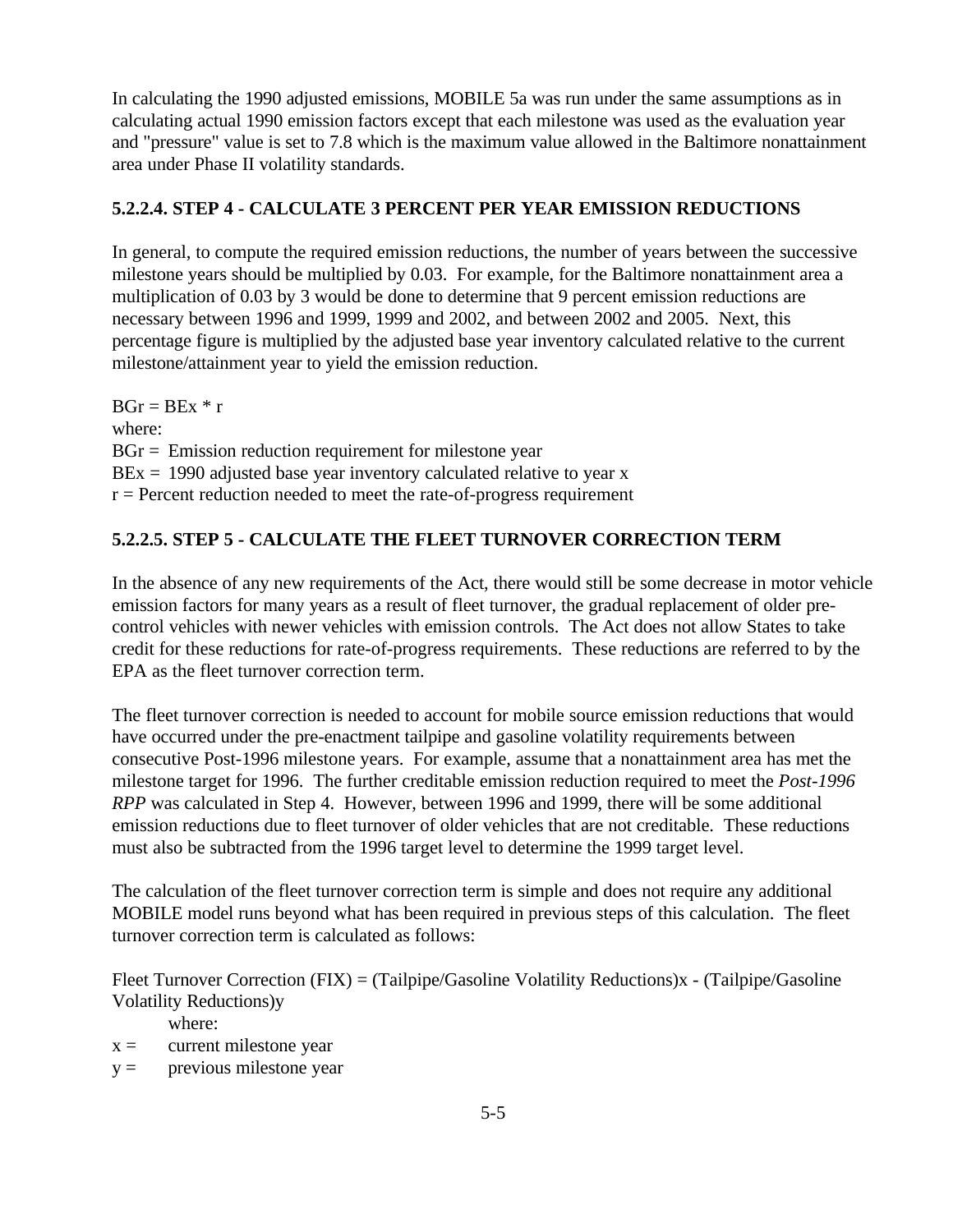In calculating the 1990 adjusted emissions, MOBILE 5a was run under the same assumptions as in calculating actual 1990 emission factors except that each milestone was used as the evaluation year and "pressure" value is set to 7.8 which is the maximum value allowed in the Baltimore nonattainment area under Phase II volatility standards.

### 5.2.2.4. STEP 4 - CALCULATE 3 PERCENT PER YEAR EMISSION REDUCTIONS

In general, to compute the required emission reductions, the number of years between the successive milestone years should be multiplied by 0.03. For example, for the Baltimore nonattainment area a multiplication of 0.03 by 3 would be done to determine that 9 percent emission reductions are necessary between 1996 and 1999, 1999 and 2002, and between 2002 and 2005. Next, this percentage figure is multiplied by the adjusted base year inventory calculated relative to the current milestone/attainment year to yield the emission reduction.

$BGr = BEx * r$

where:

BGr = Emission reduction requirement for milestone year

BEx = 1990 adjusted base year inventory calculated relative to year x

r = Percent reduction needed to meet the rate-of-progress requirement

### 5.2.2.5. STEP 5 - CALCULATE THE FLEET TURNOVER CORRECTION TERM

In the absence of any new requirements of the Act, there would still be some decrease in motor vehicle emission factors for many years as a result of fleet turnover, the gradual replacement of older pre-control vehicles with newer vehicles with emission controls. The Act does not allow States to take credit for these reductions for rate-of-progress requirements. These reductions are referred to by the EPA as the fleet turnover correction term.

The fleet turnover correction is needed to account for mobile source emission reductions that would have occurred under the pre-enactment tailpipe and gasoline volatility requirements between consecutive Post-1996 milestone years. For example, assume that a nonattainment area has met the milestone target for 1996. The further creditable emission reduction required to meet the *Post-1996 RPP* was calculated in Step 4. However, between 1996 and 1999, there will be some additional emission reductions due to fleet turnover of older vehicles that are not creditable. These reductions must also be subtracted from the 1996 target level to determine the 1999 target level.

The calculation of the fleet turnover correction term is simple and does not require any additional MOBILE model runs beyond what has been required in previous steps of this calculation. The fleet turnover correction term is calculated as follows:

Fleet Turnover Correction (FIX) = (Tailpipe/Gasoline Volatility Reductions)x - (Tailpipe/Gasoline Volatility Reductions)y

where:

x = current milestone year

y = previous milestone year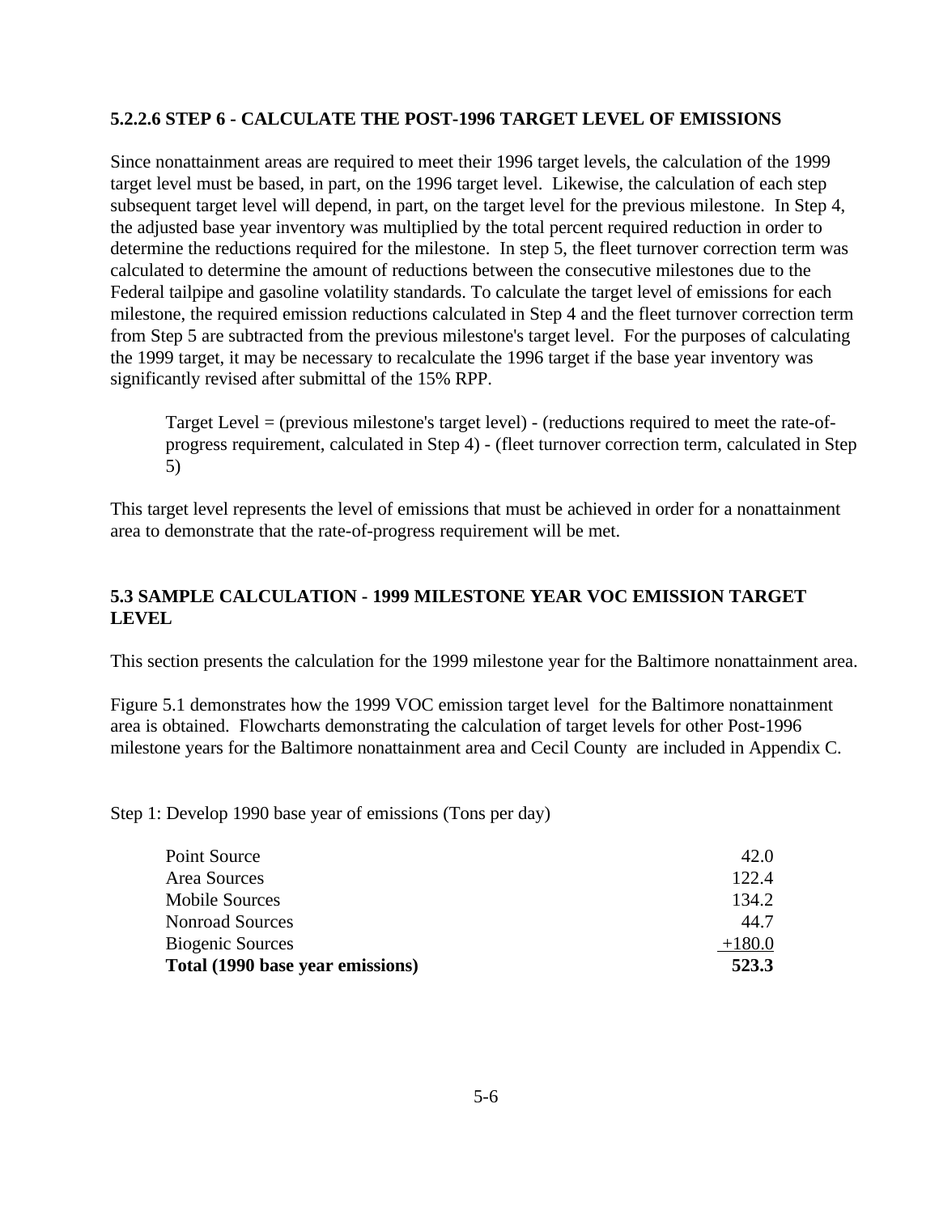#### 5.2.2.6 STEP 6 - CALCULATE THE POST-1996 TARGET LEVEL OF EMISSIONS

Since nonattainment areas are required to meet their 1996 target levels, the calculation of the 1999 target level must be based, in part, on the 1996 target level. Likewise, the calculation of each step subsequent target level will depend, in part, on the target level for the previous milestone. In Step 4, the adjusted base year inventory was multiplied by the total percent required reduction in order to determine the reductions required for the milestone. In step 5, the fleet turnover correction term was calculated to determine the amount of reductions between the consecutive milestones due to the Federal tailpipe and gasoline volatility standards. To calculate the target level of emissions for each milestone, the required emission reductions calculated in Step 4 and the fleet turnover correction term from Step 5 are subtracted from the previous milestone's target level. For the purposes of calculating the 1999 target, it may be necessary to recalculate the 1996 target if the base year inventory was significantly revised after submittal of the 15% RPP.

> Target Level = (previous milestone's target level) - (reductions required to meet the rate-of-progress requirement, calculated in Step 4) - (fleet turnover correction term, calculated in Step 5)

This target level represents the level of emissions that must be achieved in order for a nonattainment area to demonstrate that the rate-of-progress requirement will be met.

### 5.3 SAMPLE CALCULATION - 1999 MILESTONE YEAR VOC EMISSION TARGET LEVEL

This section presents the calculation for the 1999 milestone year for the Baltimore nonattainment area.

Figure 5.1 demonstrates how the 1999 VOC emission target level for the Baltimore nonattainment area is obtained. Flowcharts demonstrating the calculation of target levels for other Post-1996 milestone years for the Baltimore nonattainment area and Cecil County are included in Appendix C.

Step 1: Develop 1990 base year of emissions (Tons per day)

| | |
|---|---:|
| Point Source | 42.0 |
| Area Sources | 122.4 |
| Mobile Sources | 134.2 |
| Nonroad Sources | 44.7 |
| Biogenic Sources | +180.0 |
| **Total (1990 base year emissions)** | **523.3** |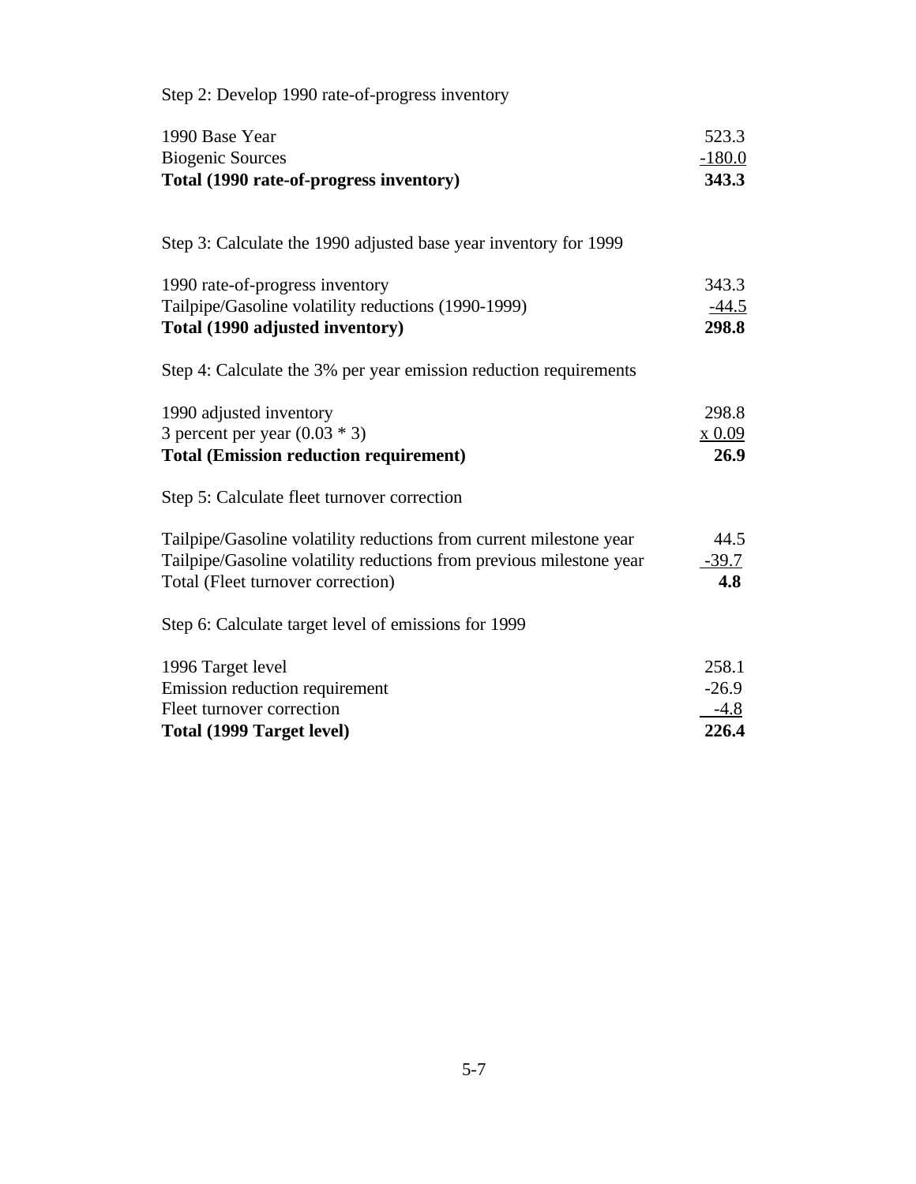Step 2: Develop 1990 rate-of-progress inventory

| | |
|---|---|
| 1990 Base Year | 523.3 |
| Biogenic Sources | -180.0 |
| **Total (1990 rate-of-progress inventory)** | **343.3** |

Step 3: Calculate the 1990 adjusted base year inventory for 1999

| | |
|---|---|
| 1990 rate-of-progress inventory | 343.3 |
| Tailpipe/Gasoline volatility reductions (1990-1999) | -44.5 |
| **Total (1990 adjusted inventory)** | **298.8** |

Step 4: Calculate the 3% per year emission reduction requirements

| | |
|---|---|
| 1990 adjusted inventory | 298.8 |
| 3 percent per year (0.03 * 3) | x 0.09 |
| **Total (Emission reduction requirement)** | **26.9** |

Step 5: Calculate fleet turnover correction

| | |
|---|---|
| Tailpipe/Gasoline volatility reductions from current milestone year | 44.5 |
| Tailpipe/Gasoline volatility reductions from previous milestone year | -39.7 |
| Total (Fleet turnover correction) | **4.8** |

Step 6: Calculate target level of emissions for 1999

| | |
|---|---|
| 1996 Target level | 258.1 |
| Emission reduction requirement | -26.9 |
| Fleet turnover correction | -4.8 |
| **Total (1999 Target level)** | **226.4** |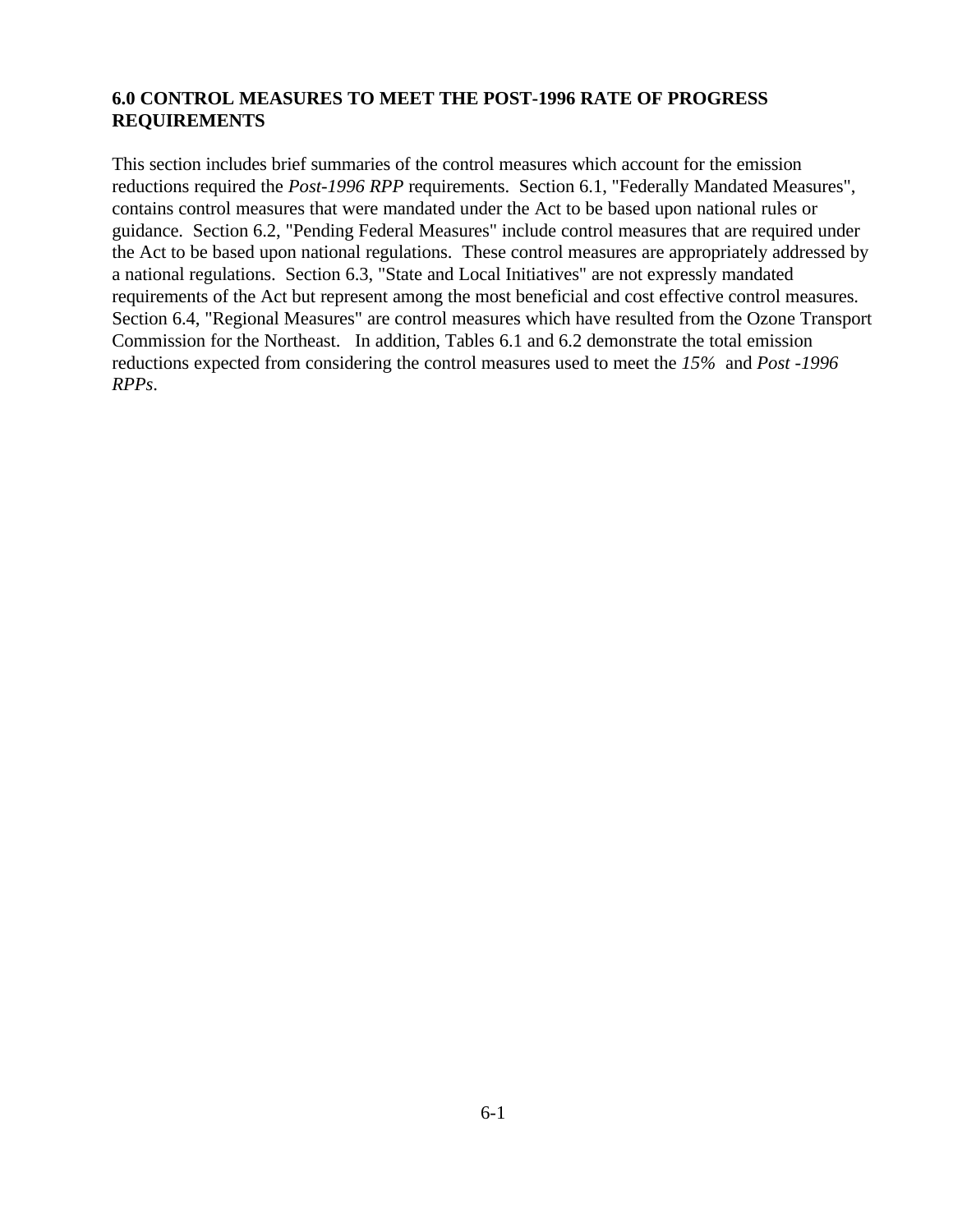## 6.0 CONTROL MEASURES TO MEET THE POST-1996 RATE OF PROGRESS REQUIREMENTS

This section includes brief summaries of the control measures which account for the emission reductions required the *Post-1996 RPP* requirements. Section 6.1, "Federally Mandated Measures", contains control measures that were mandated under the Act to be based upon national rules or guidance. Section 6.2, "Pending Federal Measures" include control measures that are required under the Act to be based upon national regulations. These control measures are appropriately addressed by a national regulations. Section 6.3, "State and Local Initiatives" are not expressly mandated requirements of the Act but represent among the most beneficial and cost effective control measures. Section 6.4, "Regional Measures" are control measures which have resulted from the Ozone Transport Commission for the Northeast. In addition, Tables 6.1 and 6.2 demonstrate the total emission reductions expected from considering the control measures used to meet the *15%* and *Post -1996 RPPs*.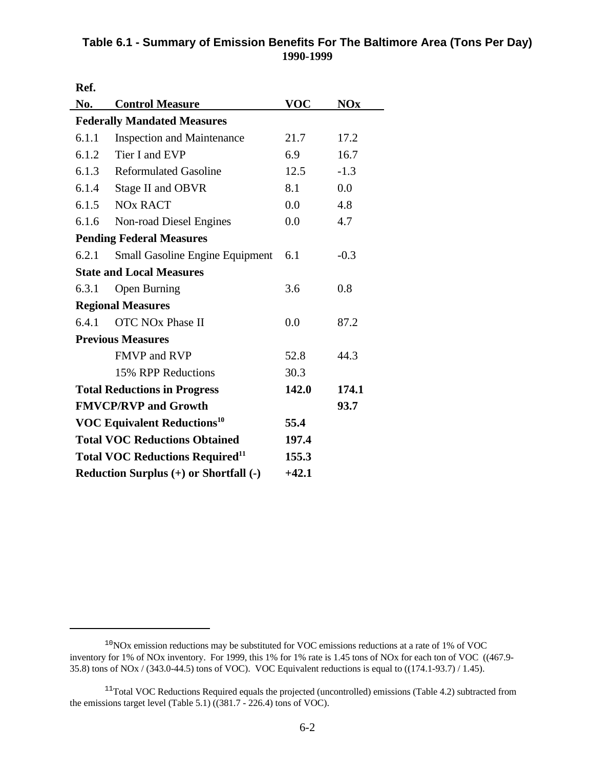### Table 6.1 - Summary of Emission Benefits For The Baltimore Area (Tons Per Day) 1990-1999

| Ref. No. | Control Measure | VOC | NOx |
|---|---|---|---|
| **Federally Mandated Measures** | | | |
| 6.1.1 | Inspection and Maintenance | 21.7 | 17.2 |
| 6.1.2 | Tier I and EVP | 6.9 | 16.7 |
| 6.1.3 | Reformulated Gasoline | 12.5 | -1.3 |
| 6.1.4 | Stage II and OBVR | 8.1 | 0.0 |
| 6.1.5 | NOx RACT | 0.0 | 4.8 |
| 6.1.6 | Non-road Diesel Engines | 0.0 | 4.7 |
| **Pending Federal Measures** | | | |
| 6.2.1 | Small Gasoline Engine Equipment | 6.1 | -0.3 |
| **State and Local Measures** | | | |
| 6.3.1 | Open Burning | 3.6 | 0.8 |
| **Regional Measures** | | | |
| 6.4.1 | OTC NOx Phase II | 0.0 | 87.2 |
| **Previous Measures** | | | |
| | FMVP and RVP | 52.8 | 44.3 |
| | 15% RPP Reductions | 30.3 | |
| **Total Reductions in Progress** | | **142.0** | **174.1** |
| **FMVCP/RVP and Growth** | | | **93.7** |
| **VOC Equivalent Reductions[10]** | | **55.4** | |
| **Total VOC Reductions Obtained** | | **197.4** | |
| **Total VOC Reductions Required[11]** | | **155.3** | |
| **Reduction Surplus (+) or Shortfall (-)** | | **+42.1** | |

[10] NOx emission reductions may be substituted for VOC emissions reductions at a rate of 1% of VOC inventory for 1% of NOx inventory. For 1999, this 1% for 1% rate is 1.45 tons of NOx for each ton of VOC ((467.9-35.8) tons of NOx / (343.0-44.5) tons of VOC). VOC Equivalent reductions is equal to ((174.1-93.7) / 1.45).

[11] Total VOC Reductions Required equals the projected (uncontrolled) emissions (Table 4.2) subtracted from the emissions target level (Table 5.1) ((381.7 - 226.4) tons of VOC).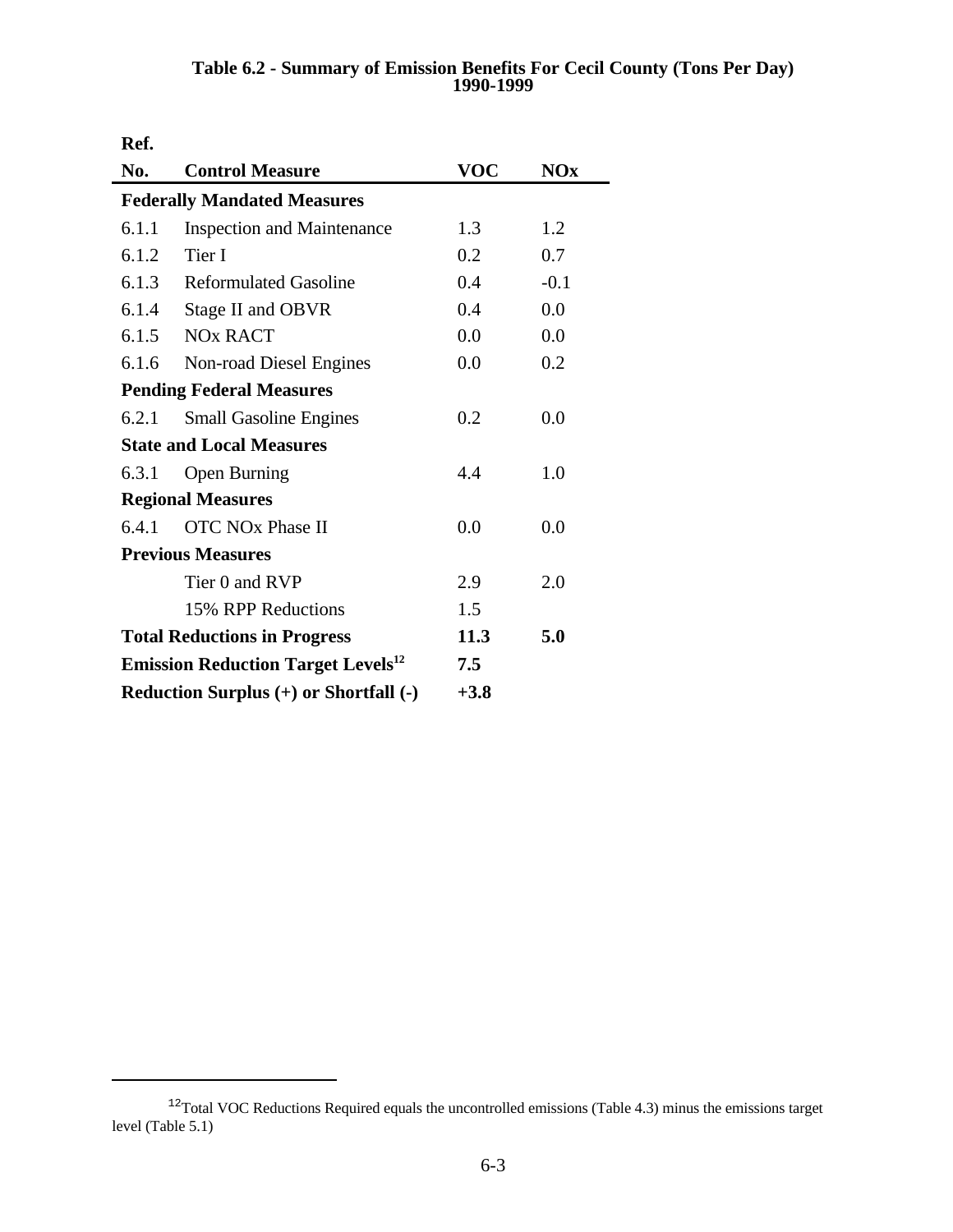**Table 6.2 - Summary of Emission Benefits For Cecil County (Tons Per Day) 1990-1999**

| Ref. No. | Control Measure | VOC | NOx |
|---|---|---|---|
| **Federally Mandated Measures** | | | |
| 6.1.1 | Inspection and Maintenance | 1.3 | 1.2 |
| 6.1.2 | Tier I | 0.2 | 0.7 |
| 6.1.3 | Reformulated Gasoline | 0.4 | -0.1 |
| 6.1.4 | Stage II and OBVR | 0.4 | 0.0 |
| 6.1.5 | NOx RACT | 0.0 | 0.0 |
| 6.1.6 | Non-road Diesel Engines | 0.0 | 0.2 |
| **Pending Federal Measures** | | | |
| 6.2.1 | Small Gasoline Engines | 0.2 | 0.0 |
| **State and Local Measures** | | | |
| 6.3.1 | Open Burning | 4.4 | 1.0 |
| **Regional Measures** | | | |
| 6.4.1 | OTC NOx Phase II | 0.0 | 0.0 |
| **Previous Measures** | | | |
| | Tier 0 and RVP | 2.9 | 2.0 |
| | 15% RPP Reductions | 1.5 | |
| **Total Reductions in Progress** | | **11.3** | **5.0** |
| **Emission Reduction Target Levels[12]** | | **7.5** | |
| **Reduction Surplus (+) or Shortfall (-)** | | **+3.8** | |

[12] Total VOC Reductions Required equals the uncontrolled emissions (Table 4.3) minus the emissions target level (Table 5.1)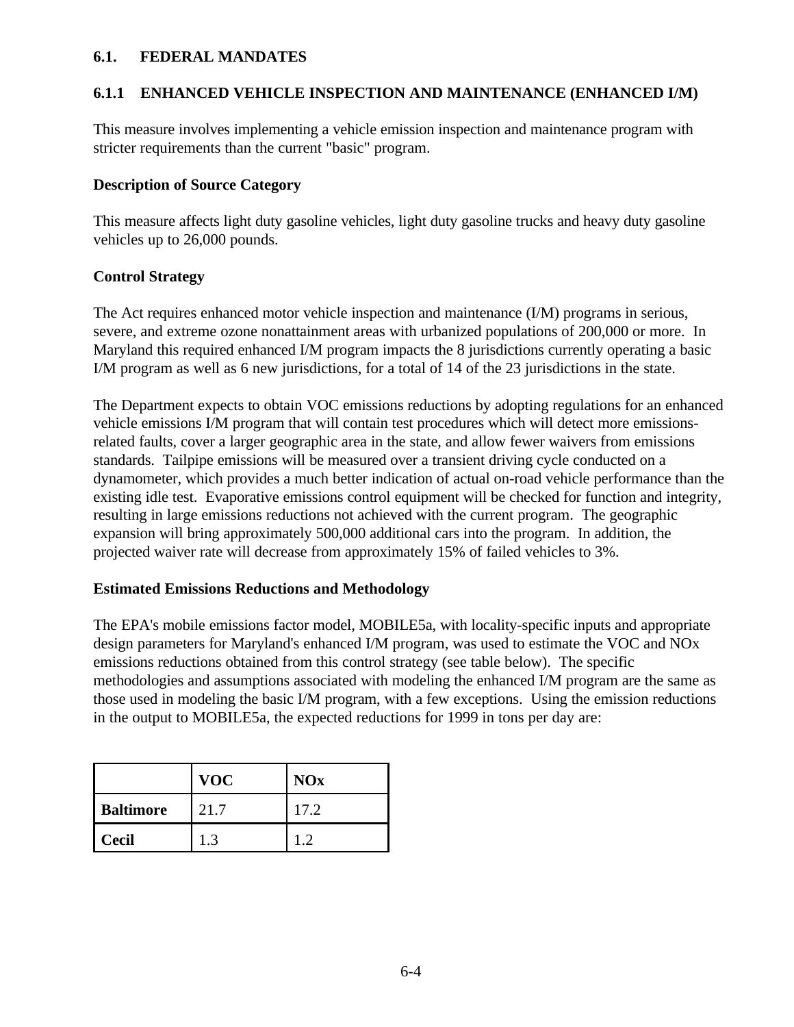## 6.1. FEDERAL MANDATES

### 6.1.1 ENHANCED VEHICLE INSPECTION AND MAINTENANCE (ENHANCED I/M)

This measure involves implementing a vehicle emission inspection and maintenance program with stricter requirements than the current "basic" program.

**Description of Source Category**

This measure affects light duty gasoline vehicles, light duty gasoline trucks and heavy duty gasoline vehicles up to 26,000 pounds.

**Control Strategy**

The Act requires enhanced motor vehicle inspection and maintenance (I/M) programs in serious, severe, and extreme ozone nonattainment areas with urbanized populations of 200,000 or more. In Maryland this required enhanced I/M program impacts the 8 jurisdictions currently operating a basic I/M program as well as 6 new jurisdictions, for a total of 14 of the 23 jurisdictions in the state.

The Department expects to obtain VOC emissions reductions by adopting regulations for an enhanced vehicle emissions I/M program that will contain test procedures which will detect more emissions-related faults, cover a larger geographic area in the state, and allow fewer waivers from emissions standards. Tailpipe emissions will be measured over a transient driving cycle conducted on a dynamometer, which provides a much better indication of actual on-road vehicle performance than the existing idle test. Evaporative emissions control equipment will be checked for function and integrity, resulting in large emissions reductions not achieved with the current program. The geographic expansion will bring approximately 500,000 additional cars into the program. In addition, the projected waiver rate will decrease from approximately 15% of failed vehicles to 3%.

**Estimated Emissions Reductions and Methodology**

The EPA's mobile emissions factor model, MOBILE5a, with locality-specific inputs and appropriate design parameters for Maryland's enhanced I/M program, was used to estimate the VOC and NOx emissions reductions obtained from this control strategy (see table below). The specific methodologies and assumptions associated with modeling the enhanced I/M program are the same as those used in modeling the basic I/M program, with a few exceptions. Using the emission reductions in the output to MOBILE5a, the expected reductions for 1999 in tons per day are:

| | VOC | NOx |
|---|---|---|
| **Baltimore** | 21.7 | 17.2 |
| **Cecil** | 1.3 | 1.2 |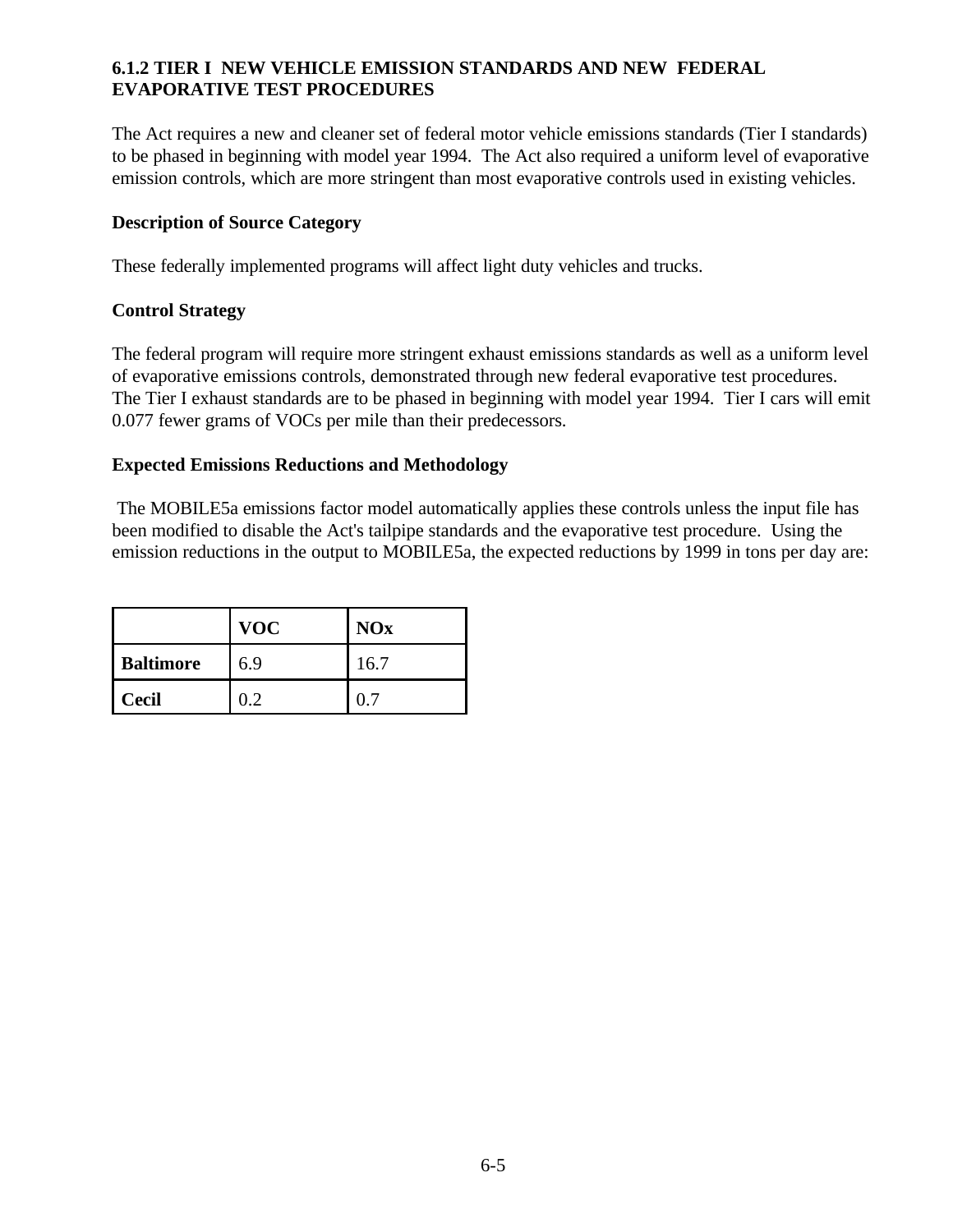### 6.1.2 TIER I NEW VEHICLE EMISSION STANDARDS AND NEW FEDERAL EVAPORATIVE TEST PROCEDURES

The Act requires a new and cleaner set of federal motor vehicle emissions standards (Tier I standards) to be phased in beginning with model year 1994. The Act also required a uniform level of evaporative emission controls, which are more stringent than most evaporative controls used in existing vehicles.

**Description of Source Category**

These federally implemented programs will affect light duty vehicles and trucks.

**Control Strategy**

The federal program will require more stringent exhaust emissions standards as well as a uniform level of evaporative emissions controls, demonstrated through new federal evaporative test procedures. The Tier I exhaust standards are to be phased in beginning with model year 1994. Tier I cars will emit 0.077 fewer grams of VOCs per mile than their predecessors.

**Expected Emissions Reductions and Methodology**

The MOBILE5a emissions factor model automatically applies these controls unless the input file has been modified to disable the Act's tailpipe standards and the evaporative test procedure. Using the emission reductions in the output to MOBILE5a, the expected reductions by 1999 in tons per day are:

| | VOC | NOx |
|---|---|---|
| **Baltimore** | 6.9 | 16.7 |
| **Cecil** | 0.2 | 0.7 |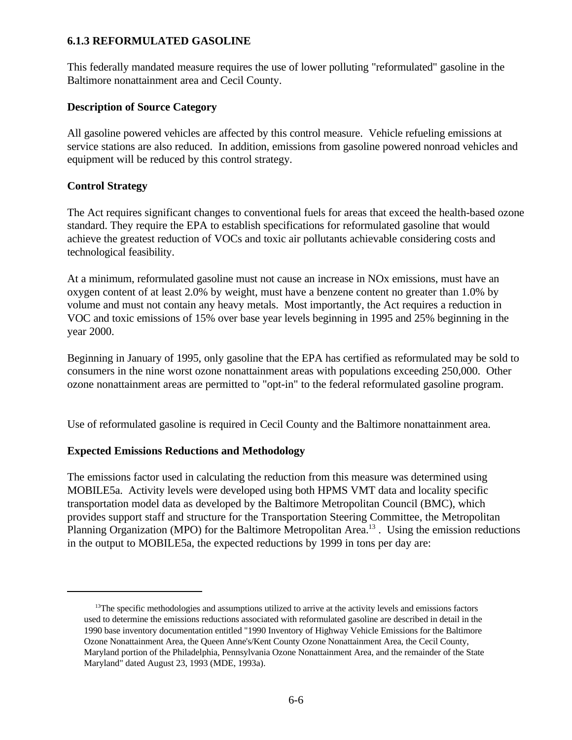### 6.1.3 REFORMULATED GASOLINE

This federally mandated measure requires the use of lower polluting "reformulated" gasoline in the Baltimore nonattainment area and Cecil County.

**Description of Source Category**

All gasoline powered vehicles are affected by this control measure. Vehicle refueling emissions at service stations are also reduced. In addition, emissions from gasoline powered nonroad vehicles and equipment will be reduced by this control strategy.

**Control Strategy**

The Act requires significant changes to conventional fuels for areas that exceed the health-based ozone standard. They require the EPA to establish specifications for reformulated gasoline that would achieve the greatest reduction of VOCs and toxic air pollutants achievable considering costs and technological feasibility.

At a minimum, reformulated gasoline must not cause an increase in NOx emissions, must have an oxygen content of at least 2.0% by weight, must have a benzene content no greater than 1.0% by volume and must not contain any heavy metals. Most importantly, the Act requires a reduction in VOC and toxic emissions of 15% over base year levels beginning in 1995 and 25% beginning in the year 2000.

Beginning in January of 1995, only gasoline that the EPA has certified as reformulated may be sold to consumers in the nine worst ozone nonattainment areas with populations exceeding 250,000. Other ozone nonattainment areas are permitted to "opt-in" to the federal reformulated gasoline program.

Use of reformulated gasoline is required in Cecil County and the Baltimore nonattainment area.

**Expected Emissions Reductions and Methodology**

The emissions factor used in calculating the reduction from this measure was determined using MOBILE5a. Activity levels were developed using both HPMS VMT data and locality specific transportation model data as developed by the Baltimore Metropolitan Council (BMC), which provides support staff and structure for the Transportation Steering Committee, the Metropolitan Planning Organization (MPO) for the Baltimore Metropolitan Area.[13] . Using the emission reductions in the output to MOBILE5a, the expected reductions by 1999 in tons per day are:

---

[13]The specific methodologies and assumptions utilized to arrive at the activity levels and emissions factors used to determine the emissions reductions associated with reformulated gasoline are described in detail in the 1990 base inventory documentation entitled "1990 Inventory of Highway Vehicle Emissions for the Baltimore Ozone Nonattainment Area, the Queen Anne's/Kent County Ozone Nonattainment Area, the Cecil County, Maryland portion of the Philadelphia, Pennsylvania Ozone Nonattainment Area, and the remainder of the State Maryland" dated August 23, 1993 (MDE, 1993a).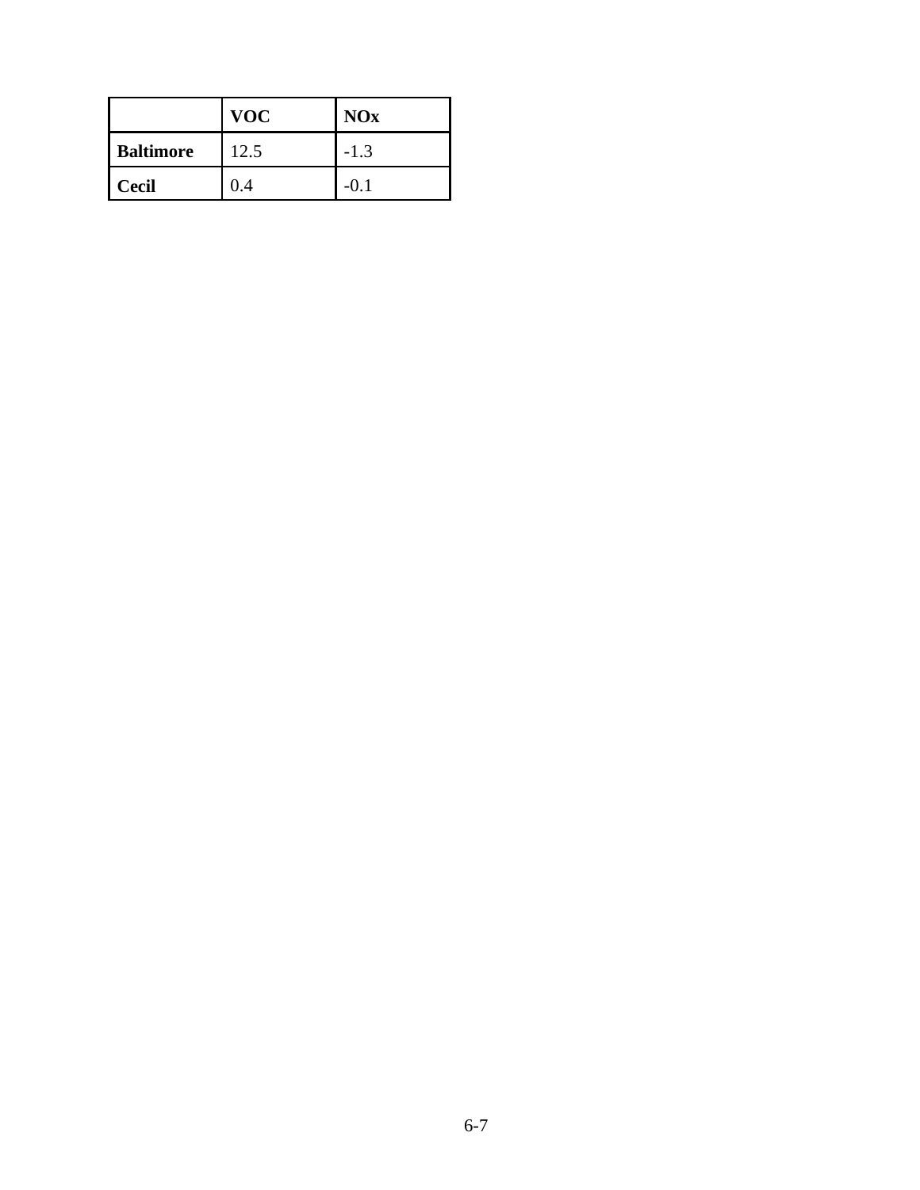| | VOC | NOx |
|---|---|---|
| **Baltimore** | 12.5 | -1.3 |
| **Cecil** | 0.4 | -0.1 |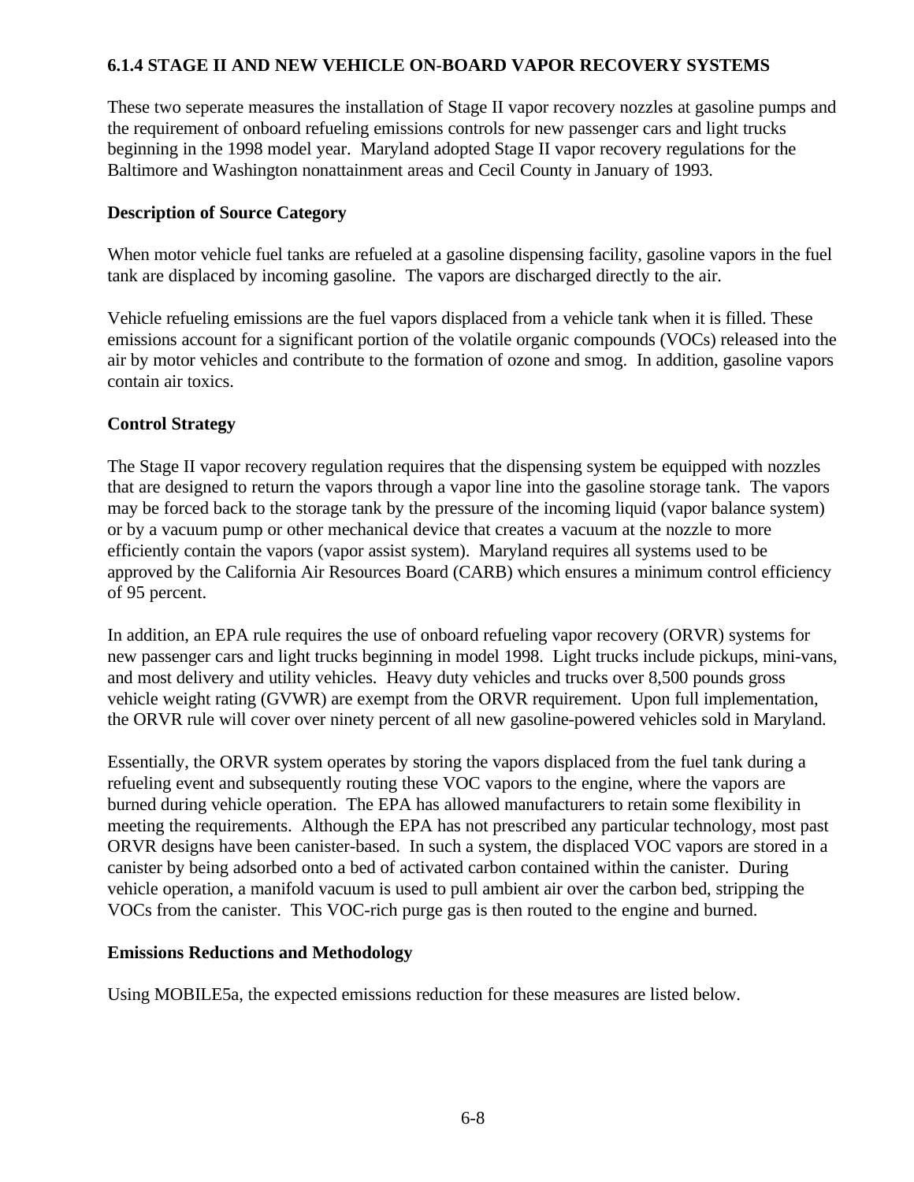### 6.1.4 STAGE II AND NEW VEHICLE ON-BOARD VAPOR RECOVERY SYSTEMS

These two seperate measures the installation of Stage II vapor recovery nozzles at gasoline pumps and the requirement of onboard refueling emissions controls for new passenger cars and light trucks beginning in the 1998 model year. Maryland adopted Stage II vapor recovery regulations for the Baltimore and Washington nonattainment areas and Cecil County in January of 1993.

**Description of Source Category**

When motor vehicle fuel tanks are refueled at a gasoline dispensing facility, gasoline vapors in the fuel tank are displaced by incoming gasoline. The vapors are discharged directly to the air.

Vehicle refueling emissions are the fuel vapors displaced from a vehicle tank when it is filled. These emissions account for a significant portion of the volatile organic compounds (VOCs) released into the air by motor vehicles and contribute to the formation of ozone and smog. In addition, gasoline vapors contain air toxics.

**Control Strategy**

The Stage II vapor recovery regulation requires that the dispensing system be equipped with nozzles that are designed to return the vapors through a vapor line into the gasoline storage tank. The vapors may be forced back to the storage tank by the pressure of the incoming liquid (vapor balance system) or by a vacuum pump or other mechanical device that creates a vacuum at the nozzle to more efficiently contain the vapors (vapor assist system). Maryland requires all systems used to be approved by the California Air Resources Board (CARB) which ensures a minimum control efficiency of 95 percent.

In addition, an EPA rule requires the use of onboard refueling vapor recovery (ORVR) systems for new passenger cars and light trucks beginning in model 1998. Light trucks include pickups, mini-vans, and most delivery and utility vehicles. Heavy duty vehicles and trucks over 8,500 pounds gross vehicle weight rating (GVWR) are exempt from the ORVR requirement. Upon full implementation, the ORVR rule will cover over ninety percent of all new gasoline-powered vehicles sold in Maryland.

Essentially, the ORVR system operates by storing the vapors displaced from the fuel tank during a refueling event and subsequently routing these VOC vapors to the engine, where the vapors are burned during vehicle operation. The EPA has allowed manufacturers to retain some flexibility in meeting the requirements. Although the EPA has not prescribed any particular technology, most past ORVR designs have been canister-based. In such a system, the displaced VOC vapors are stored in a canister by being adsorbed onto a bed of activated carbon contained within the canister. During vehicle operation, a manifold vacuum is used to pull ambient air over the carbon bed, stripping the VOCs from the canister. This VOC-rich purge gas is then routed to the engine and burned.

**Emissions Reductions and Methodology**

Using MOBILE5a, the expected emissions reduction for these measures are listed below.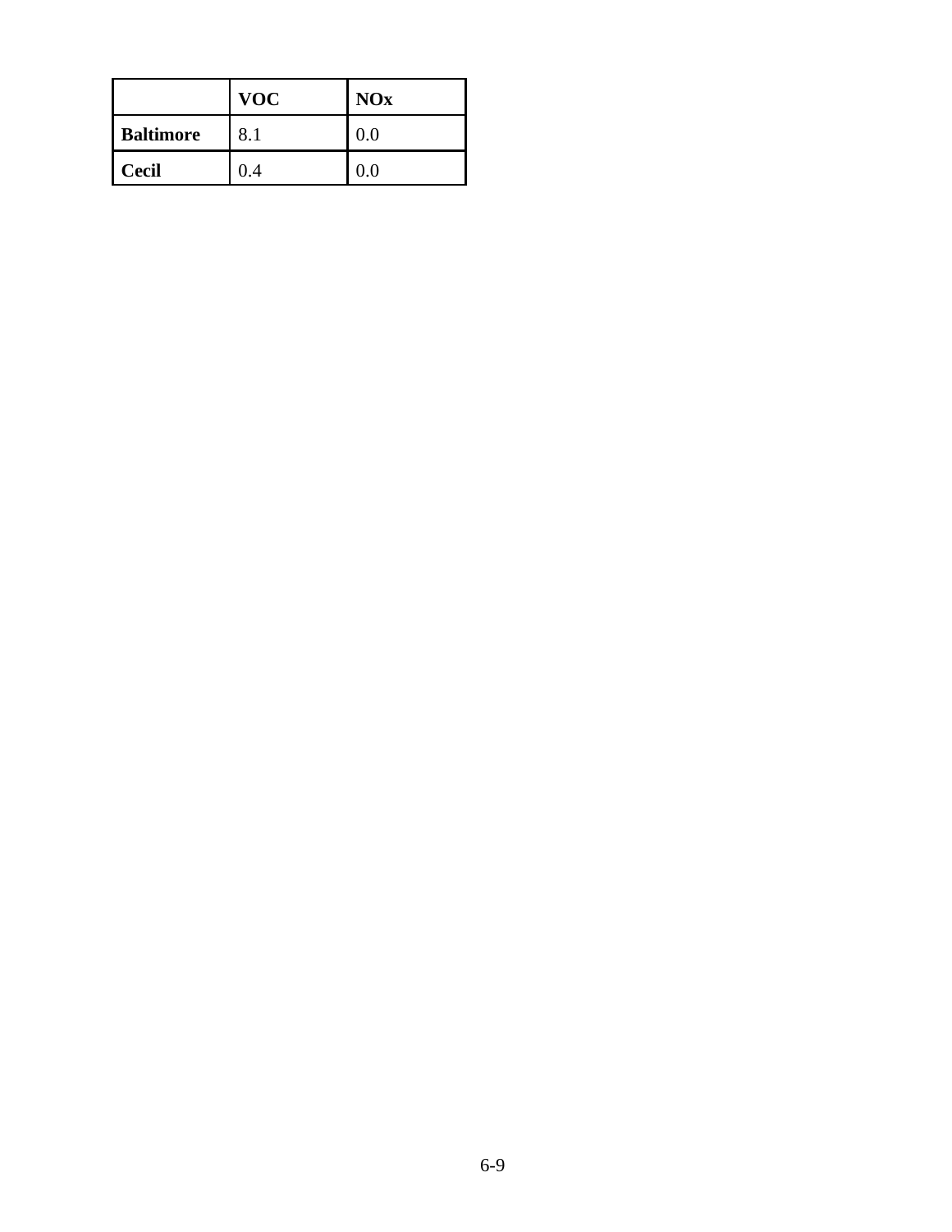| | VOC | NOx |
|---|---|---|
| **Baltimore** | 8.1 | 0.0 |
| **Cecil** | 0.4 | 0.0 |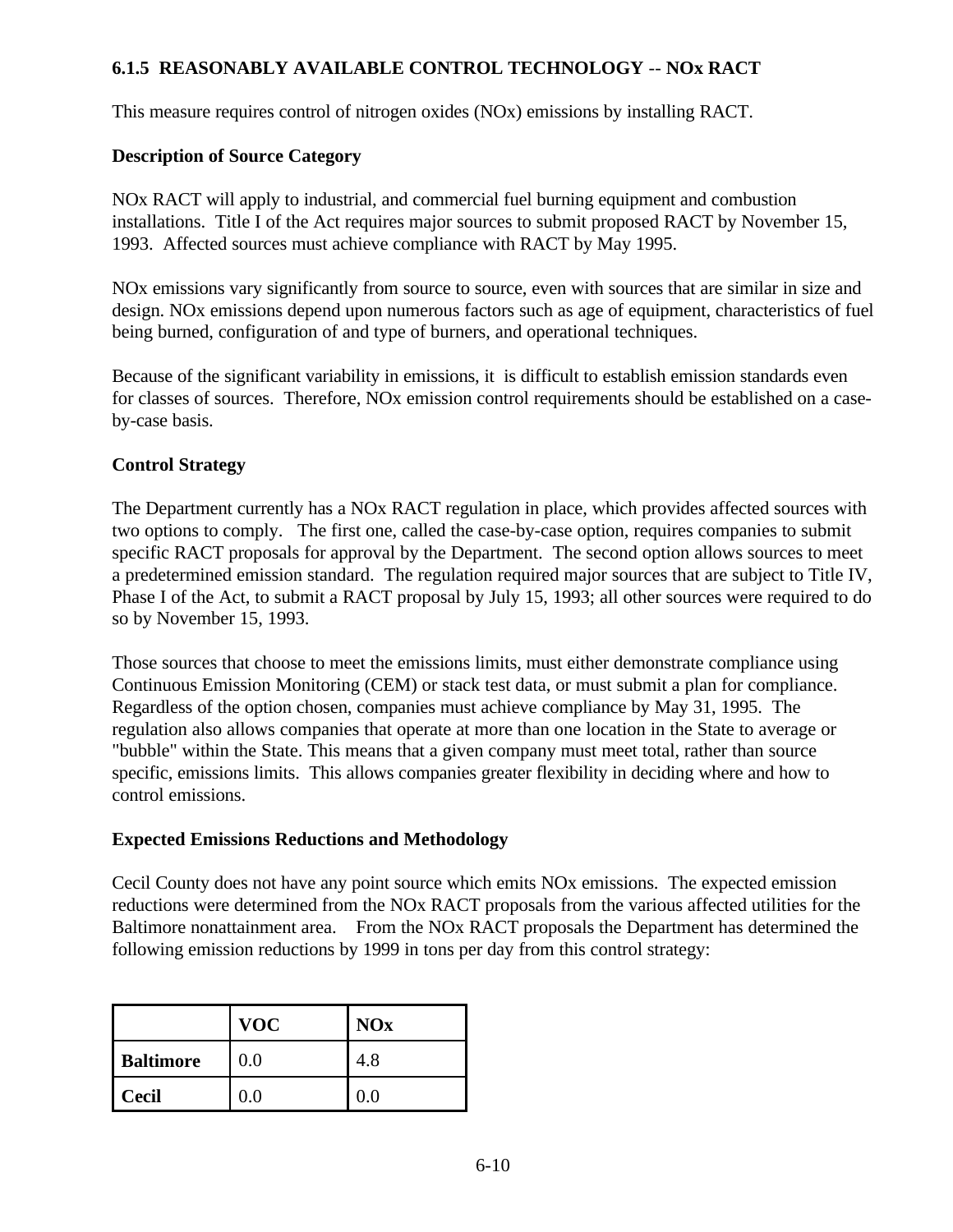### 6.1.5 REASONABLY AVAILABLE CONTROL TECHNOLOGY -- NOx RACT

This measure requires control of nitrogen oxides (NOx) emissions by installing RACT.

**Description of Source Category**

NOx RACT will apply to industrial, and commercial fuel burning equipment and combustion installations. Title I of the Act requires major sources to submit proposed RACT by November 15, 1993. Affected sources must achieve compliance with RACT by May 1995.

NOx emissions vary significantly from source to source, even with sources that are similar in size and design. NOx emissions depend upon numerous factors such as age of equipment, characteristics of fuel being burned, configuration of and type of burners, and operational techniques.

Because of the significant variability in emissions, it is difficult to establish emission standards even for classes of sources. Therefore, NOx emission control requirements should be established on a case-by-case basis.

**Control Strategy**

The Department currently has a NOx RACT regulation in place, which provides affected sources with two options to comply. The first one, called the case-by-case option, requires companies to submit specific RACT proposals for approval by the Department. The second option allows sources to meet a predetermined emission standard. The regulation required major sources that are subject to Title IV, Phase I of the Act, to submit a RACT proposal by July 15, 1993; all other sources were required to do so by November 15, 1993.

Those sources that choose to meet the emissions limits, must either demonstrate compliance using Continuous Emission Monitoring (CEM) or stack test data, or must submit a plan for compliance. Regardless of the option chosen, companies must achieve compliance by May 31, 1995. The regulation also allows companies that operate at more than one location in the State to average or "bubble" within the State. This means that a given company must meet total, rather than source specific, emissions limits. This allows companies greater flexibility in deciding where and how to control emissions.

**Expected Emissions Reductions and Methodology**

Cecil County does not have any point source which emits NOx emissions. The expected emission reductions were determined from the NOx RACT proposals from the various affected utilities for the Baltimore nonattainment area. From the NOx RACT proposals the Department has determined the following emission reductions by 1999 in tons per day from this control strategy:

| | VOC | NOx |
|---|---|---|
| **Baltimore** | 0.0 | 4.8 |
| **Cecil** | 0.0 | 0.0 |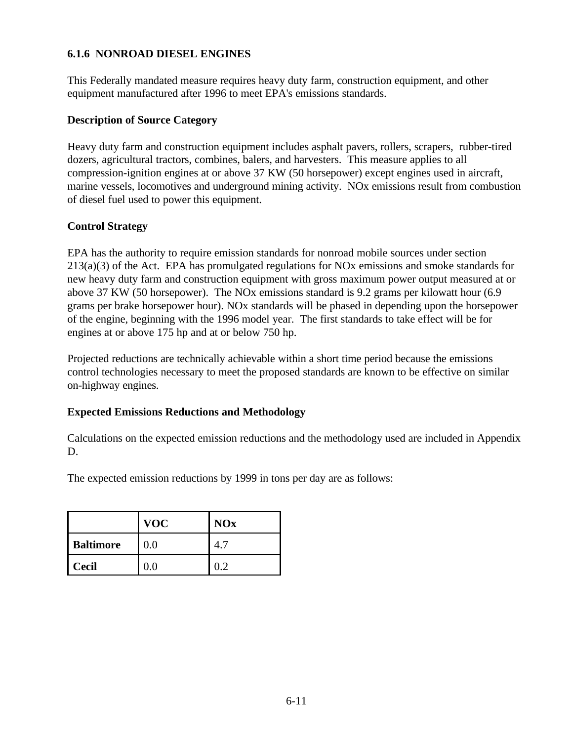### 6.1.6 NONROAD DIESEL ENGINES

This Federally mandated measure requires heavy duty farm, construction equipment, and other equipment manufactured after 1996 to meet EPA's emissions standards.

**Description of Source Category**

Heavy duty farm and construction equipment includes asphalt pavers, rollers, scrapers, rubber-tired dozers, agricultural tractors, combines, balers, and harvesters. This measure applies to all compression-ignition engines at or above 37 KW (50 horsepower) except engines used in aircraft, marine vessels, locomotives and underground mining activity. NOx emissions result from combustion of diesel fuel used to power this equipment.

**Control Strategy**

EPA has the authority to require emission standards for nonroad mobile sources under section 213(a)(3) of the Act. EPA has promulgated regulations for NOx emissions and smoke standards for new heavy duty farm and construction equipment with gross maximum power output measured at or above 37 KW (50 horsepower). The NOx emissions standard is 9.2 grams per kilowatt hour (6.9 grams per brake horsepower hour). NOx standards will be phased in depending upon the horsepower of the engine, beginning with the 1996 model year. The first standards to take effect will be for engines at or above 175 hp and at or below 750 hp.

Projected reductions are technically achievable within a short time period because the emissions control technologies necessary to meet the proposed standards are known to be effective on similar on-highway engines.

**Expected Emissions Reductions and Methodology**

Calculations on the expected emission reductions and the methodology used are included in Appendix D.

The expected emission reductions by 1999 in tons per day are as follows:

| | VOC | NOx |
|---|---|---|
| **Baltimore** | 0.0 | 4.7 |
| **Cecil** | 0.0 | 0.2 |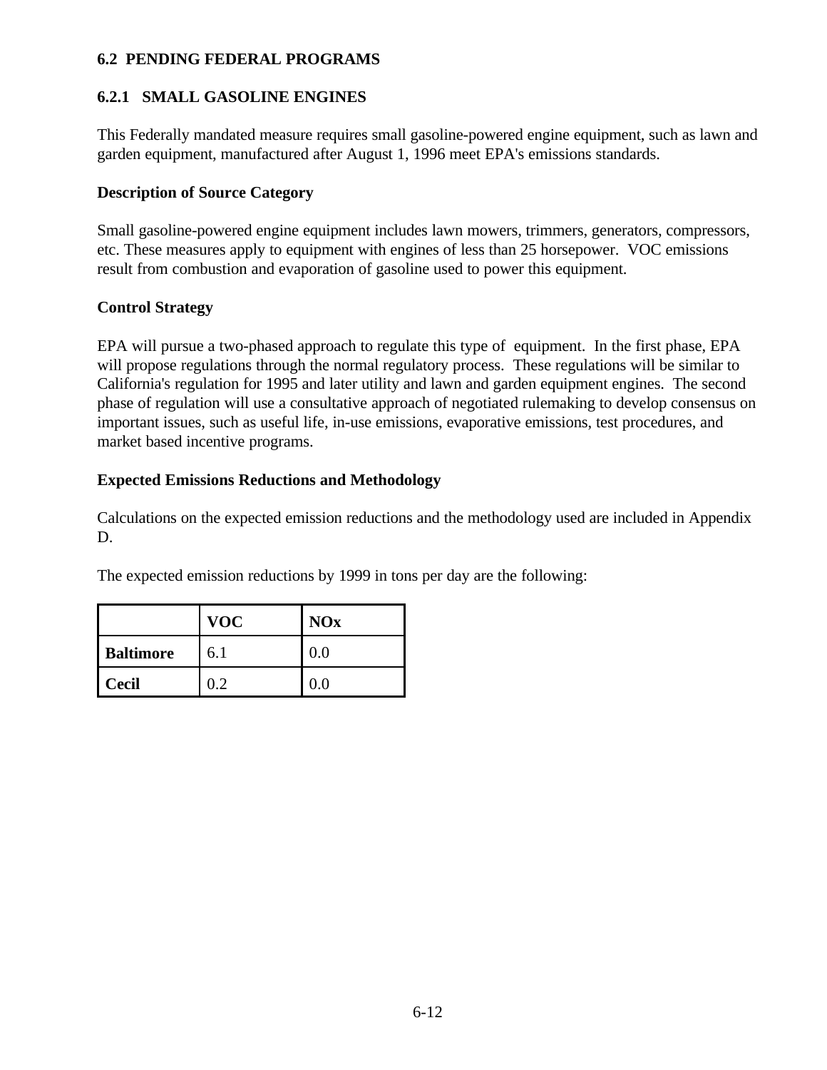## 6.2 PENDING FEDERAL PROGRAMS

### 6.2.1 SMALL GASOLINE ENGINES

This Federally mandated measure requires small gasoline-powered engine equipment, such as lawn and garden equipment, manufactured after August 1, 1996 meet EPA's emissions standards.

**Description of Source Category**

Small gasoline-powered engine equipment includes lawn mowers, trimmers, generators, compressors, etc. These measures apply to equipment with engines of less than 25 horsepower. VOC emissions result from combustion and evaporation of gasoline used to power this equipment.

**Control Strategy**

EPA will pursue a two-phased approach to regulate this type of equipment. In the first phase, EPA will propose regulations through the normal regulatory process. These regulations will be similar to California's regulation for 1995 and later utility and lawn and garden equipment engines. The second phase of regulation will use a consultative approach of negotiated rulemaking to develop consensus on important issues, such as useful life, in-use emissions, evaporative emissions, test procedures, and market based incentive programs.

**Expected Emissions Reductions and Methodology**

Calculations on the expected emission reductions and the methodology used are included in Appendix D.

The expected emission reductions by 1999 in tons per day are the following:

| | VOC | NOx |
|---|---|---|
| **Baltimore** | 6.1 | 0.0 |
| **Cecil** | 0.2 | 0.0 |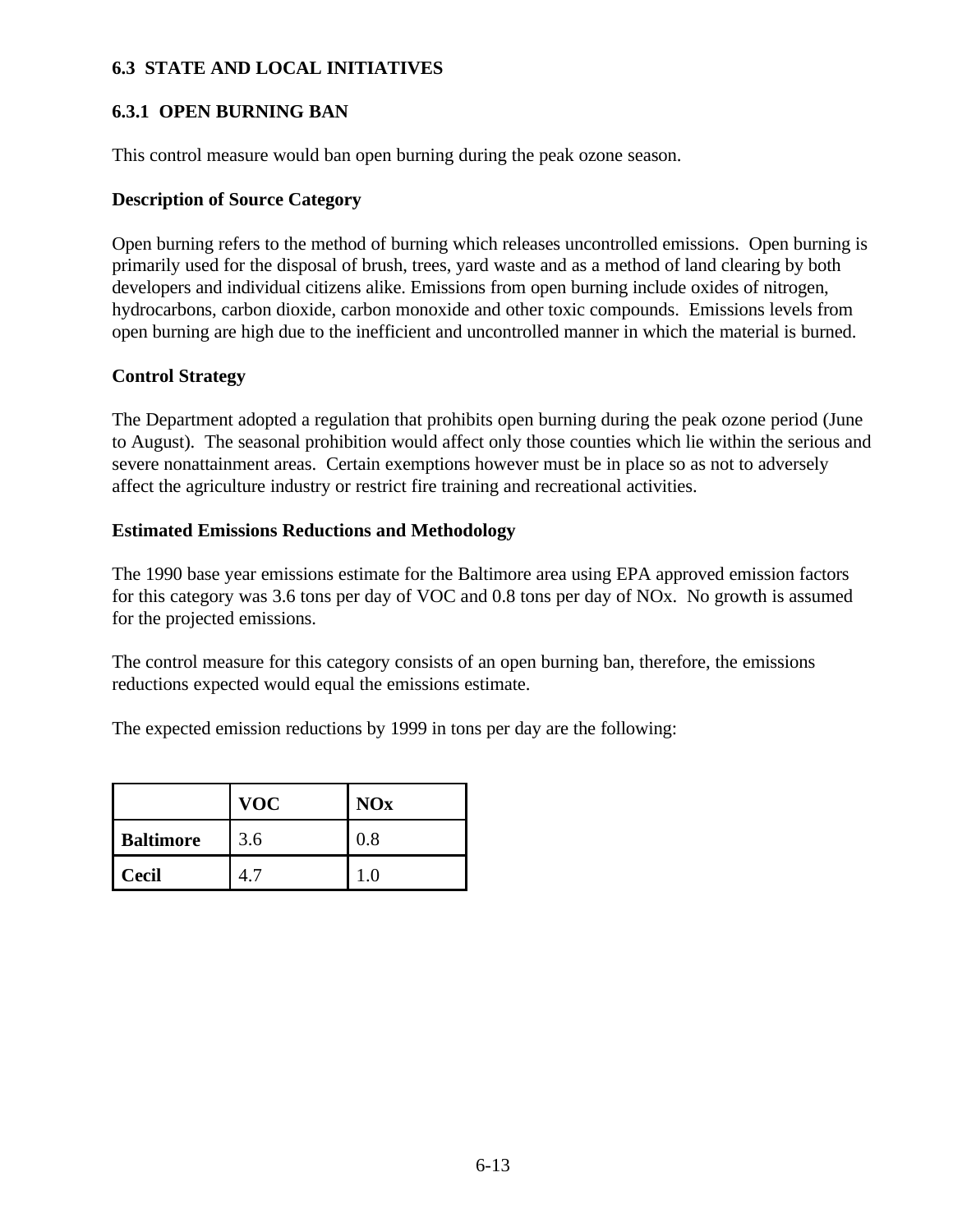## 6.3 STATE AND LOCAL INITIATIVES

### 6.3.1 OPEN BURNING BAN

This control measure would ban open burning during the peak ozone season.

**Description of Source Category**

Open burning refers to the method of burning which releases uncontrolled emissions. Open burning is primarily used for the disposal of brush, trees, yard waste and as a method of land clearing by both developers and individual citizens alike. Emissions from open burning include oxides of nitrogen, hydrocarbons, carbon dioxide, carbon monoxide and other toxic compounds. Emissions levels from open burning are high due to the inefficient and uncontrolled manner in which the material is burned.

**Control Strategy**

The Department adopted a regulation that prohibits open burning during the peak ozone period (June to August). The seasonal prohibition would affect only those counties which lie within the serious and severe nonattainment areas. Certain exemptions however must be in place so as not to adversely affect the agriculture industry or restrict fire training and recreational activities.

**Estimated Emissions Reductions and Methodology**

The 1990 base year emissions estimate for the Baltimore area using EPA approved emission factors for this category was 3.6 tons per day of VOC and 0.8 tons per day of NOx. No growth is assumed for the projected emissions.

The control measure for this category consists of an open burning ban, therefore, the emissions reductions expected would equal the emissions estimate.

The expected emission reductions by 1999 in tons per day are the following:

| | VOC | NOx |
|---|---|---|
| **Baltimore** | 3.6 | 0.8 |
| **Cecil** | 4.7 | 1.0 |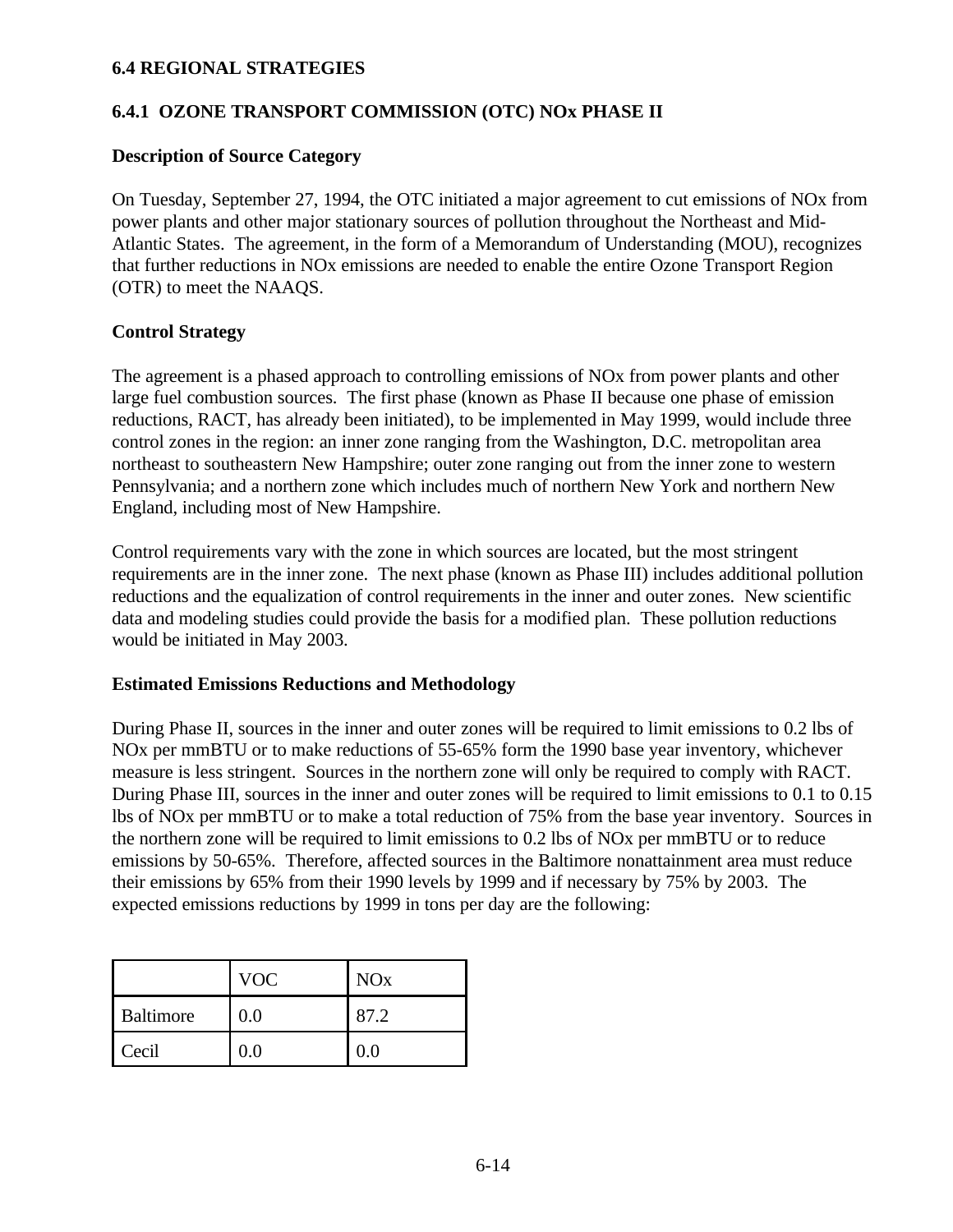## 6.4 REGIONAL STRATEGIES

### 6.4.1 OZONE TRANSPORT COMMISSION (OTC) NOx PHASE II

**Description of Source Category**

On Tuesday, September 27, 1994, the OTC initiated a major agreement to cut emissions of NOx from power plants and other major stationary sources of pollution throughout the Northeast and Mid-Atlantic States. The agreement, in the form of a Memorandum of Understanding (MOU), recognizes that further reductions in NOx emissions are needed to enable the entire Ozone Transport Region (OTR) to meet the NAAQS.

**Control Strategy**

The agreement is a phased approach to controlling emissions of NOx from power plants and other large fuel combustion sources. The first phase (known as Phase II because one phase of emission reductions, RACT, has already been initiated), to be implemented in May 1999, would include three control zones in the region: an inner zone ranging from the Washington, D.C. metropolitan area northeast to southeastern New Hampshire; outer zone ranging out from the inner zone to western Pennsylvania; and a northern zone which includes much of northern New York and northern New England, including most of New Hampshire.

Control requirements vary with the zone in which sources are located, but the most stringent requirements are in the inner zone. The next phase (known as Phase III) includes additional pollution reductions and the equalization of control requirements in the inner and outer zones. New scientific data and modeling studies could provide the basis for a modified plan. These pollution reductions would be initiated in May 2003.

**Estimated Emissions Reductions and Methodology**

During Phase II, sources in the inner and outer zones will be required to limit emissions to 0.2 lbs of NOx per mmBTU or to make reductions of 55-65% form the 1990 base year inventory, whichever measure is less stringent. Sources in the northern zone will only be required to comply with RACT. During Phase III, sources in the inner and outer zones will be required to limit emissions to 0.1 to 0.15 lbs of NOx per mmBTU or to make a total reduction of 75% from the base year inventory. Sources in the northern zone will be required to limit emissions to 0.2 lbs of NOx per mmBTU or to reduce emissions by 50-65%. Therefore, affected sources in the Baltimore nonattainment area must reduce their emissions by 65% from their 1990 levels by 1999 and if necessary by 75% by 2003. The expected emissions reductions by 1999 in tons per day are the following:

| | VOC | NOx |
|---|---|---|
| Baltimore | 0.0 | 87.2 |
| Cecil | 0.0 | 0.0 |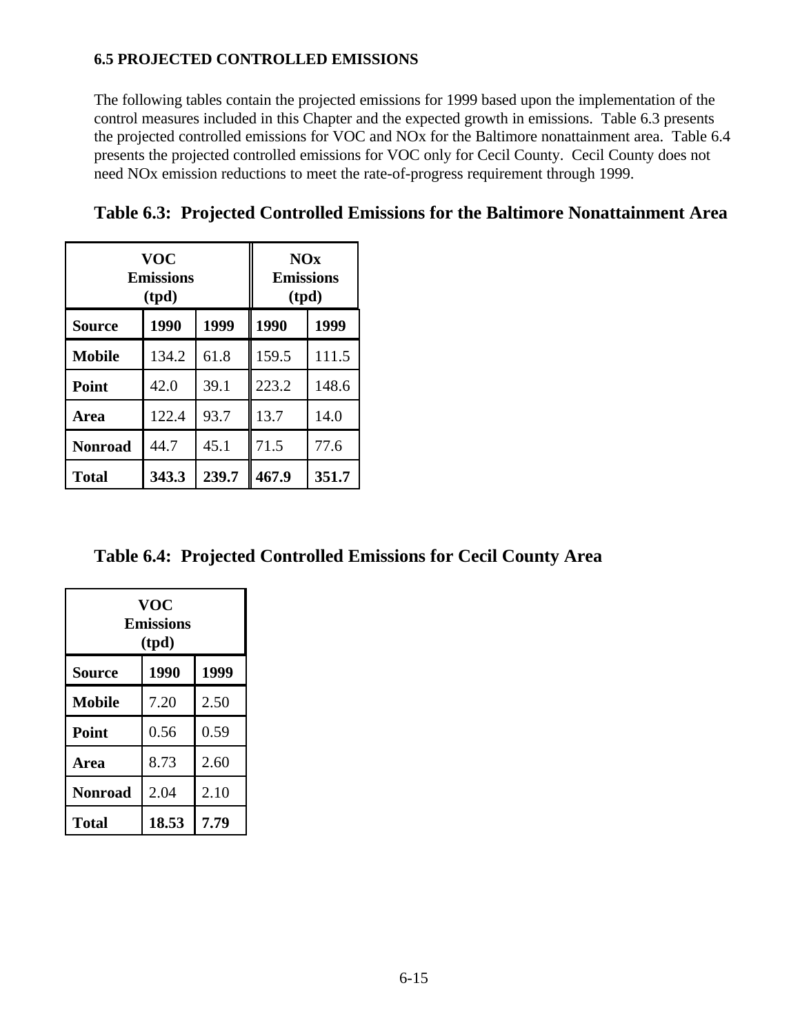### 6.5 PROJECTED CONTROLLED EMISSIONS

The following tables contain the projected emissions for 1999 based upon the implementation of the control measures included in this Chapter and the expected growth in emissions. Table 6.3 presents the projected controlled emissions for VOC and NOx for the Baltimore nonattainment area. Table 6.4 presents the projected controlled emissions for VOC only for Cecil County. Cecil County does not need NOx emission reductions to meet the rate-of-progress requirement through 1999.

## Table 6.3: Projected Controlled Emissions for the Baltimore Nonattainment Area

| VOC Emissions (tpd) | | | NOx Emissions (tpd) | |
|---|---|---|---|---|
| **Source** | **1990** | **1999** | **1990** | **1999** |
| **Mobile** | 134.2 | 61.8 | 159.5 | 111.5 |
| **Point** | 42.0 | 39.1 | 223.2 | 148.6 |
| **Area** | 122.4 | 93.7 | 13.7 | 14.0 |
| **Nonroad** | 44.7 | 45.1 | 71.5 | 77.6 |
| **Total** | **343.3** | **239.7** | **467.9** | **351.7** |

## Table 6.4: Projected Controlled Emissions for Cecil County Area

| VOC Emissions (tpd) | | |
|---|---|---|
| **Source** | **1990** | **1999** |
| **Mobile** | 7.20 | 2.50 |
| **Point** | 0.56 | 0.59 |
| **Area** | 8.73 | 2.60 |
| **Nonroad** | 2.04 | 2.10 |
| **Total** | **18.53** | **7.79** |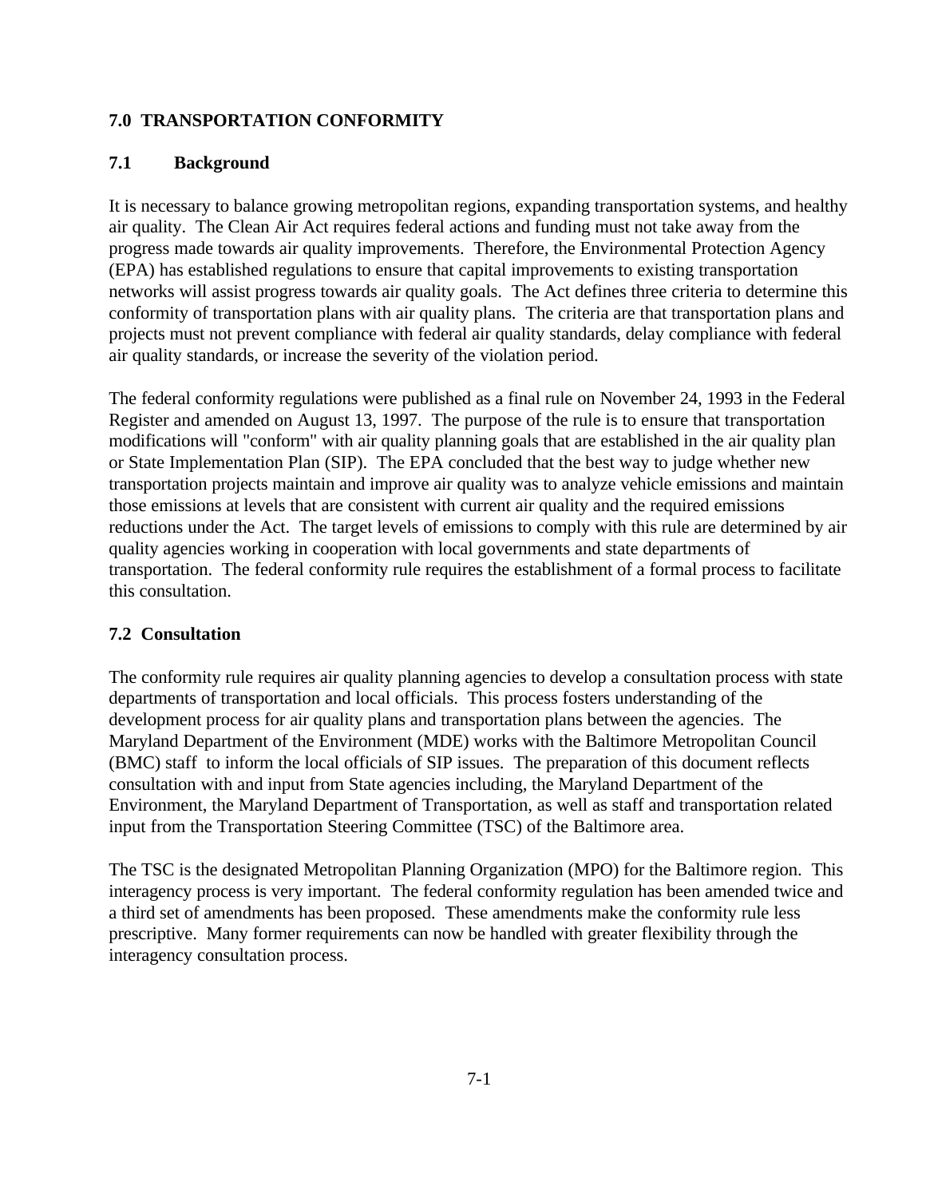## 7.0 TRANSPORTATION CONFORMITY

### 7.1 Background

It is necessary to balance growing metropolitan regions, expanding transportation systems, and healthy air quality. The Clean Air Act requires federal actions and funding must not take away from the progress made towards air quality improvements. Therefore, the Environmental Protection Agency (EPA) has established regulations to ensure that capital improvements to existing transportation networks will assist progress towards air quality goals. The Act defines three criteria to determine this conformity of transportation plans with air quality plans. The criteria are that transportation plans and projects must not prevent compliance with federal air quality standards, delay compliance with federal air quality standards, or increase the severity of the violation period.

The federal conformity regulations were published as a final rule on November 24, 1993 in the Federal Register and amended on August 13, 1997. The purpose of the rule is to ensure that transportation modifications will "conform" with air quality planning goals that are established in the air quality plan or State Implementation Plan (SIP). The EPA concluded that the best way to judge whether new transportation projects maintain and improve air quality was to analyze vehicle emissions and maintain those emissions at levels that are consistent with current air quality and the required emissions reductions under the Act. The target levels of emissions to comply with this rule are determined by air quality agencies working in cooperation with local governments and state departments of transportation. The federal conformity rule requires the establishment of a formal process to facilitate this consultation.

### 7.2 Consultation

The conformity rule requires air quality planning agencies to develop a consultation process with state departments of transportation and local officials. This process fosters understanding of the development process for air quality plans and transportation plans between the agencies. The Maryland Department of the Environment (MDE) works with the Baltimore Metropolitan Council (BMC) staff to inform the local officials of SIP issues. The preparation of this document reflects consultation with and input from State agencies including, the Maryland Department of the Environment, the Maryland Department of Transportation, as well as staff and transportation related input from the Transportation Steering Committee (TSC) of the Baltimore area.

The TSC is the designated Metropolitan Planning Organization (MPO) for the Baltimore region. This interagency process is very important. The federal conformity regulation has been amended twice and a third set of amendments has been proposed. These amendments make the conformity rule less prescriptive. Many former requirements can now be handled with greater flexibility through the interagency consultation process.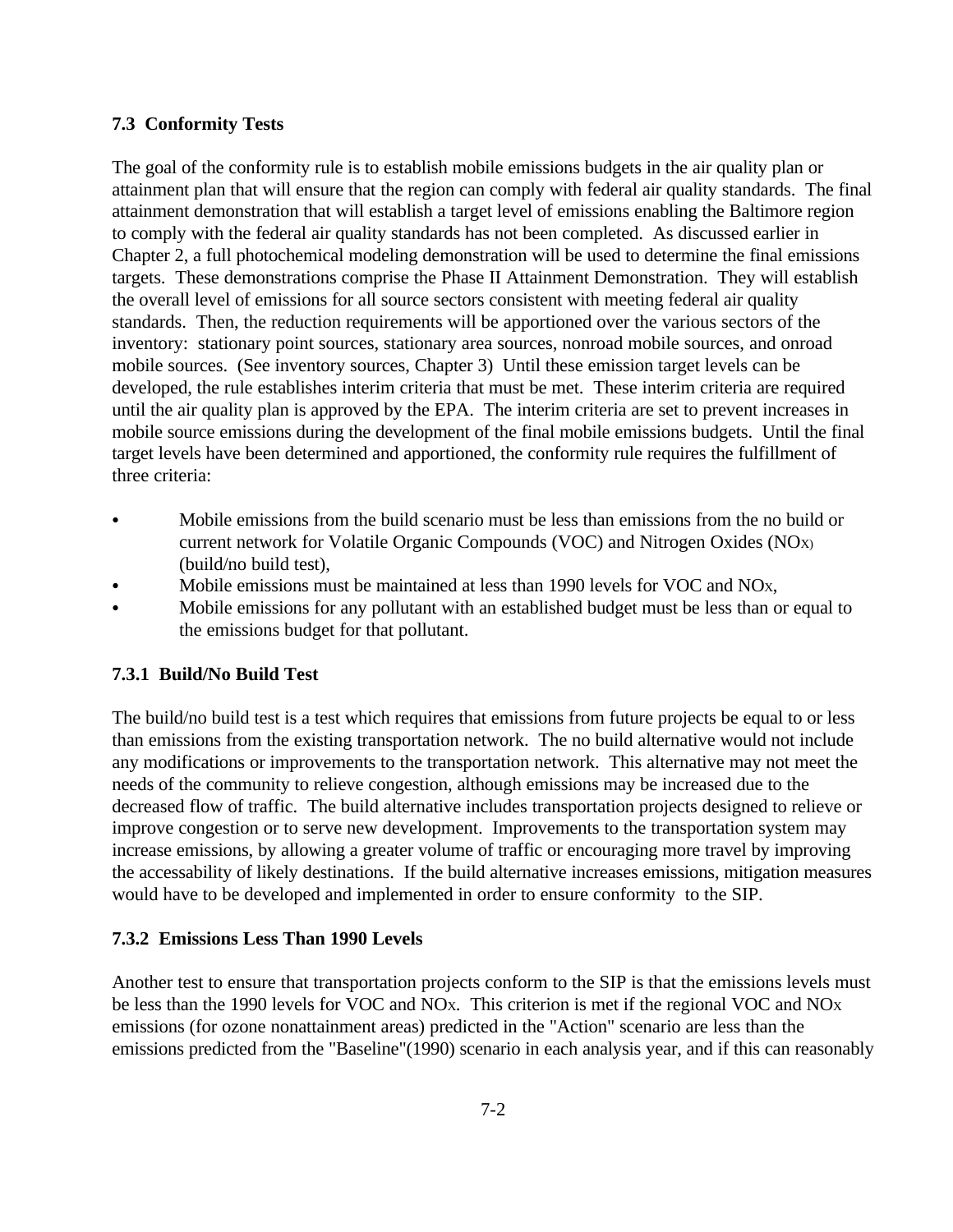### 7.3 Conformity Tests

The goal of the conformity rule is to establish mobile emissions budgets in the air quality plan or attainment plan that will ensure that the region can comply with federal air quality standards. The final attainment demonstration that will establish a target level of emissions enabling the Baltimore region to comply with the federal air quality standards has not been completed. As discussed earlier in Chapter 2, a full photochemical modeling demonstration will be used to determine the final emissions targets. These demonstrations comprise the Phase II Attainment Demonstration. They will establish the overall level of emissions for all source sectors consistent with meeting federal air quality standards. Then, the reduction requirements will be apportioned over the various sectors of the inventory: stationary point sources, stationary area sources, nonroad mobile sources, and onroad mobile sources. (See inventory sources, Chapter 3) Until these emission target levels can be developed, the rule establishes interim criteria that must be met. These interim criteria are required until the air quality plan is approved by the EPA. The interim criteria are set to prevent increases in mobile source emissions during the development of the final mobile emissions budgets. Until the final target levels have been determined and apportioned, the conformity rule requires the fulfillment of three criteria:

- Mobile emissions from the build scenario must be less than emissions from the no build or current network for Volatile Organic Compounds (VOC) and Nitrogen Oxides ($NO_X$) (build/no build test),
- Mobile emissions must be maintained at less than 1990 levels for VOC and $NO_X$,
- Mobile emissions for any pollutant with an established budget must be less than or equal to the emissions budget for that pollutant.

#### 7.3.1 Build/No Build Test

The build/no build test is a test which requires that emissions from future projects be equal to or less than emissions from the existing transportation network. The no build alternative would not include any modifications or improvements to the transportation network. This alternative may not meet the needs of the community to relieve congestion, although emissions may be increased due to the decreased flow of traffic. The build alternative includes transportation projects designed to relieve or improve congestion or to serve new development. Improvements to the transportation system may increase emissions, by allowing a greater volume of traffic or encouraging more travel by improving the accessability of likely destinations. If the build alternative increases emissions, mitigation measures would have to be developed and implemented in order to ensure conformity to the SIP.

#### 7.3.2 Emissions Less Than 1990 Levels

Another test to ensure that transportation projects conform to the SIP is that the emissions levels must be less than the 1990 levels for VOC and $NO_X$. This criterion is met if the regional VOC and $NO_X$ emissions (for ozone nonattainment areas) predicted in the "Action" scenario are less than the emissions predicted from the "Baseline"(1990) scenario in each analysis year, and if this can reasonably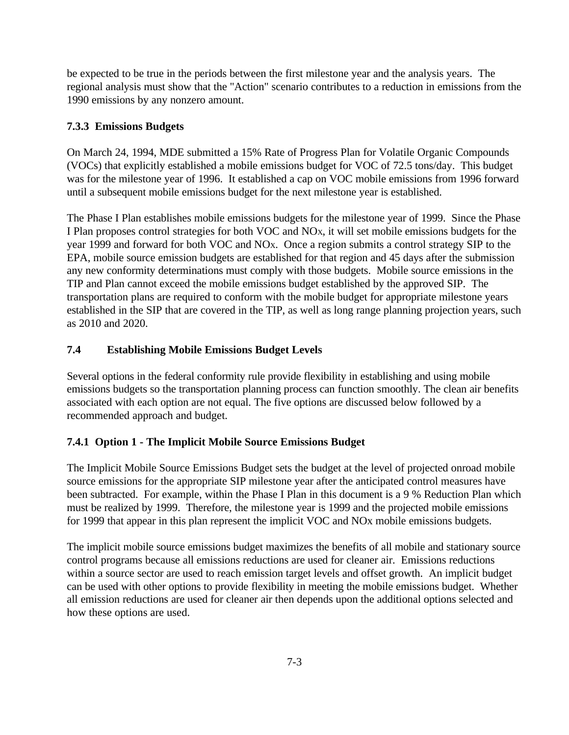be expected to be true in the periods between the first milestone year and the analysis years. The regional analysis must show that the "Action" scenario contributes to a reduction in emissions from the 1990 emissions by any nonzero amount.

### 7.3.3 Emissions Budgets

On March 24, 1994, MDE submitted a 15% Rate of Progress Plan for Volatile Organic Compounds (VOCs) that explicitly established a mobile emissions budget for VOC of 72.5 tons/day. This budget was for the milestone year of 1996. It established a cap on VOC mobile emissions from 1996 forward until a subsequent mobile emissions budget for the next milestone year is established.

The Phase I Plan establishes mobile emissions budgets for the milestone year of 1999. Since the Phase I Plan proposes control strategies for both VOC and $NO_x$, it will set mobile emissions budgets for the year 1999 and forward for both VOC and $NO_x$. Once a region submits a control strategy SIP to the EPA, mobile source emission budgets are established for that region and 45 days after the submission any new conformity determinations must comply with those budgets. Mobile source emissions in the TIP and Plan cannot exceed the mobile emissions budget established by the approved SIP. The transportation plans are required to conform with the mobile budget for appropriate milestone years established in the SIP that are covered in the TIP, as well as long range planning projection years, such as 2010 and 2020.

## 7.4 Establishing Mobile Emissions Budget Levels

Several options in the federal conformity rule provide flexibility in establishing and using mobile emissions budgets so the transportation planning process can function smoothly. The clean air benefits associated with each option are not equal. The five options are discussed below followed by a recommended approach and budget.

### 7.4.1 Option 1 - The Implicit Mobile Source Emissions Budget

The Implicit Mobile Source Emissions Budget sets the budget at the level of projected onroad mobile source emissions for the appropriate SIP milestone year after the anticipated control measures have been subtracted. For example, within the Phase I Plan in this document is a 9 % Reduction Plan which must be realized by 1999. Therefore, the milestone year is 1999 and the projected mobile emissions for 1999 that appear in this plan represent the implicit VOC and $NO_x$ mobile emissions budgets.

The implicit mobile source emissions budget maximizes the benefits of all mobile and stationary source control programs because all emissions reductions are used for cleaner air. Emissions reductions within a source sector are used to reach emission target levels and offset growth. An implicit budget can be used with other options to provide flexibility in meeting the mobile emissions budget. Whether all emission reductions are used for cleaner air then depends upon the additional options selected and how these options are used.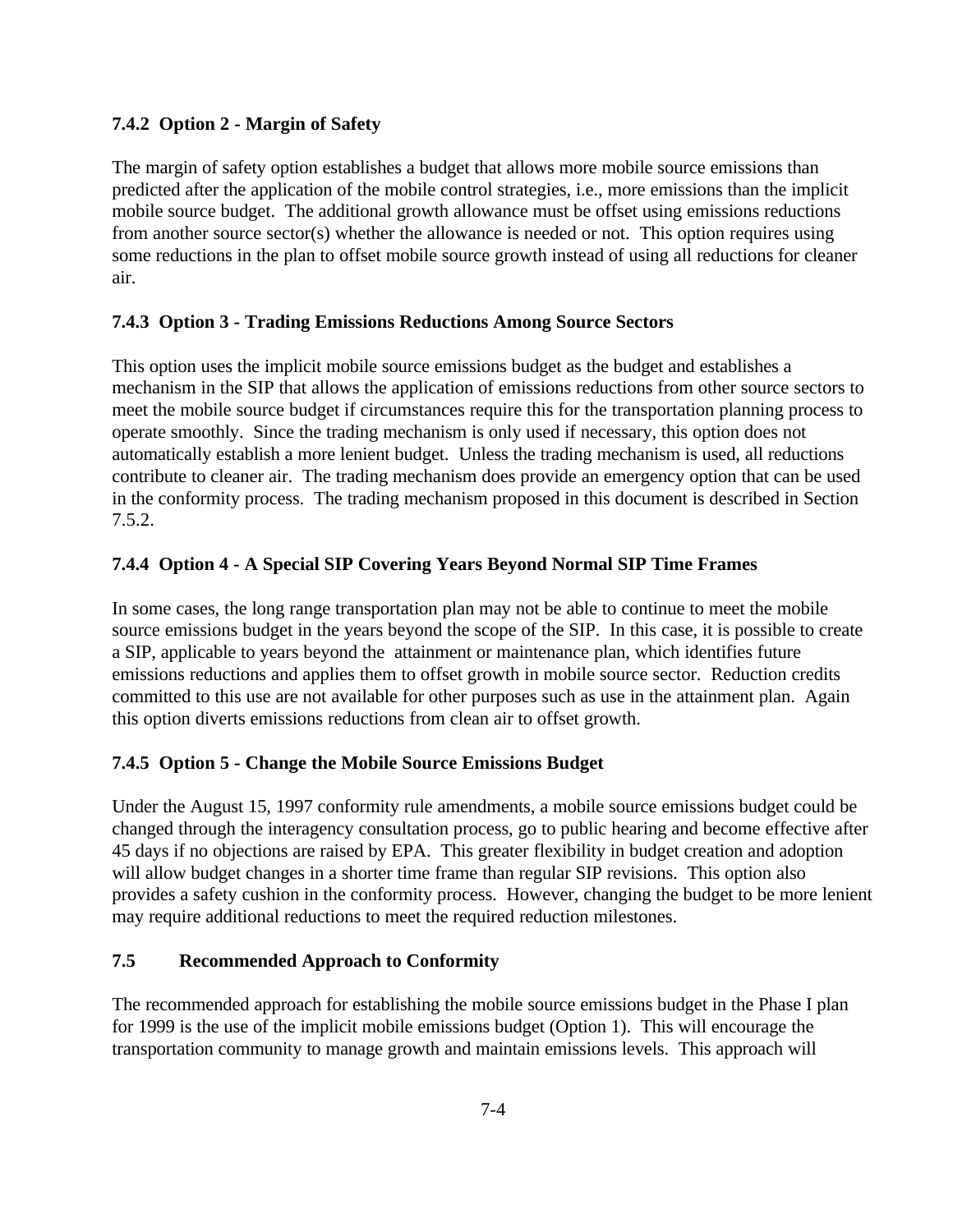### 7.4.2 Option 2 - Margin of Safety

The margin of safety option establishes a budget that allows more mobile source emissions than predicted after the application of the mobile control strategies, i.e., more emissions than the implicit mobile source budget. The additional growth allowance must be offset using emissions reductions from another source sector(s) whether the allowance is needed or not. This option requires using some reductions in the plan to offset mobile source growth instead of using all reductions for cleaner air.

### 7.4.3 Option 3 - Trading Emissions Reductions Among Source Sectors

This option uses the implicit mobile source emissions budget as the budget and establishes a mechanism in the SIP that allows the application of emissions reductions from other source sectors to meet the mobile source budget if circumstances require this for the transportation planning process to operate smoothly. Since the trading mechanism is only used if necessary, this option does not automatically establish a more lenient budget. Unless the trading mechanism is used, all reductions contribute to cleaner air. The trading mechanism does provide an emergency option that can be used in the conformity process. The trading mechanism proposed in this document is described in Section 7.5.2.

### 7.4.4 Option 4 - A Special SIP Covering Years Beyond Normal SIP Time Frames

In some cases, the long range transportation plan may not be able to continue to meet the mobile source emissions budget in the years beyond the scope of the SIP. In this case, it is possible to create a SIP, applicable to years beyond the attainment or maintenance plan, which identifies future emissions reductions and applies them to offset growth in mobile source sector. Reduction credits committed to this use are not available for other purposes such as use in the attainment plan. Again this option diverts emissions reductions from clean air to offset growth.

### 7.4.5 Option 5 - Change the Mobile Source Emissions Budget

Under the August 15, 1997 conformity rule amendments, a mobile source emissions budget could be changed through the interagency consultation process, go to public hearing and become effective after 45 days if no objections are raised by EPA. This greater flexibility in budget creation and adoption will allow budget changes in a shorter time frame than regular SIP revisions. This option also provides a safety cushion in the conformity process. However, changing the budget to be more lenient may require additional reductions to meet the required reduction milestones.

## 7.5 Recommended Approach to Conformity

The recommended approach for establishing the mobile source emissions budget in the Phase I plan for 1999 is the use of the implicit mobile emissions budget (Option 1). This will encourage the transportation community to manage growth and maintain emissions levels. This approach will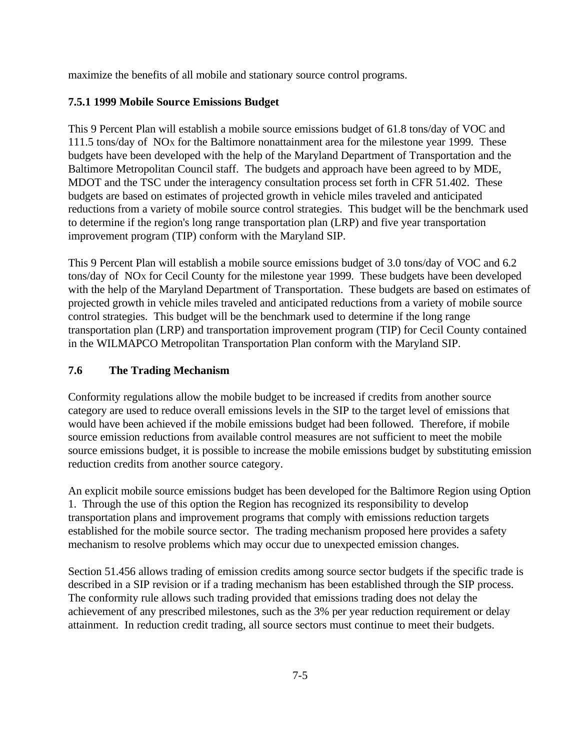maximize the benefits of all mobile and stationary source control programs.

### 7.5.1 1999 Mobile Source Emissions Budget

This 9 Percent Plan will establish a mobile source emissions budget of 61.8 tons/day of VOC and 111.5 tons/day of $NO_X$ for the Baltimore nonattainment area for the milestone year 1999. These budgets have been developed with the help of the Maryland Department of Transportation and the Baltimore Metropolitan Council staff. The budgets and approach have been agreed to by MDE, MDOT and the TSC under the interagency consultation process set forth in CFR 51.402. These budgets are based on estimates of projected growth in vehicle miles traveled and anticipated reductions from a variety of mobile source control strategies. This budget will be the benchmark used to determine if the region's long range transportation plan (LRP) and five year transportation improvement program (TIP) conform with the Maryland SIP.

This 9 Percent Plan will establish a mobile source emissions budget of 3.0 tons/day of VOC and 6.2 tons/day of $NO_X$ for Cecil County for the milestone year 1999. These budgets have been developed with the help of the Maryland Department of Transportation. These budgets are based on estimates of projected growth in vehicle miles traveled and anticipated reductions from a variety of mobile source control strategies. This budget will be the benchmark used to determine if the long range transportation plan (LRP) and transportation improvement program (TIP) for Cecil County contained in the WILMAPCO Metropolitan Transportation Plan conform with the Maryland SIP.

## 7.6 The Trading Mechanism

Conformity regulations allow the mobile budget to be increased if credits from another source category are used to reduce overall emissions levels in the SIP to the target level of emissions that would have been achieved if the mobile emissions budget had been followed. Therefore, if mobile source emission reductions from available control measures are not sufficient to meet the mobile source emissions budget, it is possible to increase the mobile emissions budget by substituting emission reduction credits from another source category.

An explicit mobile source emissions budget has been developed for the Baltimore Region using Option 1. Through the use of this option the Region has recognized its responsibility to develop transportation plans and improvement programs that comply with emissions reduction targets established for the mobile source sector. The trading mechanism proposed here provides a safety mechanism to resolve problems which may occur due to unexpected emission changes.

Section 51.456 allows trading of emission credits among source sector budgets if the specific trade is described in a SIP revision or if a trading mechanism has been established through the SIP process. The conformity rule allows such trading provided that emissions trading does not delay the achievement of any prescribed milestones, such as the 3% per year reduction requirement or delay attainment. In reduction credit trading, all source sectors must continue to meet their budgets.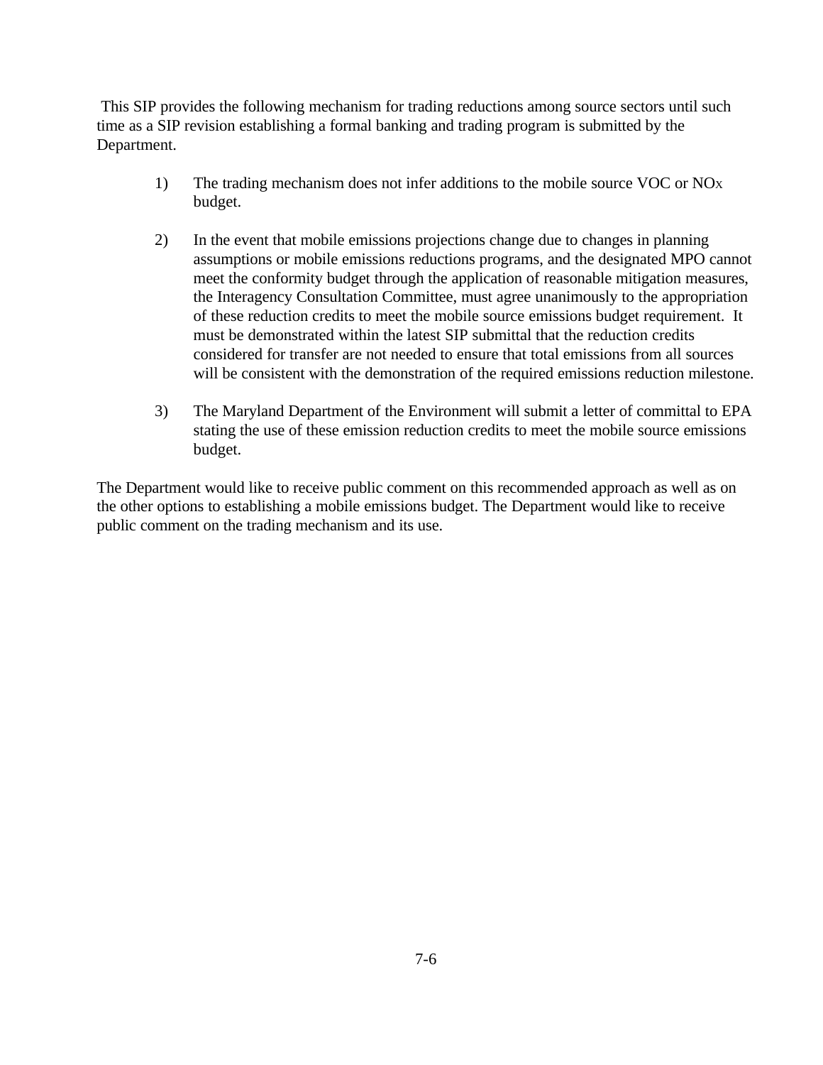This SIP provides the following mechanism for trading reductions among source sectors until such time as a SIP revision establishing a formal banking and trading program is submitted by the Department.

1) The trading mechanism does not infer additions to the mobile source VOC or $NO_X$ budget.

2) In the event that mobile emissions projections change due to changes in planning assumptions or mobile emissions reductions programs, and the designated MPO cannot meet the conformity budget through the application of reasonable mitigation measures, the Interagency Consultation Committee, must agree unanimously to the appropriation of these reduction credits to meet the mobile source emissions budget requirement. It must be demonstrated within the latest SIP submittal that the reduction credits considered for transfer are not needed to ensure that total emissions from all sources will be consistent with the demonstration of the required emissions reduction milestone.

3) The Maryland Department of the Environment will submit a letter of committal to EPA stating the use of these emission reduction credits to meet the mobile source emissions budget.

The Department would like to receive public comment on this recommended approach as well as on the other options to establishing a mobile emissions budget. The Department would like to receive public comment on the trading mechanism and its use.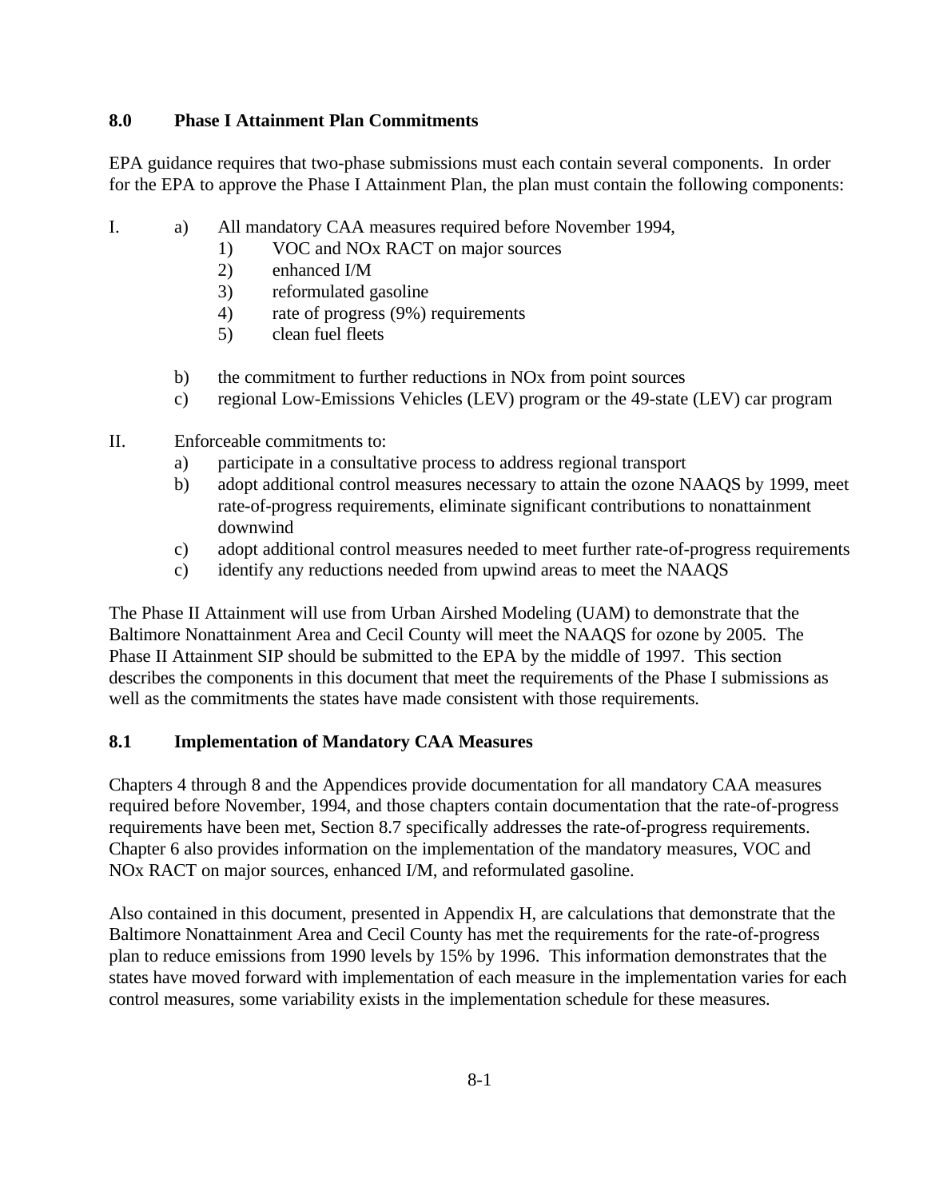## 8.0 Phase I Attainment Plan Commitments

EPA guidance requires that two-phase submissions must each contain several components. In order for the EPA to approve the Phase I Attainment Plan, the plan must contain the following components:

I. a) All mandatory CAA measures required before November 1994,
   1) VOC and NOx RACT on major sources
   2) enhanced I/M
   3) reformulated gasoline
   4) rate of progress (9%) requirements
   5) clean fuel fleets

   b) the commitment to further reductions in NOx from point sources
   c) regional Low-Emissions Vehicles (LEV) program or the 49-state (LEV) car program

II. Enforceable commitments to:
   a) participate in a consultative process to address regional transport
   b) adopt additional control measures necessary to attain the ozone NAAQS by 1999, meet rate-of-progress requirements, eliminate significant contributions to nonattainment downwind
   c) adopt additional control measures needed to meet further rate-of-progress requirements
   c) identify any reductions needed from upwind areas to meet the NAAQS

The Phase II Attainment will use from Urban Airshed Modeling (UAM) to demonstrate that the Baltimore Nonattainment Area and Cecil County will meet the NAAQS for ozone by 2005. The Phase II Attainment SIP should be submitted to the EPA by the middle of 1997. This section describes the components in this document that meet the requirements of the Phase I submissions as well as the commitments the states have made consistent with those requirements.

## 8.1 Implementation of Mandatory CAA Measures

Chapters 4 through 8 and the Appendices provide documentation for all mandatory CAA measures required before November, 1994, and those chapters contain documentation that the rate-of-progress requirements have been met, Section 8.7 specifically addresses the rate-of-progress requirements. Chapter 6 also provides information on the implementation of the mandatory measures, VOC and NOx RACT on major sources, enhanced I/M, and reformulated gasoline.

Also contained in this document, presented in Appendix H, are calculations that demonstrate that the Baltimore Nonattainment Area and Cecil County has met the requirements for the rate-of-progress plan to reduce emissions from 1990 levels by 15% by 1996. This information demonstrates that the states have moved forward with implementation of each measure in the implementation varies for each control measures, some variability exists in the implementation schedule for these measures.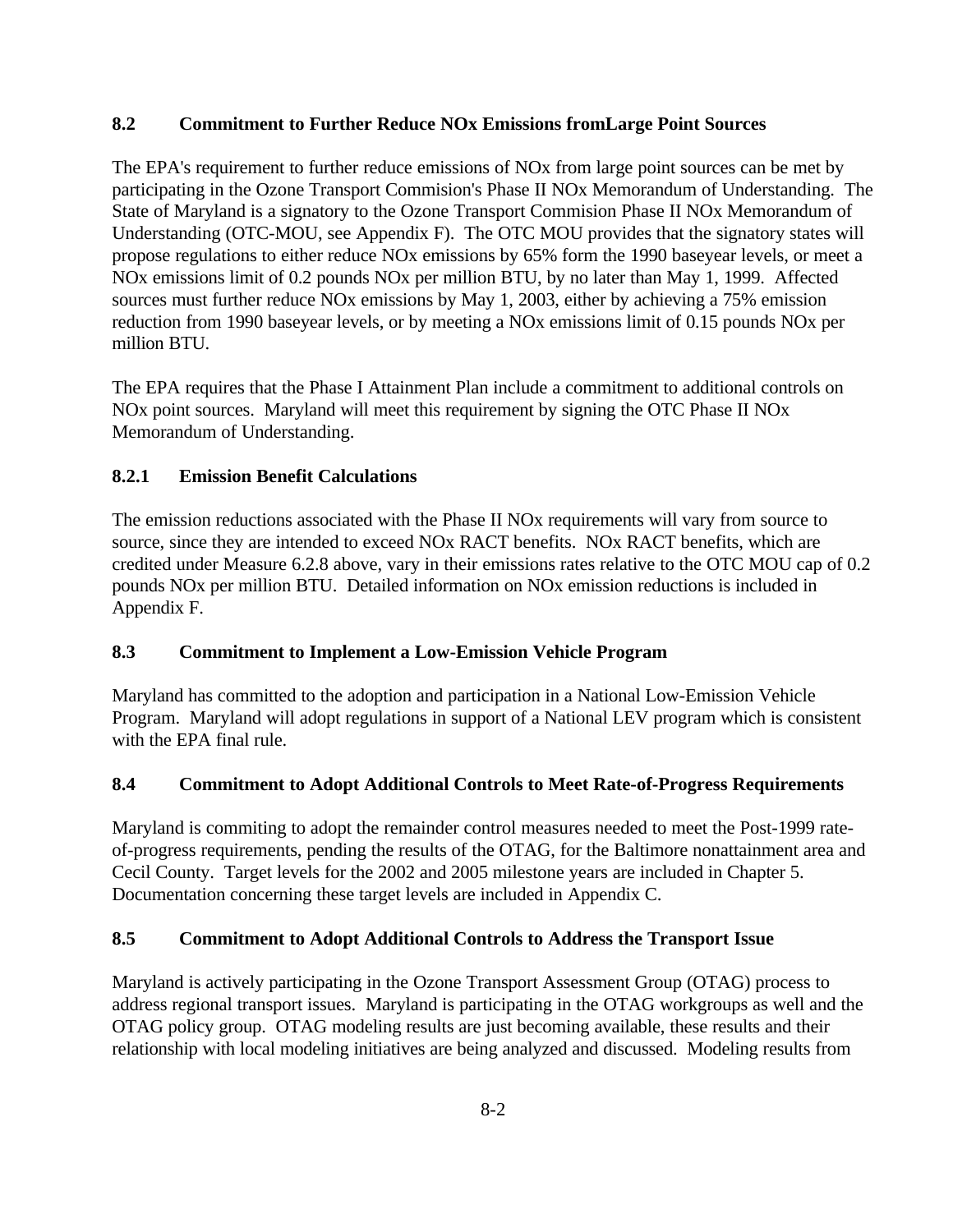### 8.2 Commitment to Further Reduce NOx Emissions fromLarge Point Sources

The EPA's requirement to further reduce emissions of NOx from large point sources can be met by participating in the Ozone Transport Commision's Phase II NOx Memorandum of Understanding. The State of Maryland is a signatory to the Ozone Transport Commision Phase II NOx Memorandum of Understanding (OTC-MOU, see Appendix F). The OTC MOU provides that the signatory states will propose regulations to either reduce NOx emissions by 65% form the 1990 baseyear levels, or meet a NOx emissions limit of 0.2 pounds NOx per million BTU, by no later than May 1, 1999. Affected sources must further reduce NOx emissions by May 1, 2003, either by achieving a 75% emission reduction from 1990 baseyear levels, or by meeting a NOx emissions limit of 0.15 pounds NOx per million BTU.

The EPA requires that the Phase I Attainment Plan include a commitment to additional controls on NOx point sources. Maryland will meet this requirement by signing the OTC Phase II NOx Memorandum of Understanding.

#### 8.2.1 Emission Benefit Calculations

The emission reductions associated with the Phase II NOx requirements will vary from source to source, since they are intended to exceed NOx RACT benefits. NOx RACT benefits, which are credited under Measure 6.2.8 above, vary in their emissions rates relative to the OTC MOU cap of 0.2 pounds NOx per million BTU. Detailed information on NOx emission reductions is included in Appendix F.

### 8.3 Commitment to Implement a Low-Emission Vehicle Program

Maryland has committed to the adoption and participation in a National Low-Emission Vehicle Program. Maryland will adopt regulations in support of a National LEV program which is consistent with the EPA final rule.

### 8.4 Commitment to Adopt Additional Controls to Meet Rate-of-Progress Requirements

Maryland is commiting to adopt the remainder control measures needed to meet the Post-1999 rate-of-progress requirements, pending the results of the OTAG, for the Baltimore nonattainment area and Cecil County. Target levels for the 2002 and 2005 milestone years are included in Chapter 5. Documentation concerning these target levels are included in Appendix C.

### 8.5 Commitment to Adopt Additional Controls to Address the Transport Issue

Maryland is actively participating in the Ozone Transport Assessment Group (OTAG) process to address regional transport issues. Maryland is participating in the OTAG workgroups as well and the OTAG policy group. OTAG modeling results are just becoming available, these results and their relationship with local modeling initiatives are being analyzed and discussed. Modeling results from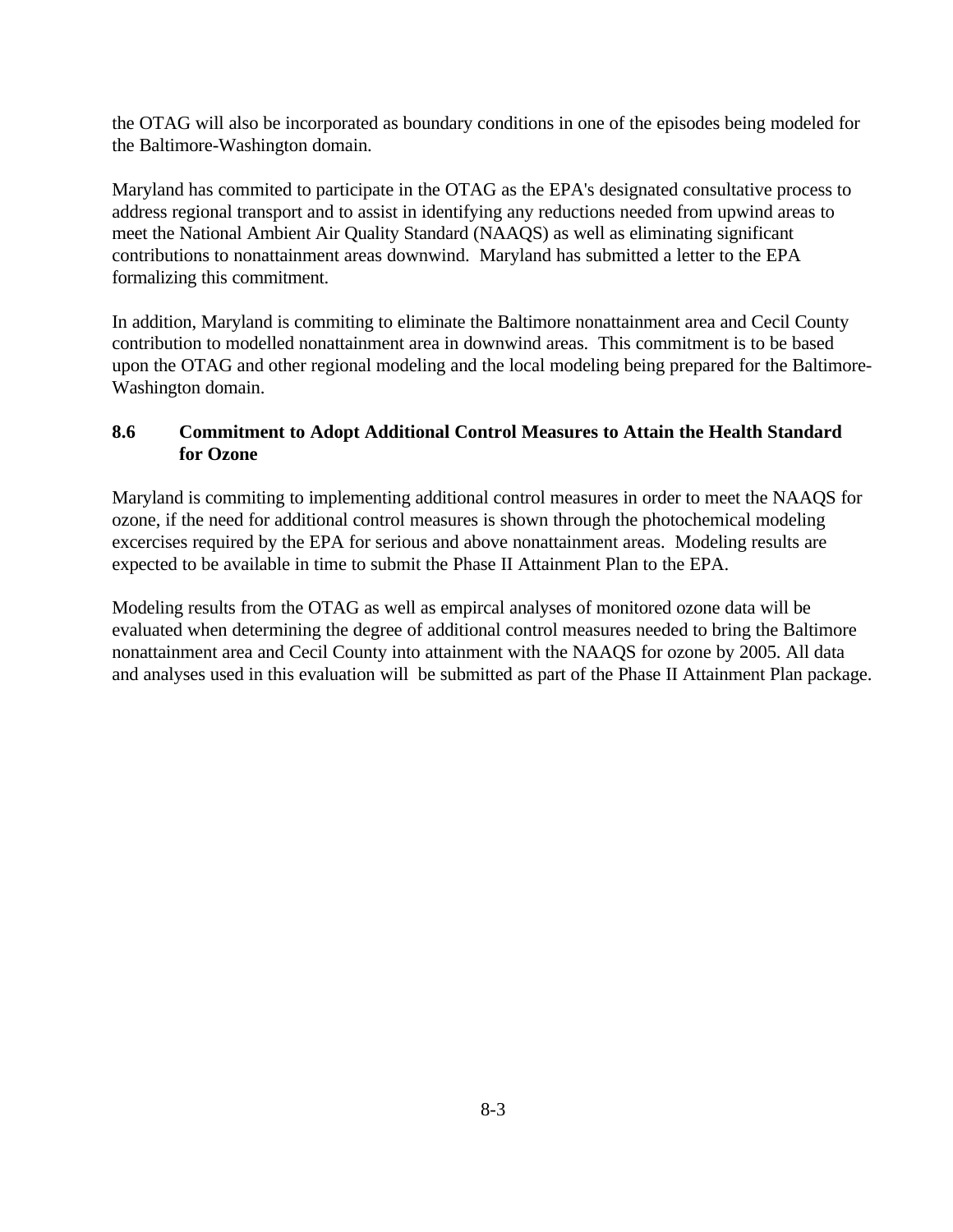the OTAG will also be incorporated as boundary conditions in one of the episodes being modeled for the Baltimore-Washington domain.

Maryland has commited to participate in the OTAG as the EPA's designated consultative process to address regional transport and to assist in identifying any reductions needed from upwind areas to meet the National Ambient Air Quality Standard (NAAQS) as well as eliminating significant contributions to nonattainment areas downwind. Maryland has submitted a letter to the EPA formalizing this commitment.

In addition, Maryland is commiting to eliminate the Baltimore nonattainment area and Cecil County contribution to modelled nonattainment area in downwind areas. This commitment is to be based upon the OTAG and other regional modeling and the local modeling being prepared for the Baltimore-Washington domain.

### 8.6 Commitment to Adopt Additional Control Measures to Attain the Health Standard for Ozone

Maryland is commiting to implementing additional control measures in order to meet the NAAQS for ozone, if the need for additional control measures is shown through the photochemical modeling excercises required by the EPA for serious and above nonattainment areas. Modeling results are expected to be available in time to submit the Phase II Attainment Plan to the EPA.

Modeling results from the OTAG as well as empircal analyses of monitored ozone data will be evaluated when determining the degree of additional control measures needed to bring the Baltimore nonattainment area and Cecil County into attainment with the NAAQS for ozone by 2005. All data and analyses used in this evaluation will be submitted as part of the Phase II Attainment Plan package.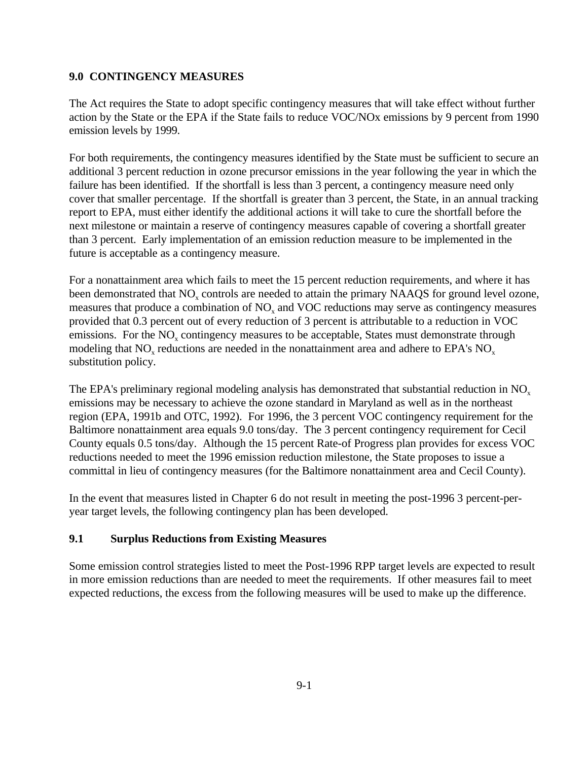## 9.0 CONTINGENCY MEASURES

The Act requires the State to adopt specific contingency measures that will take effect without further action by the State or the EPA if the State fails to reduce VOC/NOx emissions by 9 percent from 1990 emission levels by 1999.

For both requirements, the contingency measures identified by the State must be sufficient to secure an additional 3 percent reduction in ozone precursor emissions in the year following the year in which the failure has been identified. If the shortfall is less than 3 percent, a contingency measure need only cover that smaller percentage. If the shortfall is greater than 3 percent, the State, in an annual tracking report to EPA, must either identify the additional actions it will take to cure the shortfall before the next milestone or maintain a reserve of contingency measures capable of covering a shortfall greater than 3 percent. Early implementation of an emission reduction measure to be implemented in the future is acceptable as a contingency measure.

For a nonattainment area which fails to meet the 15 percent reduction requirements, and where it has been demonstrated that $NO_x$ controls are needed to attain the primary NAAQS for ground level ozone, measures that produce a combination of $NO_x$ and VOC reductions may serve as contingency measures provided that 0.3 percent out of every reduction of 3 percent is attributable to a reduction in VOC emissions. For the $NO_x$ contingency measures to be acceptable, States must demonstrate through modeling that $NO_x$ reductions are needed in the nonattainment area and adhere to EPA's $NO_x$ substitution policy.

The EPA's preliminary regional modeling analysis has demonstrated that substantial reduction in $NO_x$ emissions may be necessary to achieve the ozone standard in Maryland as well as in the northeast region (EPA, 1991b and OTC, 1992). For 1996, the 3 percent VOC contingency requirement for the Baltimore nonattainment area equals 9.0 tons/day. The 3 percent contingency requirement for Cecil County equals 0.5 tons/day. Although the 15 percent Rate-of Progress plan provides for excess VOC reductions needed to meet the 1996 emission reduction milestone, the State proposes to issue a committal in lieu of contingency measures (for the Baltimore nonattainment area and Cecil County).

In the event that measures listed in Chapter 6 do not result in meeting the post-1996 3 percent-per-year target levels, the following contingency plan has been developed.

### 9.1 Surplus Reductions from Existing Measures

Some emission control strategies listed to meet the Post-1996 RPP target levels are expected to result in more emission reductions than are needed to meet the requirements. If other measures fail to meet expected reductions, the excess from the following measures will be used to make up the difference.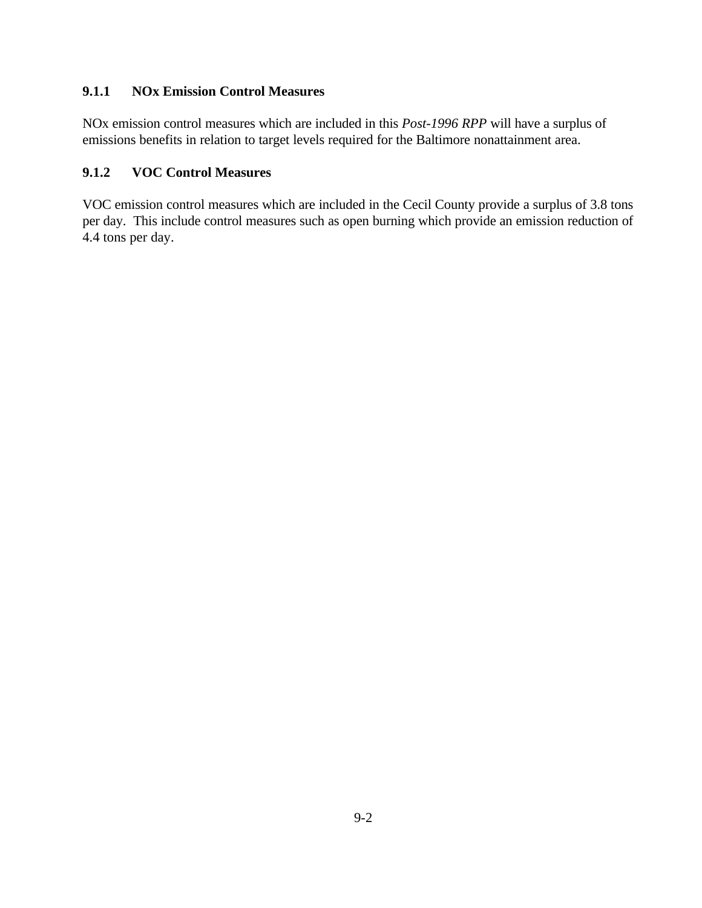### 9.1.1 NOx Emission Control Measures

NOx emission control measures which are included in this *Post-1996 RPP* will have a surplus of emissions benefits in relation to target levels required for the Baltimore nonattainment area.

### 9.1.2 VOC Control Measures

VOC emission control measures which are included in the Cecil County provide a surplus of 3.8 tons per day. This include control measures such as open burning which provide an emission reduction of 4.4 tons per day.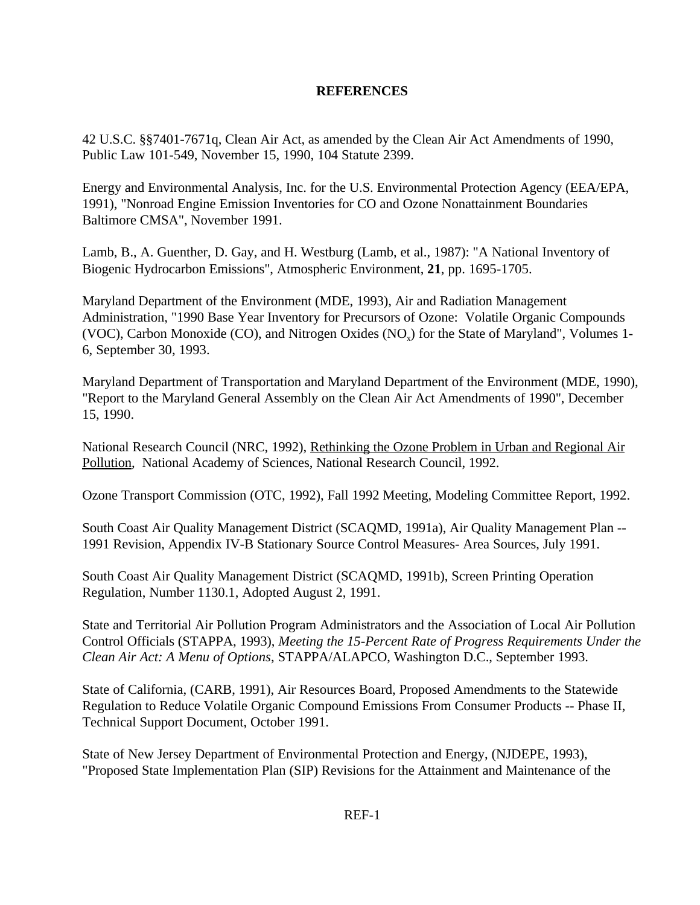**REFERENCES**

42 U.S.C. §§7401-7671q, Clean Air Act, as amended by the Clean Air Act Amendments of 1990, Public Law 101-549, November 15, 1990, 104 Statute 2399.

Energy and Environmental Analysis, Inc. for the U.S. Environmental Protection Agency (EEA/EPA, 1991), "Nonroad Engine Emission Inventories for CO and Ozone Nonattainment Boundaries Baltimore CMSA", November 1991.

Lamb, B., A. Guenther, D. Gay, and H. Westburg (Lamb, et al., 1987): "A National Inventory of Biogenic Hydrocarbon Emissions", Atmospheric Environment, **21**, pp. 1695-1705.

Maryland Department of the Environment (MDE, 1993), Air and Radiation Management Administration, "1990 Base Year Inventory for Precursors of Ozone: Volatile Organic Compounds (VOC), Carbon Monoxide (CO), and Nitrogen Oxides ($NO_x$) for the State of Maryland", Volumes 1-6, September 30, 1993.

Maryland Department of Transportation and Maryland Department of the Environment (MDE, 1990), "Report to the Maryland General Assembly on the Clean Air Act Amendments of 1990", December 15, 1990.

National Research Council (NRC, 1992), Rethinking the Ozone Problem in Urban and Regional Air Pollution, National Academy of Sciences, National Research Council, 1992.

Ozone Transport Commission (OTC, 1992), Fall 1992 Meeting, Modeling Committee Report, 1992.

South Coast Air Quality Management District (SCAQMD, 1991a), Air Quality Management Plan -- 1991 Revision, Appendix IV-B Stationary Source Control Measures- Area Sources, July 1991.

South Coast Air Quality Management District (SCAQMD, 1991b), Screen Printing Operation Regulation, Number 1130.1, Adopted August 2, 1991.

State and Territorial Air Pollution Program Administrators and the Association of Local Air Pollution Control Officials (STAPPA, 1993), *Meeting the 15-Percent Rate of Progress Requirements Under the Clean Air Act: A Menu of Options*, STAPPA/ALAPCO, Washington D.C., September 1993.

State of California, (CARB, 1991), Air Resources Board, Proposed Amendments to the Statewide Regulation to Reduce Volatile Organic Compound Emissions From Consumer Products -- Phase II, Technical Support Document, October 1991.

State of New Jersey Department of Environmental Protection and Energy, (NJDEPE, 1993), "Proposed State Implementation Plan (SIP) Revisions for the Attainment and Maintenance of the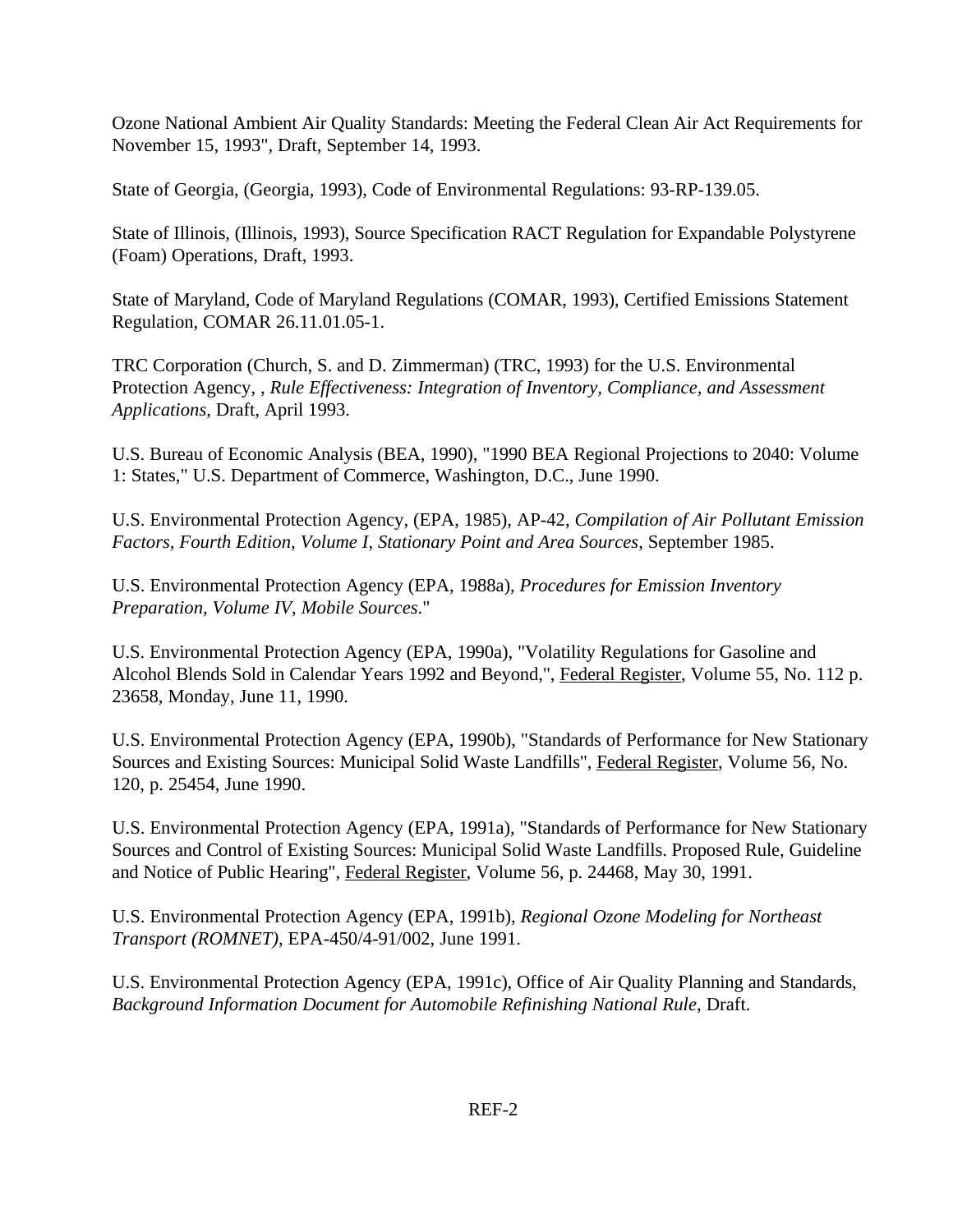Ozone National Ambient Air Quality Standards: Meeting the Federal Clean Air Act Requirements for November 15, 1993", Draft, September 14, 1993.

State of Georgia, (Georgia, 1993), Code of Environmental Regulations: 93-RP-139.05.

State of Illinois, (Illinois, 1993), Source Specification RACT Regulation for Expandable Polystyrene (Foam) Operations, Draft, 1993.

State of Maryland, Code of Maryland Regulations (COMAR, 1993), Certified Emissions Statement Regulation, COMAR 26.11.01.05-1.

TRC Corporation (Church, S. and D. Zimmerman) (TRC, 1993) for the U.S. Environmental Protection Agency, , *Rule Effectiveness: Integration of Inventory, Compliance, and Assessment Applications*, Draft, April 1993.

U.S. Bureau of Economic Analysis (BEA, 1990), "1990 BEA Regional Projections to 2040: Volume 1: States," U.S. Department of Commerce, Washington, D.C., June 1990.

U.S. Environmental Protection Agency, (EPA, 1985), AP-42, *Compilation of Air Pollutant Emission Factors, Fourth Edition, Volume I, Stationary Point and Area Sources*, September 1985.

U.S. Environmental Protection Agency (EPA, 1988a), *Procedures for Emission Inventory Preparation, Volume IV, Mobile Sources*."

U.S. Environmental Protection Agency (EPA, 1990a), "Volatility Regulations for Gasoline and Alcohol Blends Sold in Calendar Years 1992 and Beyond,", Federal Register, Volume 55, No. 112 p. 23658, Monday, June 11, 1990.

U.S. Environmental Protection Agency (EPA, 1990b), "Standards of Performance for New Stationary Sources and Existing Sources: Municipal Solid Waste Landfills", Federal Register, Volume 56, No. 120, p. 25454, June 1990.

U.S. Environmental Protection Agency (EPA, 1991a), "Standards of Performance for New Stationary Sources and Control of Existing Sources: Municipal Solid Waste Landfills. Proposed Rule, Guideline and Notice of Public Hearing", Federal Register, Volume 56, p. 24468, May 30, 1991.

U.S. Environmental Protection Agency (EPA, 1991b), *Regional Ozone Modeling for Northeast Transport (ROMNET)*, EPA-450/4-91/002, June 1991.

U.S. Environmental Protection Agency (EPA, 1991c), Office of Air Quality Planning and Standards, *Background Information Document for Automobile Refinishing National Rule*, Draft.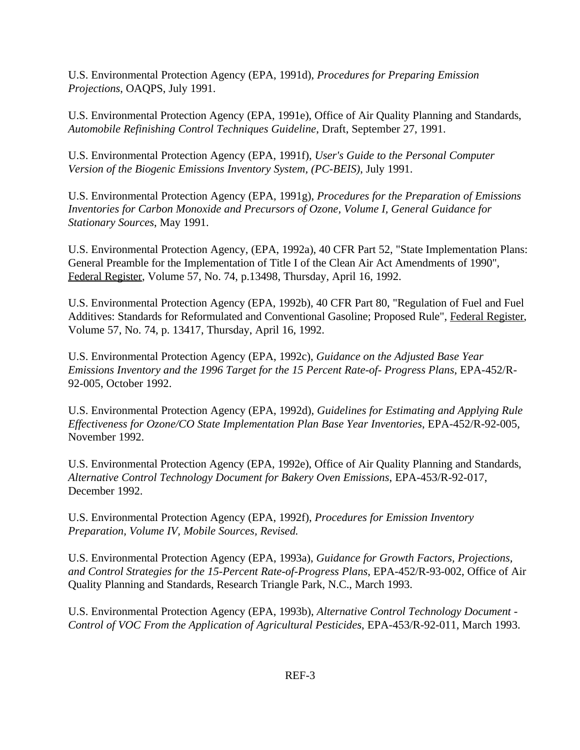U.S. Environmental Protection Agency (EPA, 1991d), *Procedures for Preparing Emission Projections*, OAQPS, July 1991.

U.S. Environmental Protection Agency (EPA, 1991e), Office of Air Quality Planning and Standards, *Automobile Refinishing Control Techniques Guideline*, Draft, September 27, 1991.

U.S. Environmental Protection Agency (EPA, 1991f), *User's Guide to the Personal Computer Version of the Biogenic Emissions Inventory System, (PC-BEIS)*, July 1991.

U.S. Environmental Protection Agency (EPA, 1991g), *Procedures for the Preparation of Emissions Inventories for Carbon Monoxide and Precursors of Ozone, Volume I, General Guidance for Stationary Sources*, May 1991.

U.S. Environmental Protection Agency, (EPA, 1992a), 40 CFR Part 52, "State Implementation Plans: General Preamble for the Implementation of Title I of the Clean Air Act Amendments of 1990", Federal Register, Volume 57, No. 74, p.13498, Thursday, April 16, 1992.

U.S. Environmental Protection Agency (EPA, 1992b), 40 CFR Part 80, "Regulation of Fuel and Fuel Additives: Standards for Reformulated and Conventional Gasoline; Proposed Rule", Federal Register, Volume 57, No. 74, p. 13417, Thursday, April 16, 1992.

U.S. Environmental Protection Agency (EPA, 1992c), *Guidance on the Adjusted Base Year Emissions Inventory and the 1996 Target for the 15 Percent Rate-of- Progress Plans*, EPA-452/R-92-005, October 1992.

U.S. Environmental Protection Agency (EPA, 1992d), *Guidelines for Estimating and Applying Rule Effectiveness for Ozone/CO State Implementation Plan Base Year Inventories*, EPA-452/R-92-005, November 1992.

U.S. Environmental Protection Agency (EPA, 1992e), Office of Air Quality Planning and Standards, *Alternative Control Technology Document for Bakery Oven Emissions*, EPA-453/R-92-017, December 1992.

U.S. Environmental Protection Agency (EPA, 1992f), *Procedures for Emission Inventory Preparation, Volume IV, Mobile Sources, Revised.*

U.S. Environmental Protection Agency (EPA, 1993a), *Guidance for Growth Factors, Projections, and Control Strategies for the 15-Percent Rate-of-Progress Plans*, EPA-452/R-93-002, Office of Air Quality Planning and Standards, Research Triangle Park, N.C., March 1993.

U.S. Environmental Protection Agency (EPA, 1993b), *Alternative Control Technology Document - Control of VOC From the Application of Agricultural Pesticides*, EPA-453/R-92-011, March 1993.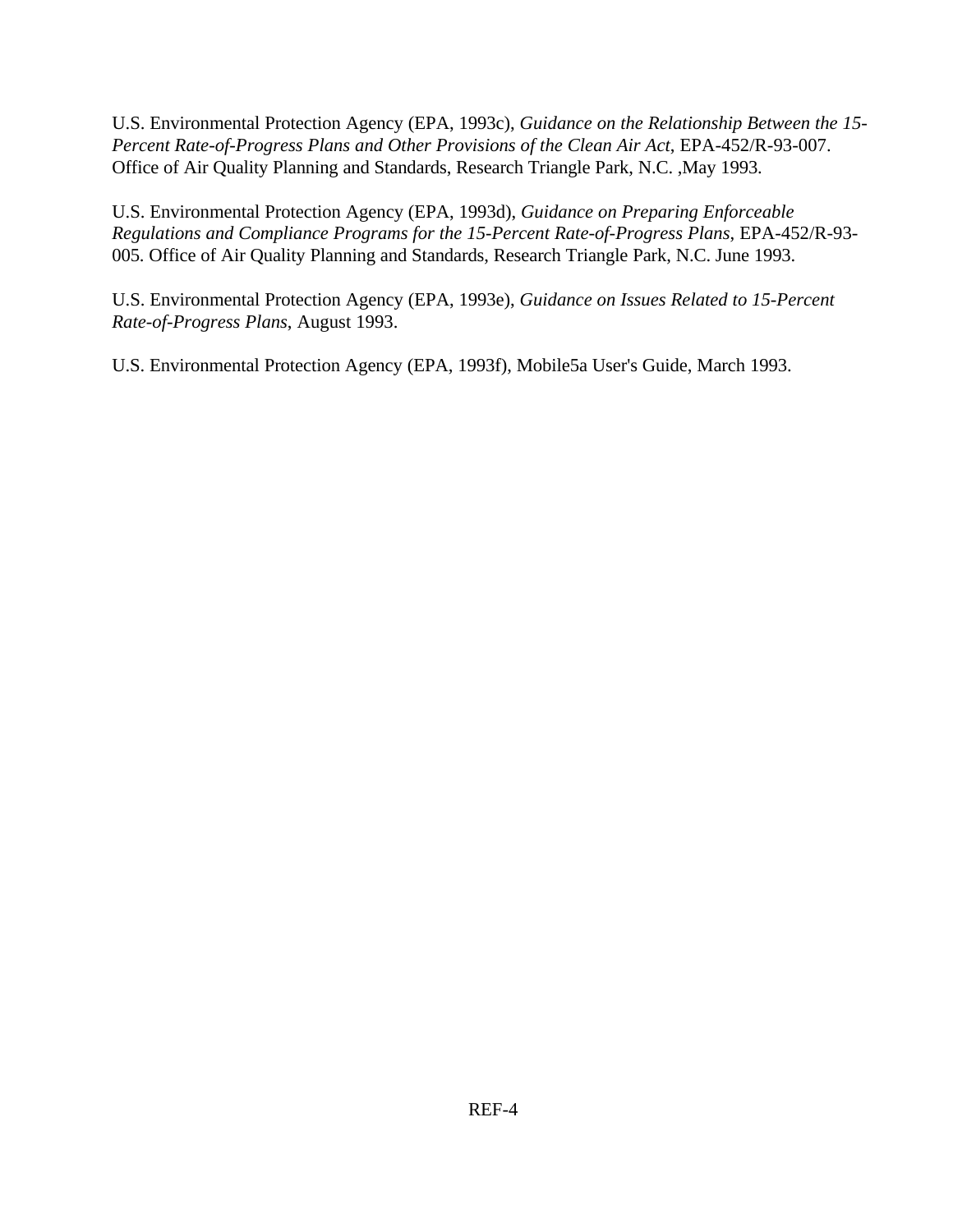U.S. Environmental Protection Agency (EPA, 1993c), *Guidance on the Relationship Between the 15-Percent Rate-of-Progress Plans and Other Provisions of the Clean Air Act*, EPA-452/R-93-007. Office of Air Quality Planning and Standards, Research Triangle Park, N.C. ,May 1993.

U.S. Environmental Protection Agency (EPA, 1993d), *Guidance on Preparing Enforceable Regulations and Compliance Programs for the 15-Percent Rate-of-Progress Plans*, EPA-452/R-93-005. Office of Air Quality Planning and Standards, Research Triangle Park, N.C. June 1993.

U.S. Environmental Protection Agency (EPA, 1993e), *Guidance on Issues Related to 15-Percent Rate-of-Progress Plans*, August 1993.

U.S. Environmental Protection Agency (EPA, 1993f), Mobile5a User's Guide, March 1993.